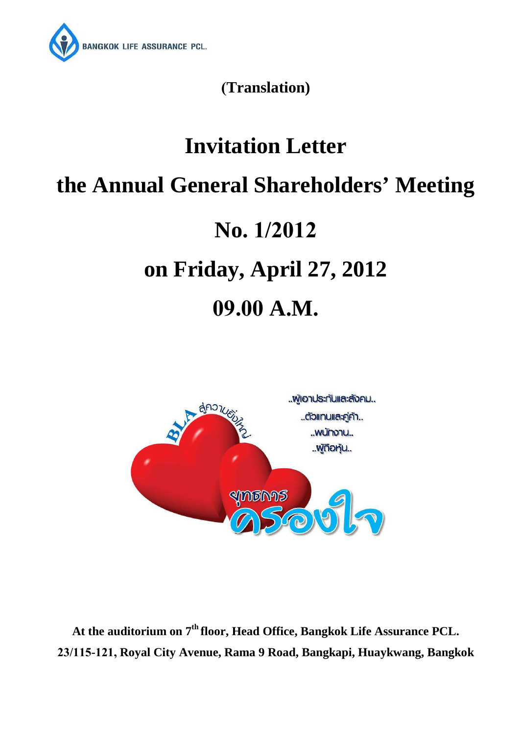BANGKOK LIFE ASSURANCE PCL.

**(Translation)**

# Invitation Letter

# the Annual General Shareholders' Meeting

# No. 1/2012

# on Friday, April 27, 2012

# 09.00 A.M.

**At the auditorium on 7th floor, Head Office, Bangkok Life Assurance PCL.**
**23/115-121, Royal City Avenue, Rama 9 Road, Bangkapi, Huaykwang, Bangkok**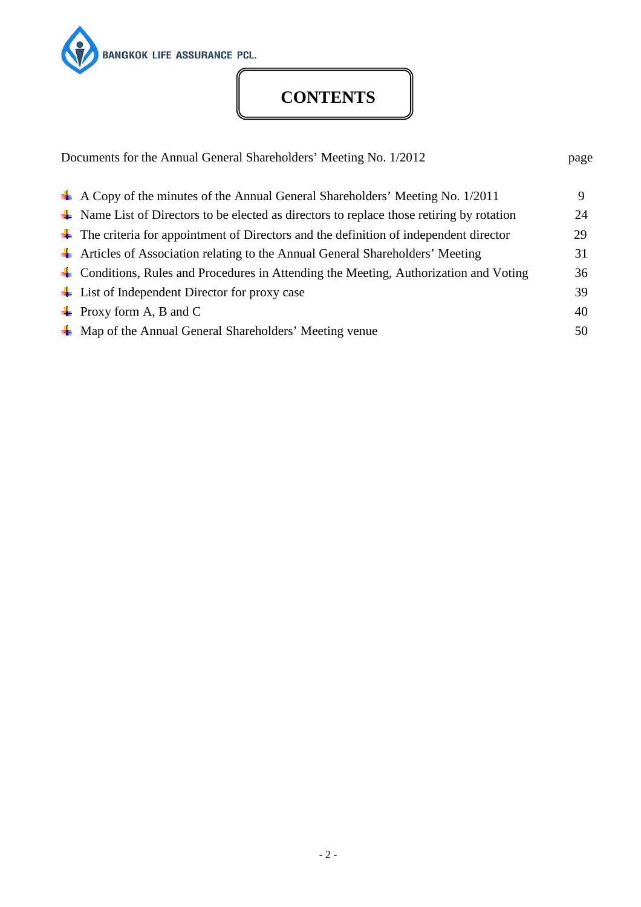BANGKOK LIFE ASSURANCE PCL.

# CONTENTS

| Documents for the Annual General Shareholders' Meeting No. 1/2012 | page |
| --- | --- |
| A Copy of the minutes of the Annual General Shareholders' Meeting No. 1/2011 | 9 |
| Name List of Directors to be elected as directors to replace those retiring by rotation | 24 |
| The criteria for appointment of Directors and the definition of independent director | 29 |
| Articles of Association relating to the Annual General Shareholders' Meeting | 31 |
| Conditions, Rules and Procedures in Attending the Meeting, Authorization and Voting | 36 |
| List of Independent Director for proxy case | 39 |
| Proxy form A, B and C | 40 |
| Map of the Annual General Shareholders' Meeting venue | 50 |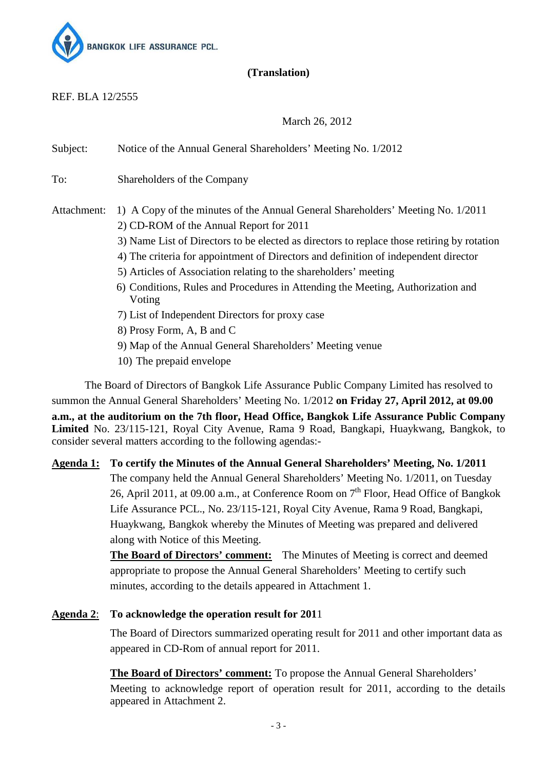BANGKOK LIFE ASSURANCE PCL.

**(Translation)**

REF. BLA 12/2555

March 26, 2012

Subject: Notice of the Annual General Shareholders' Meeting No. 1/2012

To: Shareholders of the Company

Attachment:
1) A Copy of the minutes of the Annual General Shareholders' Meeting No. 1/2011
2) CD-ROM of the Annual Report for 2011
3) Name List of Directors to be elected as directors to replace those retiring by rotation
4) The criteria for appointment of Directors and definition of independent director
5) Articles of Association relating to the shareholders' meeting
6) Conditions, Rules and Procedures in Attending the Meeting, Authorization and Voting
7) List of Independent Directors for proxy case
8) Prosy Form, A, B and C
9) Map of the Annual General Shareholders' Meeting venue
10) The prepaid envelope

The Board of Directors of Bangkok Life Assurance Public Company Limited has resolved to summon the Annual General Shareholders' Meeting No. 1/2012 **on Friday 27, April 2012, at 09.00 a.m., at the auditorium on the 7th floor, Head Office, Bangkok Life Assurance Public Company Limited** No. 23/115-121, Royal City Avenue, Rama 9 Road, Bangkapi, Huaykwang, Bangkok, to consider several matters according to the following agendas:-

**Agenda 1: To certify the Minutes of the Annual General Shareholders' Meeting, No. 1/2011**

The company held the Annual General Shareholders' Meeting No. 1/2011, on Tuesday 26, April 2011, at 09.00 a.m., at Conference Room on 7th Floor, Head Office of Bangkok Life Assurance PCL., No. 23/115-121, Royal City Avenue, Rama 9 Road, Bangkapi, Huaykwang, Bangkok whereby the Minutes of Meeting was prepared and delivered along with Notice of this Meeting.

**The Board of Directors' comment:** The Minutes of Meeting is correct and deemed appropriate to propose the Annual General Shareholders' Meeting to certify such minutes, according to the details appeared in Attachment 1.

**Agenda 2: To acknowledge the operation result for 2011**

The Board of Directors summarized operating result for 2011 and other important data as appeared in CD-Rom of annual report for 2011.

**The Board of Directors' comment:** To propose the Annual General Shareholders' Meeting to acknowledge report of operation result for 2011, according to the details appeared in Attachment 2.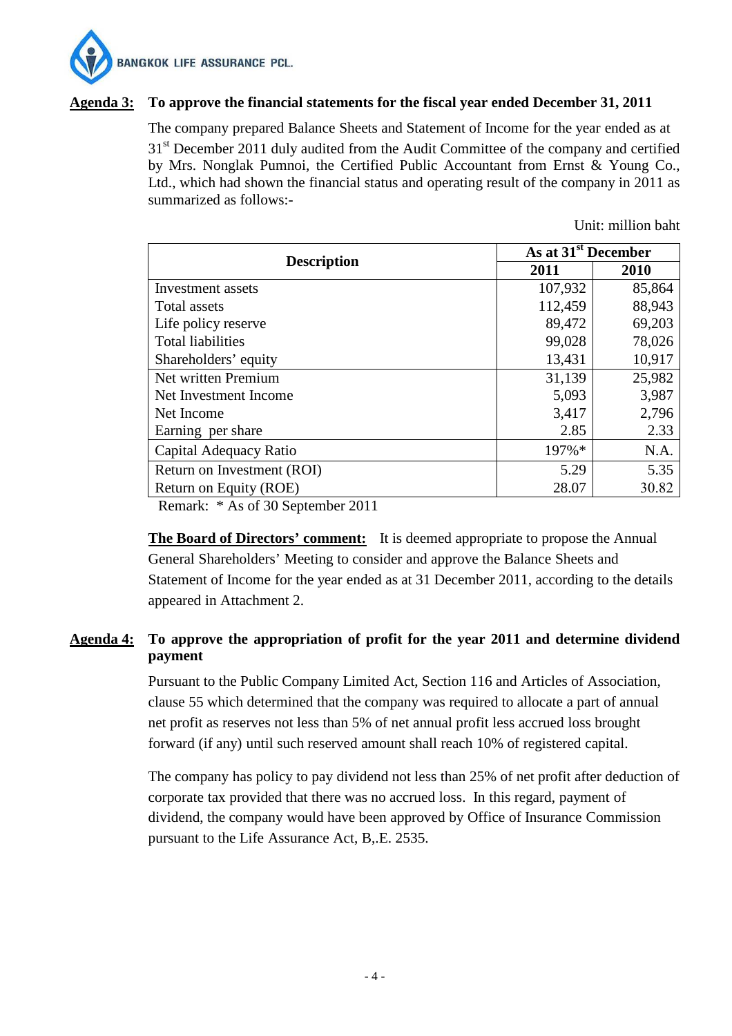**Agenda 3:** **To approve the financial statements for the fiscal year ended December 31, 2011**

The company prepared Balance Sheets and Statement of Income for the year ended as at 31st December 2011 duly audited from the Audit Committee of the company and certified by Mrs. Nonglak Pumnoi, the Certified Public Accountant from Ernst & Young Co., Ltd., which had shown the financial status and operating result of the company in 2011 as summarized as follows:-

Unit: million baht

| Description | As at 31st December | |
|---|---|---|
| | 2011 | 2010 |
| Investment assets | 107,932 | 85,864 |
| Total assets | 112,459 | 88,943 |
| Life policy reserve | 89,472 | 69,203 |
| Total liabilities | 99,028 | 78,026 |
| Shareholders' equity | 13,431 | 10,917 |
| Net written Premium | 31,139 | 25,982 |
| Net Investment Income | 5,093 | 3,987 |
| Net Income | 3,417 | 2,796 |
| Earning per share | 2.85 | 2.33 |
| Capital Adequacy Ratio | 197%* | N.A. |
| Return on Investment (ROI) | 5.29 | 5.35 |
| Return on Equity (ROE) | 28.07 | 30.82 |

Remark: * As of 30 September 2011

**The Board of Directors' comment:** It is deemed appropriate to propose the Annual General Shareholders' Meeting to consider and approve the Balance Sheets and Statement of Income for the year ended as at 31 December 2011, according to the details appeared in Attachment 2.

**Agenda 4:** **To approve the appropriation of profit for the year 2011 and determine dividend payment**

Pursuant to the Public Company Limited Act, Section 116 and Articles of Association, clause 55 which determined that the company was required to allocate a part of annual net profit as reserves not less than 5% of net annual profit less accrued loss brought forward (if any) until such reserved amount shall reach 10% of registered capital.

The company has policy to pay dividend not less than 25% of net profit after deduction of corporate tax provided that there was no accrued loss. In this regard, payment of dividend, the company would have been approved by Office of Insurance Commission pursuant to the Life Assurance Act, B,.E. 2535.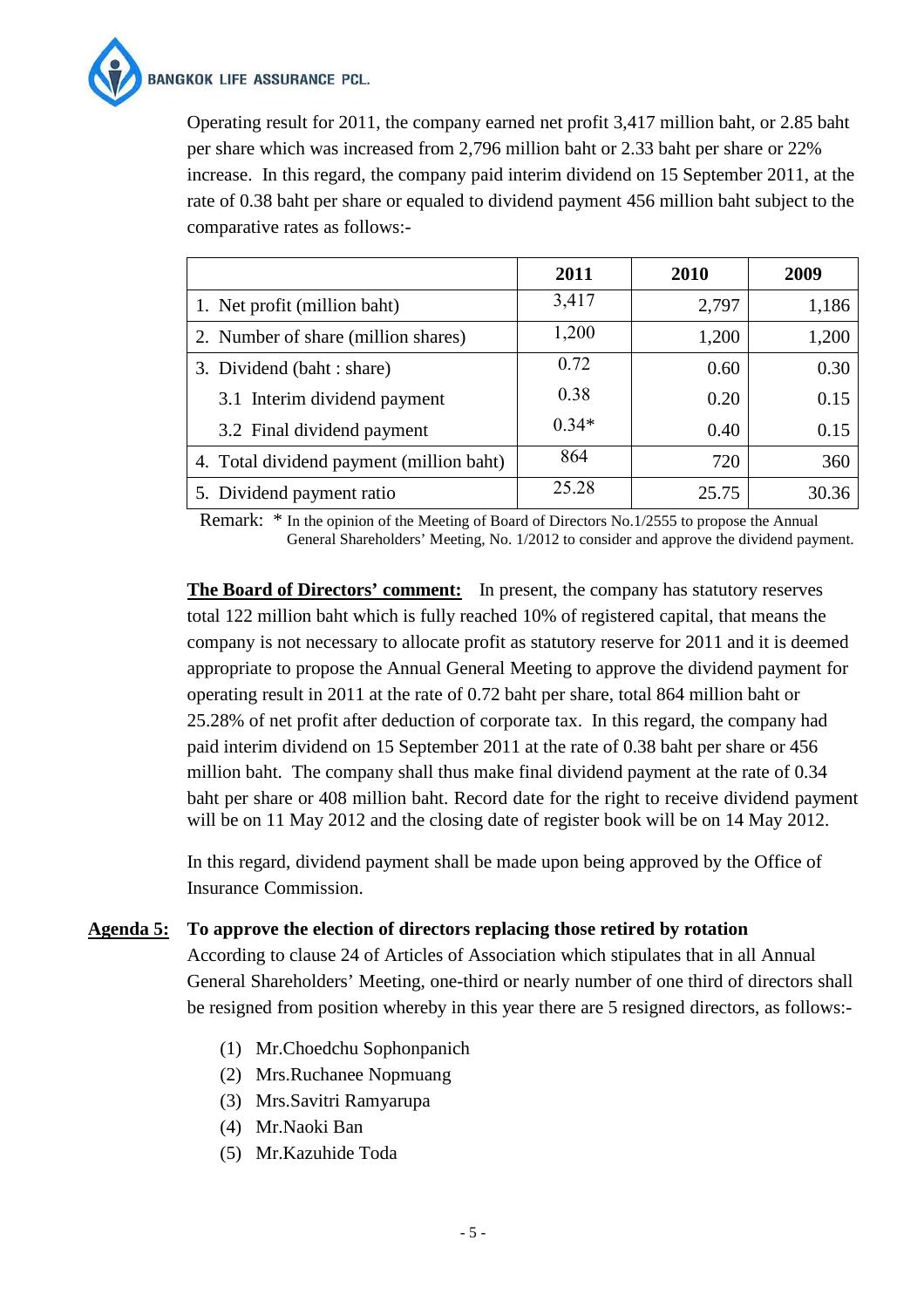Operating result for 2011, the company earned net profit 3,417 million baht, or 2.85 baht per share which was increased from 2,796 million baht or 2.33 baht per share or 22% increase. In this regard, the company paid interim dividend on 15 September 2011, at the rate of 0.38 baht per share or equaled to dividend payment 456 million baht subject to the comparative rates as follows:-

| | 2011 | 2010 | 2009 |
|---|---|---|---|
| 1. Net profit (million baht) | 3,417 | 2,797 | 1,186 |
| 2. Number of share (million shares) | 1,200 | 1,200 | 1,200 |
| 3. Dividend (baht : share) | 0.72 | 0.60 | 0.30 |
| 3.1 Interim dividend payment | 0.38 | 0.20 | 0.15 |
| 3.2 Final dividend payment | 0.34* | 0.40 | 0.15 |
| 4. Total dividend payment (million baht) | 864 | 720 | 360 |
| 5. Dividend payment ratio | 25.28 | 25.75 | 30.36 |

Remark: * In the opinion of the Meeting of Board of Directors No.1/2555 to propose the Annual General Shareholders' Meeting, No. 1/2012 to consider and approve the dividend payment.

**The Board of Directors' comment:** In present, the company has statutory reserves total 122 million baht which is fully reached 10% of registered capital, that means the company is not necessary to allocate profit as statutory reserve for 2011 and it is deemed appropriate to propose the Annual General Meeting to approve the dividend payment for operating result in 2011 at the rate of 0.72 baht per share, total 864 million baht or 25.28% of net profit after deduction of corporate tax. In this regard, the company had paid interim dividend on 15 September 2011 at the rate of 0.38 baht per share or 456 million baht. The company shall thus make final dividend payment at the rate of 0.34 baht per share or 408 million baht. Record date for the right to receive dividend payment will be on 11 May 2012 and the closing date of register book will be on 14 May 2012.

In this regard, dividend payment shall be made upon being approved by the Office of Insurance Commission.

**Agenda 5: To approve the election of directors replacing those retired by rotation**

According to clause 24 of Articles of Association which stipulates that in all Annual General Shareholders' Meeting, one-third or nearly number of one third of directors shall be resigned from position whereby in this year there are 5 resigned directors, as follows:-

(1) Mr.Choedchu Sophonpanich
(2) Mrs.Ruchanee Nopmuang
(3) Mrs.Savitri Ramyarupa
(4) Mr.Naoki Ban
(5) Mr.Kazuhide Toda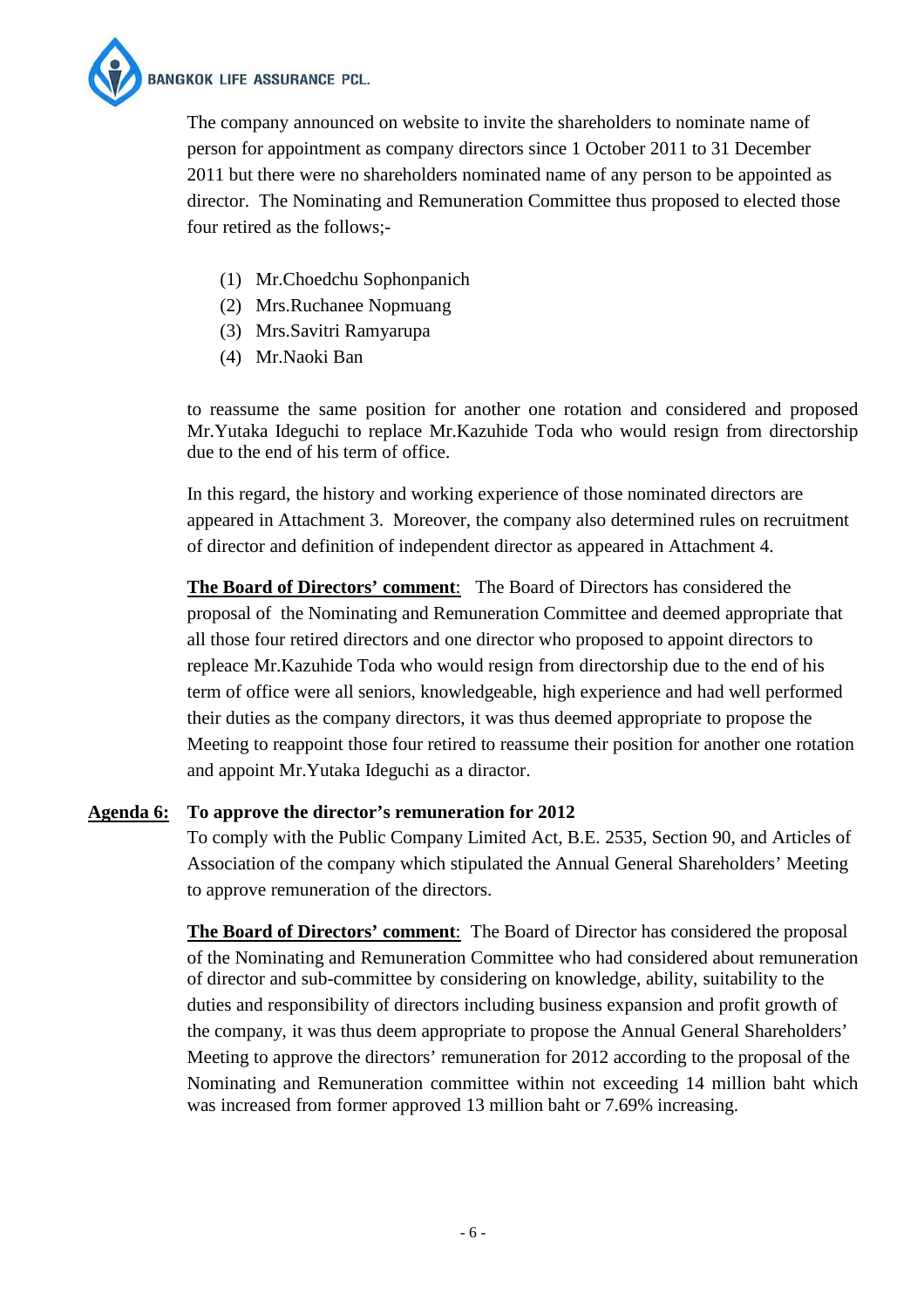The company announced on website to invite the shareholders to nominate name of person for appointment as company directors since 1 October 2011 to 31 December 2011 but there were no shareholders nominated name of any person to be appointed as director. The Nominating and Remuneration Committee thus proposed to elected those four retired as the follows;-

(1) Mr.Choedchu Sophonpanich
(2) Mrs.Ruchanee Nopmuang
(3) Mrs.Savitri Ramyarupa
(4) Mr.Naoki Ban

to reassume the same position for another one rotation and considered and proposed Mr.Yutaka Ideguchi to replace Mr.Kazuhide Toda who would resign from directorship due to the end of his term of office.

In this regard, the history and working experience of those nominated directors are appeared in Attachment 3. Moreover, the company also determined rules on recruitment of director and definition of independent director as appeared in Attachment 4.

**<u>The Board of Directors' comment</u>**: The Board of Directors has considered the proposal of the Nominating and Remuneration Committee and deemed appropriate that all those four retired directors and one director who proposed to appoint directors to repleace Mr.Kazuhide Toda who would resign from directorship due to the end of his term of office were all seniors, knowledgeable, high experience and had well performed their duties as the company directors, it was thus deemed appropriate to propose the Meeting to reappoint those four retired to reassume their position for another one rotation and appoint Mr.Yutaka Ideguchi as a diractor.

**<u>Agenda 6:</u>** **To approve the director's remuneration for 2012**

To comply with the Public Company Limited Act, B.E. 2535, Section 90, and Articles of Association of the company which stipulated the Annual General Shareholders' Meeting to approve remuneration of the directors.

**<u>The Board of Directors' comment</u>**: The Board of Director has considered the proposal of the Nominating and Remuneration Committee who had considered about remuneration of director and sub-committee by considering on knowledge, ability, suitability to the duties and responsibility of directors including business expansion and profit growth of the company, it was thus deem appropriate to propose the Annual General Shareholders' Meeting to approve the directors' remuneration for 2012 according to the proposal of the Nominating and Remuneration committee within not exceeding 14 million baht which was increased from former approved 13 million baht or 7.69% increasing.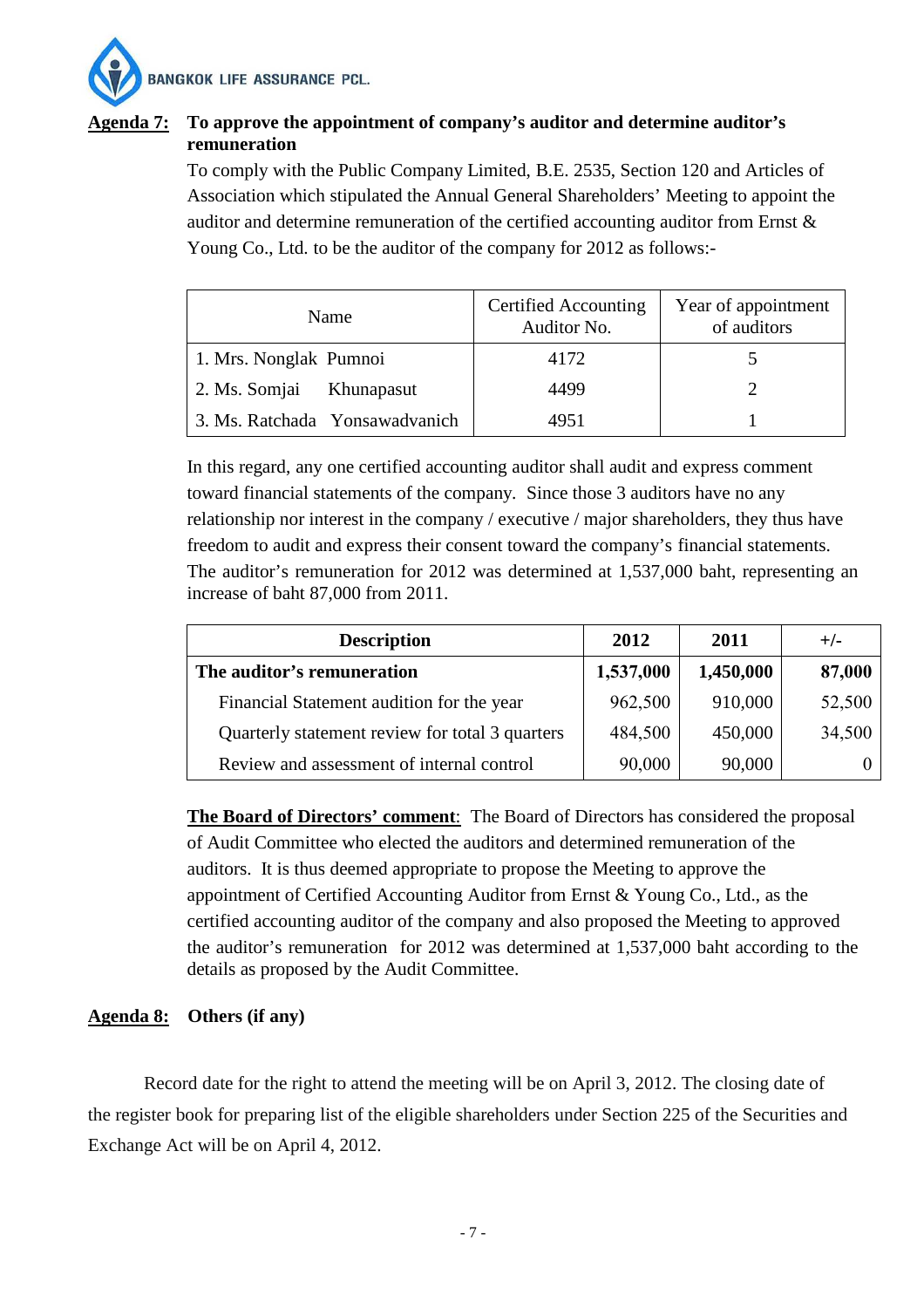**Agenda 7: To approve the appointment of company's auditor and determine auditor's remuneration**

To comply with the Public Company Limited, B.E. 2535, Section 120 and Articles of Association which stipulated the Annual General Shareholders' Meeting to appoint the auditor and determine remuneration of the certified accounting auditor from Ernst & Young Co., Ltd. to be the auditor of the company for 2012 as follows:-

| Name | Certified Accounting Auditor No. | Year of appointment of auditors |
|---|---|---|
| 1. Mrs. Nonglak Pumnoi | 4172 | 5 |
| 2. Ms. Somjai Khunapasut | 4499 | 2 |
| 3. Ms. Ratchada Yonsawadvanich | 4951 | 1 |

In this regard, any one certified accounting auditor shall audit and express comment toward financial statements of the company. Since those 3 auditors have no any relationship nor interest in the company / executive / major shareholders, they thus have freedom to audit and express their consent toward the company's financial statements. The auditor's remuneration for 2012 was determined at 1,537,000 baht, representing an increase of baht 87,000 from 2011.

| Description | 2012 | 2011 | +/- |
|---|---|---|---|
| **The auditor's remuneration** | **1,537,000** | **1,450,000** | **87,000** |
| Financial Statement audition for the year | 962,500 | 910,000 | 52,500 |
| Quarterly statement review for total 3 quarters | 484,500 | 450,000 | 34,500 |
| Review and assessment of internal control | 90,000 | 90,000 | 0 |

**The Board of Directors' comment**: The Board of Directors has considered the proposal of Audit Committee who elected the auditors and determined remuneration of the auditors. It is thus deemed appropriate to propose the Meeting to approve the appointment of Certified Accounting Auditor from Ernst & Young Co., Ltd., as the certified accounting auditor of the company and also proposed the Meeting to approved the auditor's remuneration for 2012 was determined at 1,537,000 baht according to the details as proposed by the Audit Committee.

**Agenda 8: Others (if any)**

Record date for the right to attend the meeting will be on April 3, 2012. The closing date of the register book for preparing list of the eligible shareholders under Section 225 of the Securities and Exchange Act will be on April 4, 2012.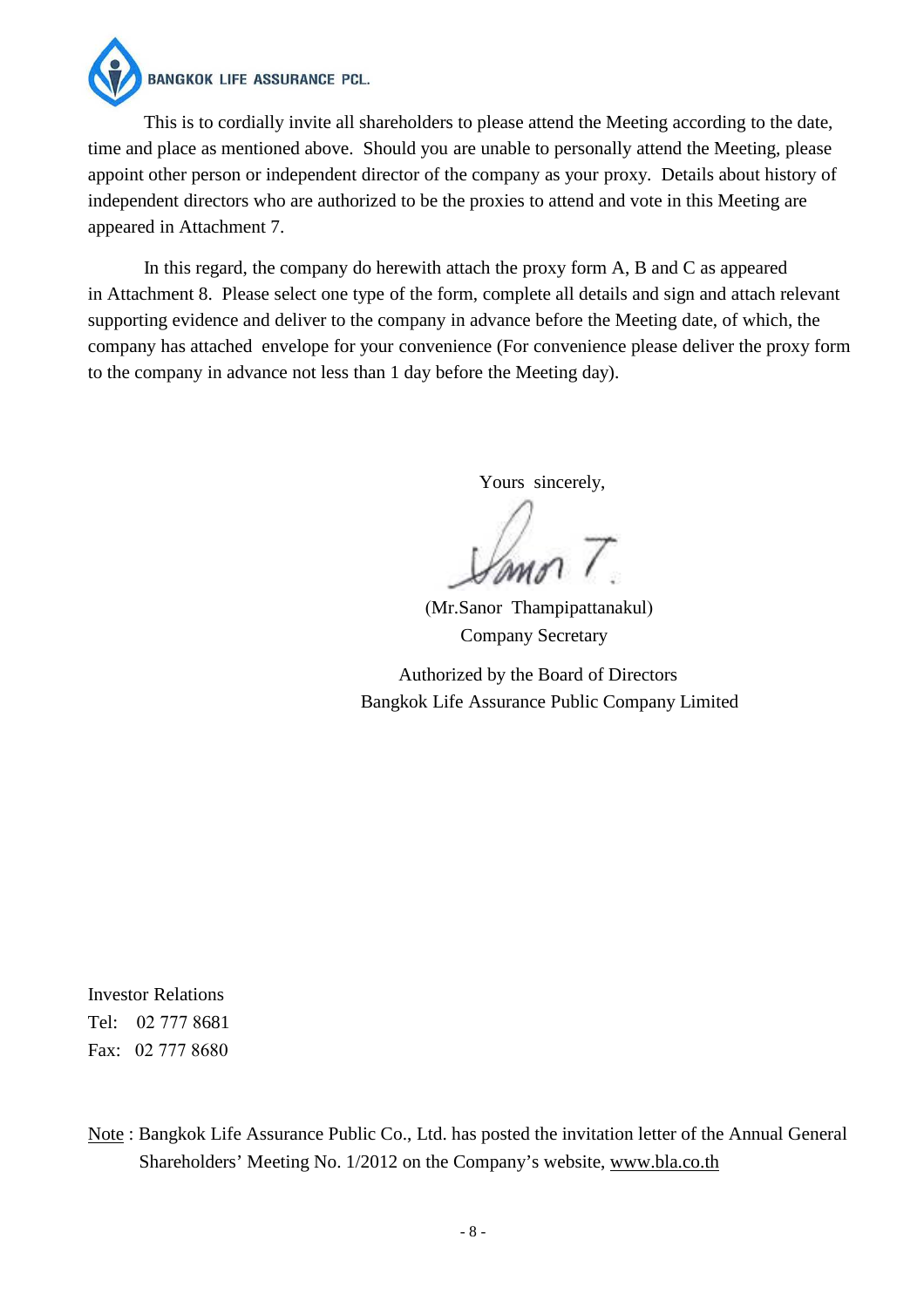This is to cordially invite all shareholders to please attend the Meeting according to the date, time and place as mentioned above. Should you are unable to personally attend the Meeting, please appoint other person or independent director of the company as your proxy. Details about history of independent directors who are authorized to be the proxies to attend and vote in this Meeting are appeared in Attachment 7.

In this regard, the company do herewith attach the proxy form A, B and C as appeared in Attachment 8. Please select one type of the form, complete all details and sign and attach relevant supporting evidence and deliver to the company in advance before the Meeting date, of which, the company has attached envelope for your convenience (For convenience please deliver the proxy form to the company in advance not less than 1 day before the Meeting day).

Yours sincerely,

(Mr.Sanor Thampipattanakul)
Company Secretary

Authorized by the Board of Directors
Bangkok Life Assurance Public Company Limited

Investor Relations
Tel: 02 777 8681
Fax: 02 777 8680

Note : Bangkok Life Assurance Public Co., Ltd. has posted the invitation letter of the Annual General Shareholders' Meeting No. 1/2012 on the Company's website, www.bla.co.th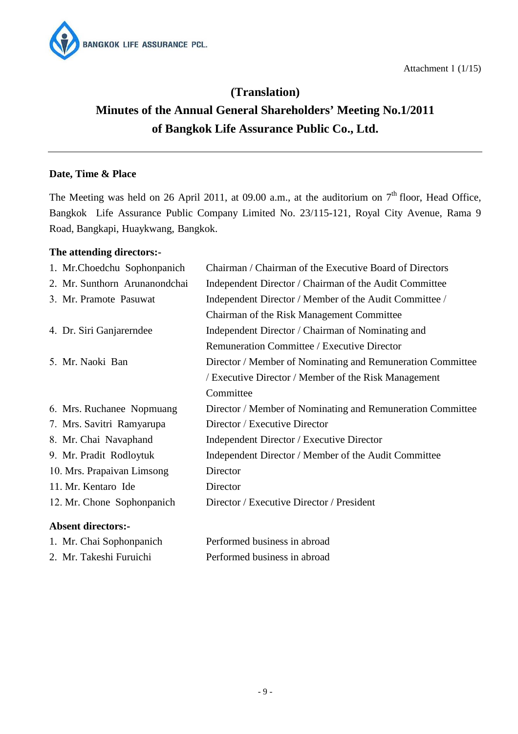BANGKOK LIFE ASSURANCE PCL.

Attachment 1 (1/15)

# (Translation)

# Minutes of the Annual General Shareholders' Meeting No.1/2011 of Bangkok Life Assurance Public Co., Ltd.

---

**Date, Time & Place**

The Meeting was held on 26 April 2011, at 09.00 a.m., at the auditorium on 7th floor, Head Office, Bangkok Life Assurance Public Company Limited No. 23/115-121, Royal City Avenue, Rama 9 Road, Bangkapi, Huaykwang, Bangkok.

**The attending directors:-**

| | |
|---|---|
| 1. Mr.Choedchu Sophonpanich | Chairman / Chairman of the Executive Board of Directors |
| 2. Mr. Sunthorn Arunanondchai | Independent Director / Chairman of the Audit Committee |
| 3. Mr. Pramote Pasuwat | Independent Director / Member of the Audit Committee / Chairman of the Risk Management Committee |
| 4. Dr. Siri Ganjarerndee | Independent Director / Chairman of Nominating and Remuneration Committee / Executive Director |
| 5. Mr. Naoki Ban | Director / Member of Nominating and Remuneration Committee / Executive Director / Member of the Risk Management Committee |
| 6. Mrs. Ruchanee Nopmuang | Director / Member of Nominating and Remuneration Committee |
| 7. Mrs. Savitri Ramyarupa | Director / Executive Director |
| 8. Mr. Chai Navaphand | Independent Director / Executive Director |
| 9. Mr. Pradit Rodloytuk | Independent Director / Member of the Audit Committee |
| 10. Mrs. Prapaivan Limsong | Director |
| 11. Mr. Kentaro Ide | Director |
| 12. Mr. Chone Sophonpanich | Director / Executive Director / President |

**Absent directors:-**

| | |
|---|---|
| 1. Mr. Chai Sophonpanich | Performed business in abroad |
| 2. Mr. Takeshi Furuichi | Performed business in abroad |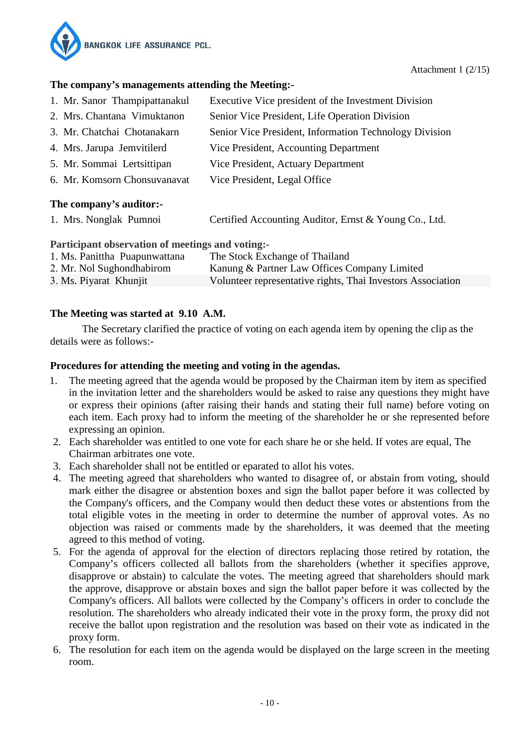Attachment 1 (2/15)

**The company's managements attending the Meeting:-**

| | |
|---|---|
| 1. Mr. Sanor Thampipattanakul | Executive Vice president of the Investment Division |
| 2. Mrs. Chantana Vimuktanon | Senior Vice President, Life Operation Division |
| 3. Mr. Chatchai Chotanakarn | Senior Vice President, Information Technology Division |
| 4. Mrs. Jarupa Jemvitilerd | Vice President, Accounting Department |
| 5. Mr. Sommai Lertsittipan | Vice President, Actuary Department |
| 6. Mr. Komsorn Chonsuvanavat | Vice President, Legal Office |

**The company's auditor:-**

| | |
|---|---|
| 1. Mrs. Nonglak Pumnoi | Certified Accounting Auditor, Ernst & Young Co., Ltd. |

**Participant observation of meetings and voting:-**

| | |
|---|---|
| 1. Ms. Panittha Puapunwattana | The Stock Exchange of Thailand |
| 2. Mr. Nol Sughondhabirom | Kanung & Partner Law Offices Company Limited |
| 3. Ms. Piyarat Khunjit | Volunteer representative rights, Thai Investors Association |

**The Meeting was started at 9.10 A.M.**

The Secretary clarified the practice of voting on each agenda item by opening the clip as the details were as follows:-

**Procedures for attending the meeting and voting in the agendas.**

1. The meeting agreed that the agenda would be proposed by the Chairman item by item as specified in the invitation letter and the shareholders would be asked to raise any questions they might have or express their opinions (after raising their hands and stating their full name) before voting on each item. Each proxy had to inform the meeting of the shareholder he or she represented before expressing an opinion.
2. Each shareholder was entitled to one vote for each share he or she held. If votes are equal, The Chairman arbitrates one vote.
3. Each shareholder shall not be entitled or eparated to allot his votes.
4. The meeting agreed that shareholders who wanted to disagree of, or abstain from voting, should mark either the disagree or abstention boxes and sign the ballot paper before it was collected by the Company's officers, and the Company would then deduct these votes or abstentions from the total eligible votes in the meeting in order to determine the number of approval votes. As no objection was raised or comments made by the shareholders, it was deemed that the meeting agreed to this method of voting.
5. For the agenda of approval for the election of directors replacing those retired by rotation, the Company's officers collected all ballots from the shareholders (whether it specifies approve, disapprove or abstain) to calculate the votes. The meeting agreed that shareholders should mark the approve, disapprove or abstain boxes and sign the ballot paper before it was collected by the Company's officers. All ballots were collected by the Company's officers in order to conclude the resolution. The shareholders who already indicated their vote in the proxy form, the proxy did not receive the ballot upon registration and the resolution was based on their vote as indicated in the proxy form.
6. The resolution for each item on the agenda would be displayed on the large screen in the meeting room.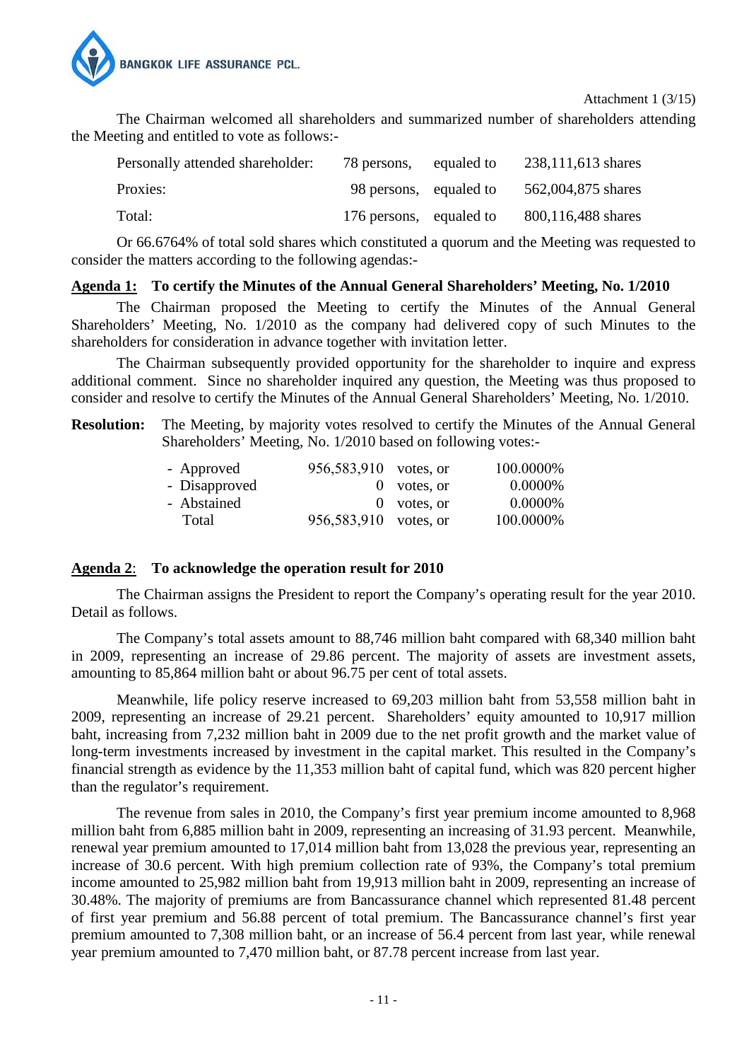Attachment 1 (3/15)

The Chairman welcomed all shareholders and summarized number of shareholders attending the Meeting and entitled to vote as follows:-

| | | | |
|---|---|---|---|
| Personally attended shareholder: | 78 persons, | equaled to | 238,111,613 shares |
| Proxies: | 98 persons, | equaled to | 562,004,875 shares |
| Total: | 176 persons, | equaled to | 800,116,488 shares |

Or 66.6764% of total sold shares which constituted a quorum and the Meeting was requested to consider the matters according to the following agendas:-

**Agenda 1: To certify the Minutes of the Annual General Shareholders' Meeting, No. 1/2010**

The Chairman proposed the Meeting to certify the Minutes of the Annual General Shareholders' Meeting, No. 1/2010 as the company had delivered copy of such Minutes to the shareholders for consideration in advance together with invitation letter.

The Chairman subsequently provided opportunity for the shareholder to inquire and express additional comment. Since no shareholder inquired any question, the Meeting was thus proposed to consider and resolve to certify the Minutes of the Annual General Shareholders' Meeting, No. 1/2010.

**Resolution:** The Meeting, by majority votes resolved to certify the Minutes of the Annual General Shareholders' Meeting, No. 1/2010 based on following votes:-

| | | | |
|---|---|---|---|
| - Approved | 956,583,910 | votes, or | 100.0000% |
| - Disapproved | 0 | votes, or | 0.0000% |
| - Abstained | 0 | votes, or | 0.0000% |
| Total | 956,583,910 | votes, or | 100.0000% |

**Agenda 2: To acknowledge the operation result for 2010**

The Chairman assigns the President to report the Company's operating result for the year 2010. Detail as follows.

The Company's total assets amount to 88,746 million baht compared with 68,340 million baht in 2009, representing an increase of 29.86 percent. The majority of assets are investment assets, amounting to 85,864 million baht or about 96.75 per cent of total assets.

Meanwhile, life policy reserve increased to 69,203 million baht from 53,558 million baht in 2009, representing an increase of 29.21 percent. Shareholders' equity amounted to 10,917 million baht, increasing from 7,232 million baht in 2009 due to the net profit growth and the market value of long-term investments increased by investment in the capital market. This resulted in the Company's financial strength as evidence by the 11,353 million baht of capital fund, which was 820 percent higher than the regulator's requirement.

The revenue from sales in 2010, the Company's first year premium income amounted to 8,968 million baht from 6,885 million baht in 2009, representing an increasing of 31.93 percent. Meanwhile, renewal year premium amounted to 17,014 million baht from 13,028 the previous year, representing an increase of 30.6 percent. With high premium collection rate of 93%, the Company's total premium income amounted to 25,982 million baht from 19,913 million baht in 2009, representing an increase of 30.48%. The majority of premiums are from Bancassurance channel which represented 81.48 percent of first year premium and 56.88 percent of total premium. The Bancassurance channel's first year premium amounted to 7,308 million baht, or an increase of 56.4 percent from last year, while renewal year premium amounted to 7,470 million baht, or 87.78 percent increase from last year.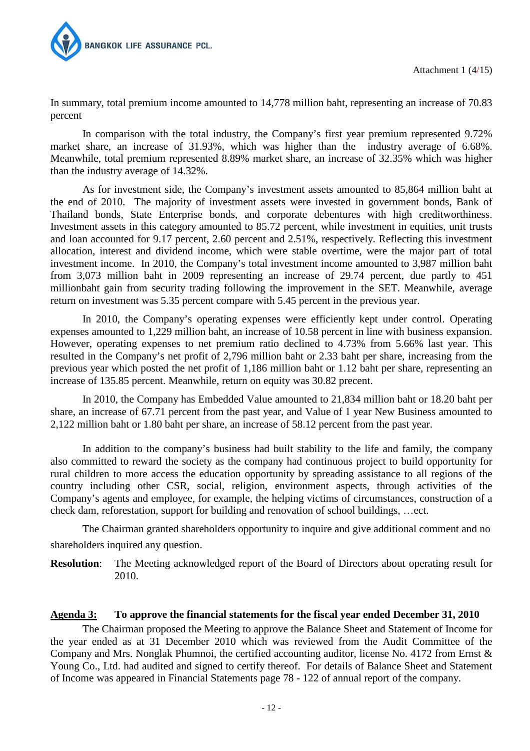In summary, total premium income amounted to 14,778 million baht, representing an increase of 70.83 percent

In comparison with the total industry, the Company's first year premium represented 9.72% market share, an increase of 31.93%, which was higher than the industry average of 6.68%. Meanwhile, total premium represented 8.89% market share, an increase of 32.35% which was higher than the industry average of 14.32%.

As for investment side, the Company's investment assets amounted to 85,864 million baht at the end of 2010. The majority of investment assets were invested in government bonds, Bank of Thailand bonds, State Enterprise bonds, and corporate debentures with high creditworthiness. Investment assets in this category amounted to 85.72 percent, while investment in equities, unit trusts and loan accounted for 9.17 percent, 2.60 percent and 2.51%, respectively. Reflecting this investment allocation, interest and dividend income, which were stable overtime, were the major part of total investment income. In 2010, the Company's total investment income amounted to 3,987 million baht from 3,073 million baht in 2009 representing an increase of 29.74 percent, due partly to 451 millionbaht gain from security trading following the improvement in the SET. Meanwhile, average return on investment was 5.35 percent compare with 5.45 percent in the previous year.

In 2010, the Company's operating expenses were efficiently kept under control. Operating expenses amounted to 1,229 million baht, an increase of 10.58 percent in line with business expansion. However, operating expenses to net premium ratio declined to 4.73% from 5.66% last year. This resulted in the Company's net profit of 2,796 million baht or 2.33 baht per share, increasing from the previous year which posted the net profit of 1,186 million baht or 1.12 baht per share, representing an increase of 135.85 percent. Meanwhile, return on equity was 30.82 precent.

In 2010, the Company has Embedded Value amounted to 21,834 million baht or 18.20 baht per share, an increase of 67.71 percent from the past year, and Value of 1 year New Business amounted to 2,122 million baht or 1.80 baht per share, an increase of 58.12 percent from the past year.

In addition to the company's business had built stability to the life and family, the company also committed to reward the society as the company had continuous project to build opportunity for rural children to more access the education opportunity by spreading assistance to all regions of the country including other CSR, social, religion, environment aspects, through activities of the Company's agents and employee, for example, the helping victims of circumstances, construction of a check dam, reforestation, support for building and renovation of school buildings, …ect.

The Chairman granted shareholders opportunity to inquire and give additional comment and no shareholders inquired any question.

**Resolution**: The Meeting acknowledged report of the Board of Directors about operating result for 2010.

**<u>Agenda 3:</u> To approve the financial statements for the fiscal year ended December 31, 2010**

The Chairman proposed the Meeting to approve the Balance Sheet and Statement of Income for the year ended as at 31 December 2010 which was reviewed from the Audit Committee of the Company and Mrs. Nonglak Phumnoi, the certified accounting auditor, license No. 4172 from Ernst & Young Co., Ltd. had audited and signed to certify thereof. For details of Balance Sheet and Statement of Income was appeared in Financial Statements page 78 - 122 of annual report of the company.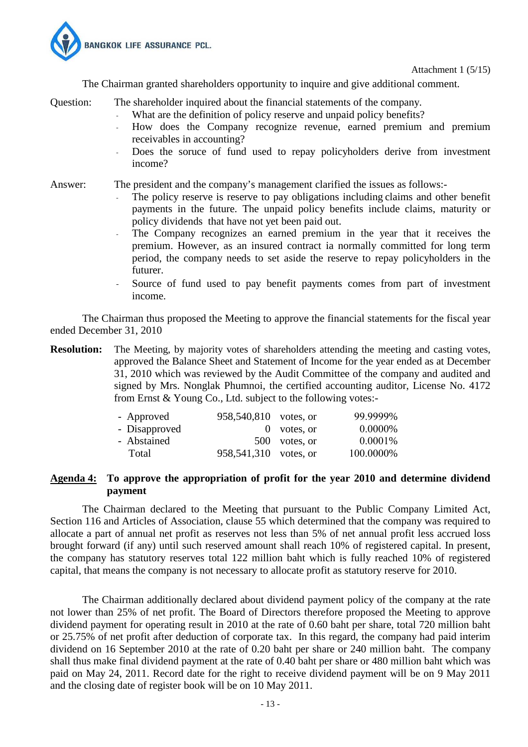Attachment 1 (5/15)

The Chairman granted shareholders opportunity to inquire and give additional comment.

Question: The shareholder inquired about the financial statements of the company.

- What are the definition of policy reserve and unpaid policy benefits?
- How does the Company recognize revenue, earned premium and premium receivables in accounting?
- Does the soruce of fund used to repay policyholders derive from investment income?

Answer: The president and the company's management clarified the issues as follows:-

- The policy reserve is reserve to pay obligations including claims and other benefit payments in the future. The unpaid policy benefits include claims, maturity or policy dividends that have not yet been paid out.
- The Company recognizes an earned premium in the year that it receives the premium. However, as an insured contract ia normally committed for long term period, the company needs to set aside the reserve to repay policyholders in the futurer.
- Source of fund used to pay benefit payments comes from part of investment income.

The Chairman thus proposed the Meeting to approve the financial statements for the fiscal year ended December 31, 2010

**Resolution:** The Meeting, by majority votes of shareholders attending the meeting and casting votes, approved the Balance Sheet and Statement of Income for the year ended as at December 31, 2010 which was reviewed by the Audit Committee of the company and audited and signed by Mrs. Nonglak Phumnoi, the certified accounting auditor, License No. 4172 from Ernst & Young Co., Ltd. subject to the following votes:-

| | | | |
|---|---|---|---|
| - Approved | 958,540,810 | votes, or | 99.9999% |
| - Disapproved | 0 | votes, or | 0.0000% |
| - Abstained | 500 | votes, or | 0.0001% |
| Total | 958,541,310 | votes, or | 100.0000% |

## Agenda 4: To approve the appropriation of profit for the year 2010 and determine dividend payment

The Chairman declared to the Meeting that pursuant to the Public Company Limited Act, Section 116 and Articles of Association, clause 55 which determined that the company was required to allocate a part of annual net profit as reserves not less than 5% of net annual profit less accrued loss brought forward (if any) until such reserved amount shall reach 10% of registered capital. In present, the company has statutory reserves total 122 million baht which is fully reached 10% of registered capital, that means the company is not necessary to allocate profit as statutory reserve for 2010.

The Chairman additionally declared about dividend payment policy of the company at the rate not lower than 25% of net profit. The Board of Directors therefore proposed the Meeting to approve dividend payment for operating result in 2010 at the rate of 0.60 baht per share, total 720 million baht or 25.75% of net profit after deduction of corporate tax. In this regard, the company had paid interim dividend on 16 September 2010 at the rate of 0.20 baht per share or 240 million baht. The company shall thus make final dividend payment at the rate of 0.40 baht per share or 480 million baht which was paid on May 24, 2011. Record date for the right to receive dividend payment will be on 9 May 2011 and the closing date of register book will be on 10 May 2011.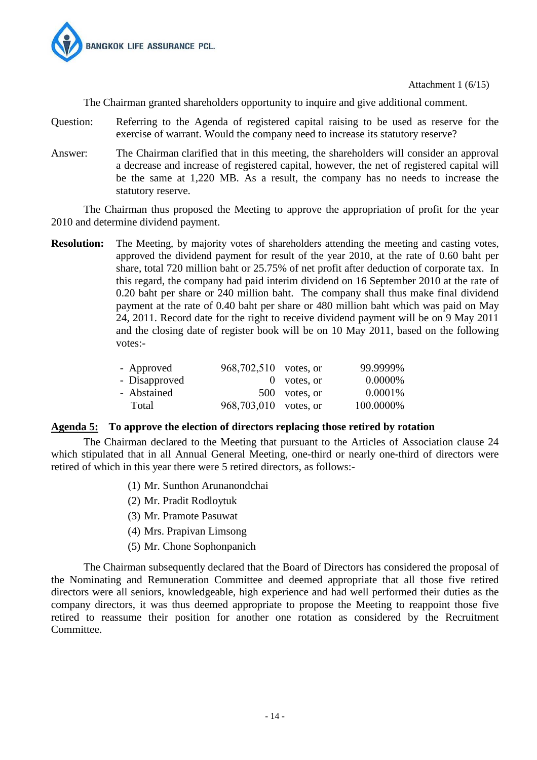Attachment 1 (6/15)

The Chairman granted shareholders opportunity to inquire and give additional comment.

Question: Referring to the Agenda of registered capital raising to be used as reserve for the exercise of warrant. Would the company need to increase its statutory reserve?

Answer: The Chairman clarified that in this meeting, the shareholders will consider an approval a decrease and increase of registered capital, however, the net of registered capital will be the same at 1,220 MB. As a result, the company has no needs to increase the statutory reserve.

The Chairman thus proposed the Meeting to approve the appropriation of profit for the year 2010 and determine dividend payment.

**Resolution:** The Meeting, by majority votes of shareholders attending the meeting and casting votes, approved the dividend payment for result of the year 2010, at the rate of 0.60 baht per share, total 720 million baht or 25.75% of net profit after deduction of corporate tax. In this regard, the company had paid interim dividend on 16 September 2010 at the rate of 0.20 baht per share or 240 million baht. The company shall thus make final dividend payment at the rate of 0.40 baht per share or 480 million baht which was paid on May 24, 2011. Record date for the right to receive dividend payment will be on 9 May 2011 and the closing date of register book will be on 10 May 2011, based on the following votes:-

| | | | |
|---|---|---|---|
| - Approved | 968,702,510 | votes, or | 99.9999% |
| - Disapproved | 0 | votes, or | 0.0000% |
| - Abstained | 500 | votes, or | 0.0001% |
| Total | 968,703,010 | votes, or | 100.0000% |

**<u>Agenda 5:</u> To approve the election of directors replacing those retired by rotation**

The Chairman declared to the Meeting that pursuant to the Articles of Association clause 24 which stipulated that in all Annual General Meeting, one-third or nearly one-third of directors were retired of which in this year there were 5 retired directors, as follows:-

(1) Mr. Sunthon Arunanondchai
(2) Mr. Pradit Rodloytuk
(3) Mr. Pramote Pasuwat
(4) Mrs. Prapivan Limsong
(5) Mr. Chone Sophonpanich

The Chairman subsequently declared that the Board of Directors has considered the proposal of the Nominating and Remuneration Committee and deemed appropriate that all those five retired directors were all seniors, knowledgeable, high experience and had well performed their duties as the company directors, it was thus deemed appropriate to propose the Meeting to reappoint those five retired to reassume their position for another one rotation as considered by the Recruitment Committee.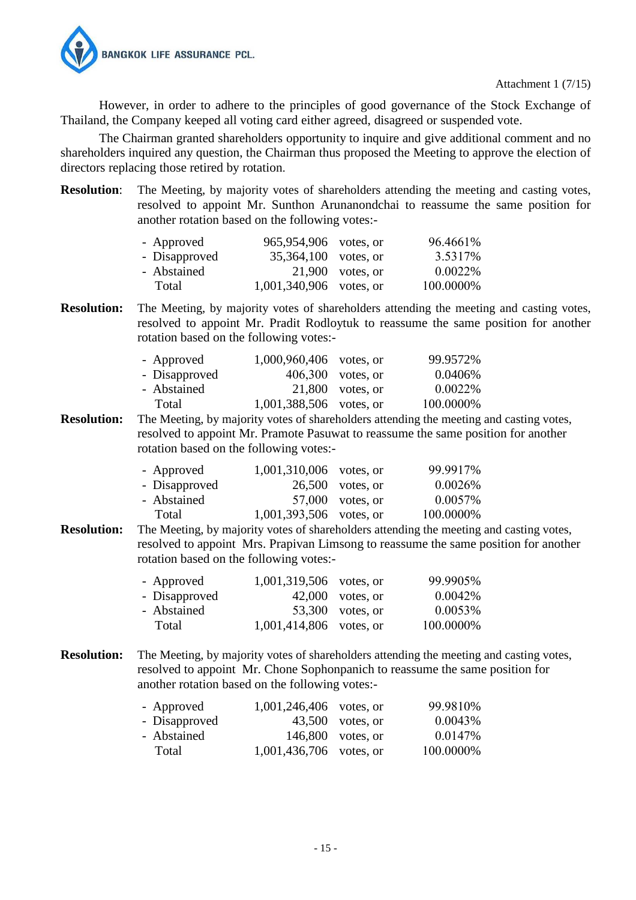Attachment 1 (7/15)

However, in order to adhere to the principles of good governance of the Stock Exchange of Thailand, the Company keeped all voting card either agreed, disagreed or suspended vote.

The Chairman granted shareholders opportunity to inquire and give additional comment and no shareholders inquired any question, the Chairman thus proposed the Meeting to approve the election of directors replacing those retired by rotation.

**Resolution**: The Meeting, by majority votes of shareholders attending the meeting and casting votes, resolved to appoint Mr. Sunthon Arunanondchai to reassume the same position for another rotation based on the following votes:-

| | | | |
|---|---|---|---|
| - Approved | 965,954,906 | votes, or | 96.4661% |
| - Disapproved | 35,364,100 | votes, or | 3.5317% |
| - Abstained | 21,900 | votes, or | 0.0022% |
| Total | 1,001,340,906 | votes, or | 100.0000% |

**Resolution:** The Meeting, by majority votes of shareholders attending the meeting and casting votes, resolved to appoint Mr. Pradit Rodloytuk to reassume the same position for another rotation based on the following votes:-

| | | | |
|---|---|---|---|
| - Approved | 1,000,960,406 | votes, or | 99.9572% |
| - Disapproved | 406,300 | votes, or | 0.0406% |
| - Abstained | 21,800 | votes, or | 0.0022% |
| Total | 1,001,388,506 | votes, or | 100.0000% |

**Resolution:** The Meeting, by majority votes of shareholders attending the meeting and casting votes, resolved to appoint Mr. Pramote Pasuwat to reassume the same position for another rotation based on the following votes:-

| | | | |
|---|---|---|---|
| - Approved | 1,001,310,006 | votes, or | 99.9917% |
| - Disapproved | 26,500 | votes, or | 0.0026% |
| - Abstained | 57,000 | votes, or | 0.0057% |
| Total | 1,001,393,506 | votes, or | 100.0000% |

**Resolution:** The Meeting, by majority votes of shareholders attending the meeting and casting votes, resolved to appoint Mrs. Prapivan Limsong to reassume the same position for another rotation based on the following votes:-

| | | | |
|---|---|---|---|
| - Approved | 1,001,319,506 | votes, or | 99.9905% |
| - Disapproved | 42,000 | votes, or | 0.0042% |
| - Abstained | 53,300 | votes, or | 0.0053% |
| Total | 1,001,414,806 | votes, or | 100.0000% |

**Resolution:** The Meeting, by majority votes of shareholders attending the meeting and casting votes, resolved to appoint Mr. Chone Sophonpanich to reassume the same position for another rotation based on the following votes:-

| | | | |
|---|---|---|---|
| - Approved | 1,001,246,406 | votes, or | 99.9810% |
| - Disapproved | 43,500 | votes, or | 0.0043% |
| - Abstained | 146,800 | votes, or | 0.0147% |
| Total | 1,001,436,706 | votes, or | 100.0000% |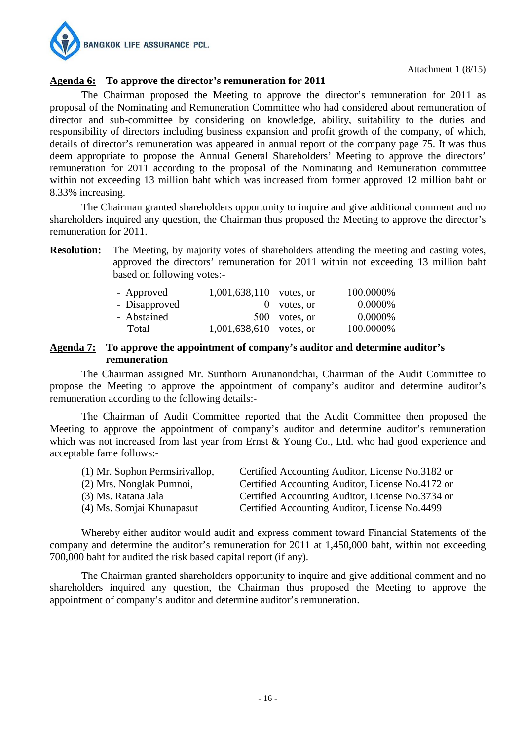Attachment 1 (8/15)

**Agenda 6: To approve the director's remuneration for 2011**

The Chairman proposed the Meeting to approve the director's remuneration for 2011 as proposal of the Nominating and Remuneration Committee who had considered about remuneration of director and sub-committee by considering on knowledge, ability, suitability to the duties and responsibility of directors including business expansion and profit growth of the company, of which, details of director's remuneration was appeared in annual report of the company page 75. It was thus deem appropriate to propose the Annual General Shareholders' Meeting to approve the directors' remuneration for 2011 according to the proposal of the Nominating and Remuneration committee within not exceeding 13 million baht which was increased from former approved 12 million baht or 8.33% increasing.

The Chairman granted shareholders opportunity to inquire and give additional comment and no shareholders inquired any question, the Chairman thus proposed the Meeting to approve the director's remuneration for 2011.

**Resolution:** The Meeting, by majority votes of shareholders attending the meeting and casting votes, approved the directors' remuneration for 2011 within not exceeding 13 million baht based on following votes:-

| | | | |
|---|---|---|---|
| - Approved | 1,001,638,110 | votes, or | 100.0000% |
| - Disapproved | 0 | votes, or | 0.0000% |
| - Abstained | 500 | votes, or | 0.0000% |
| Total | 1,001,638,610 | votes, or | 100.0000% |

**Agenda 7: To approve the appointment of company's auditor and determine auditor's remuneration**

The Chairman assigned Mr. Sunthorn Arunanondchai, Chairman of the Audit Committee to propose the Meeting to approve the appointment of company's auditor and determine auditor's remuneration according to the following details:-

The Chairman of Audit Committee reported that the Audit Committee then proposed the Meeting to approve the appointment of company's auditor and determine auditor's remuneration which was not increased from last year from Ernst & Young Co., Ltd. who had good experience and acceptable fame follows:-

| | |
|---|---|
| (1) Mr. Sophon Permsirivallop, | Certified Accounting Auditor, License No.3182 or |
| (2) Mrs. Nonglak Pumnoi, | Certified Accounting Auditor, License No.4172 or |
| (3) Ms. Ratana Jala | Certified Accounting Auditor, License No.3734 or |
| (4) Ms. Somjai Khunapasut | Certified Accounting Auditor, License No.4499 |

Whereby either auditor would audit and express comment toward Financial Statements of the company and determine the auditor's remuneration for 2011 at 1,450,000 baht, within not exceeding 700,000 baht for audited the risk based capital report (if any).

The Chairman granted shareholders opportunity to inquire and give additional comment and no shareholders inquired any question, the Chairman thus proposed the Meeting to approve the appointment of company's auditor and determine auditor's remuneration.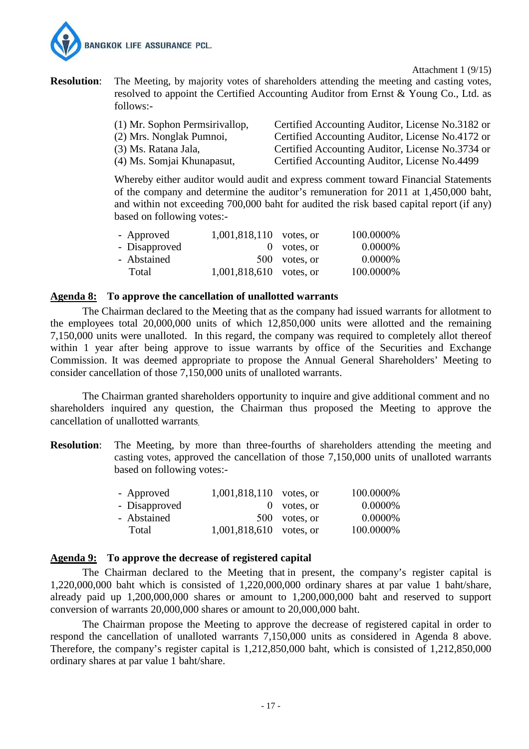Attachment 1 (9/15)

**Resolution**: The Meeting, by majority votes of shareholders attending the meeting and casting votes, resolved to appoint the Certified Accounting Auditor from Ernst & Young Co., Ltd. as follows:-

(1) Mr. Sophon Permsirivallop, Certified Accounting Auditor, License No.3182 or
(2) Mrs. Nonglak Pumnoi, Certified Accounting Auditor, License No.4172 or
(3) Ms. Ratana Jala, Certified Accounting Auditor, License No.3734 or
(4) Ms. Somjai Khunapasut, Certified Accounting Auditor, License No.4499

Whereby either auditor would audit and express comment toward Financial Statements of the company and determine the auditor's remuneration for 2011 at 1,450,000 baht, and within not exceeding 700,000 baht for audited the risk based capital report (if any) based on following votes:-

| | | | |
|---|---|---|---|
| - Approved | 1,001,818,110 | votes, or | 100.0000% |
| - Disapproved | 0 | votes, or | 0.0000% |
| - Abstained | 500 | votes, or | 0.0000% |
| Total | 1,001,818,610 | votes, or | 100.0000% |

**Agenda 8: To approve the cancellation of unallotted warrants**

The Chairman declared to the Meeting that as the company had issued warrants for allotment to the employees total 20,000,000 units of which 12,850,000 units were allotted and the remaining 7,150,000 units were unalloted. In this regard, the company was required to completely allot thereof within 1 year after being approve to issue warrants by office of the Securities and Exchange Commission. It was deemed appropriate to propose the Annual General Shareholders' Meeting to consider cancellation of those 7,150,000 units of unalloted warrants.

The Chairman granted shareholders opportunity to inquire and give additional comment and no shareholders inquired any question, the Chairman thus proposed the Meeting to approve the cancellation of unallotted warrants.

**Resolution**: The Meeting, by more than three-fourths of shareholders attending the meeting and casting votes, approved the cancellation of those 7,150,000 units of unalloted warrants based on following votes:-

| | | | |
|---|---|---|---|
| - Approved | 1,001,818,110 | votes, or | 100.0000% |
| - Disapproved | 0 | votes, or | 0.0000% |
| - Abstained | 500 | votes, or | 0.0000% |
| Total | 1,001,818,610 | votes, or | 100.0000% |

**Agenda 9: To approve the decrease of registered capital**

The Chairman declared to the Meeting that in present, the company's register capital is 1,220,000,000 baht which is consisted of 1,220,000,000 ordinary shares at par value 1 baht/share, already paid up 1,200,000,000 shares or amount to 1,200,000,000 baht and reserved to support conversion of warrants 20,000,000 shares or amount to 20,000,000 baht.

The Chairman propose the Meeting to approve the decrease of registered capital in order to respond the cancellation of unalloted warrants 7,150,000 units as considered in Agenda 8 above. Therefore, the company's register capital is 1,212,850,000 baht, which is consisted of 1,212,850,000 ordinary shares at par value 1 baht/share.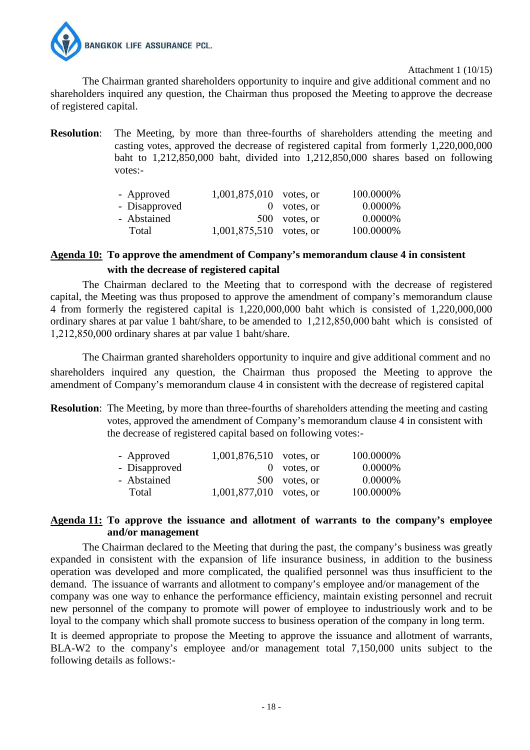Attachment 1 (10/15)

The Chairman granted shareholders opportunity to inquire and give additional comment and no shareholders inquired any question, the Chairman thus proposed the Meeting to approve the decrease of registered capital.

**Resolution**: The Meeting, by more than three-fourths of shareholders attending the meeting and casting votes, approved the decrease of registered capital from formerly 1,220,000,000 baht to 1,212,850,000 baht, divided into 1,212,850,000 shares based on following votes:-

| | | | |
|---|---|---|---|
| - Approved | 1,001,875,010 | votes, or | 100.0000% |
| - Disapproved | 0 | votes, or | 0.0000% |
| - Abstained | 500 | votes, or | 0.0000% |
| Total | 1,001,875,510 | votes, or | 100.0000% |

**Agenda 10: To approve the amendment of Company's memorandum clause 4 in consistent with the decrease of registered capital**

The Chairman declared to the Meeting that to correspond with the decrease of registered capital, the Meeting was thus proposed to approve the amendment of company's memorandum clause 4 from formerly the registered capital is 1,220,000,000 baht which is consisted of 1,220,000,000 ordinary shares at par value 1 baht/share, to be amended to 1,212,850,000 baht which is consisted of 1,212,850,000 ordinary shares at par value 1 baht/share.

The Chairman granted shareholders opportunity to inquire and give additional comment and no shareholders inquired any question, the Chairman thus proposed the Meeting to approve the amendment of Company's memorandum clause 4 in consistent with the decrease of registered capital

**Resolution**: The Meeting, by more than three-fourths of shareholders attending the meeting and casting votes, approved the amendment of Company's memorandum clause 4 in consistent with the decrease of registered capital based on following votes:-

| | | | |
|---|---|---|---|
| - Approved | 1,001,876,510 | votes, or | 100.0000% |
| - Disapproved | 0 | votes, or | 0.0000% |
| - Abstained | 500 | votes, or | 0.0000% |
| Total | 1,001,877,010 | votes, or | 100.0000% |

**Agenda 11: To approve the issuance and allotment of warrants to the company's employee and/or management**

The Chairman declared to the Meeting that during the past, the company's business was greatly expanded in consistent with the expansion of life insurance business, in addition to the business operation was developed and more complicated, the qualified personnel was thus insufficient to the demand. The issuance of warrants and allotment to company's employee and/or management of the company was one way to enhance the performance efficiency, maintain existing personnel and recruit new personnel of the company to promote will power of employee to industriously work and to be loyal to the company which shall promote success to business operation of the company in long term.

It is deemed appropriate to propose the Meeting to approve the issuance and allotment of warrants, BLA-W2 to the company's employee and/or management total 7,150,000 units subject to the following details as follows:-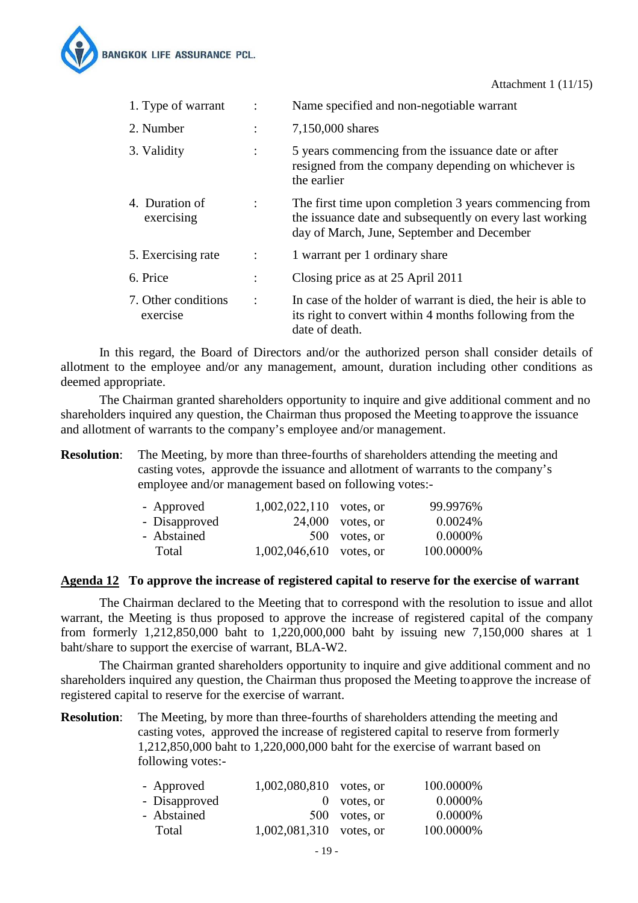Attachment 1 (11/15)

| | | |
|---|---|---|
| 1. Type of warrant | : | Name specified and non-negotiable warrant |
| 2. Number | : | 7,150,000 shares |
| 3. Validity | : | 5 years commencing from the issuance date or after resigned from the company depending on whichever is the earlier |
| 4. Duration of exercising | : | The first time upon completion 3 years commencing from the issuance date and subsequently on every last working day of March, June, September and December |
| 5. Exercising rate | : | 1 warrant per 1 ordinary share |
| 6. Price | : | Closing price as at 25 April 2011 |
| 7. Other conditions exercise | : | In case of the holder of warrant is died, the heir is able to its right to convert within 4 months following from the date of death. |

In this regard, the Board of Directors and/or the authorized person shall consider details of allotment to the employee and/or any management, amount, duration including other conditions as deemed appropriate.

The Chairman granted shareholders opportunity to inquire and give additional comment and no shareholders inquired any question, the Chairman thus proposed the Meeting to approve the issuance and allotment of warrants to the company's employee and/or management.

**Resolution**: The Meeting, by more than three-fourths of shareholders attending the meeting and casting votes, approvde the issuance and allotment of warrants to the company's employee and/or management based on following votes:-

| | | | |
|---|---|---|---|
| - Approved | 1,002,022,110 | votes, or | 99.9976% |
| - Disapproved | 24,000 | votes, or | 0.0024% |
| - Abstained | 500 | votes, or | 0.0000% |
| Total | 1,002,046,610 | votes, or | 100.0000% |

## Agenda 12 To approve the increase of registered capital to reserve for the exercise of warrant

The Chairman declared to the Meeting that to correspond with the resolution to issue and allot warrant, the Meeting is thus proposed to approve the increase of registered capital of the company from formerly 1,212,850,000 baht to 1,220,000,000 baht by issuing new 7,150,000 shares at 1 baht/share to support the exercise of warrant, BLA-W2.

The Chairman granted shareholders opportunity to inquire and give additional comment and no shareholders inquired any question, the Chairman thus proposed the Meeting to approve the increase of registered capital to reserve for the exercise of warrant.

**Resolution**: The Meeting, by more than three-fourths of shareholders attending the meeting and casting votes, approved the increase of registered capital to reserve from formerly 1,212,850,000 baht to 1,220,000,000 baht for the exercise of warrant based on following votes:-

| | | | |
|---|---|---|---|
| - Approved | 1,002,080,810 | votes, or | 100.0000% |
| - Disapproved | 0 | votes, or | 0.0000% |
| - Abstained | 500 | votes, or | 0.0000% |
| Total | 1,002,081,310 | votes, or | 100.0000% |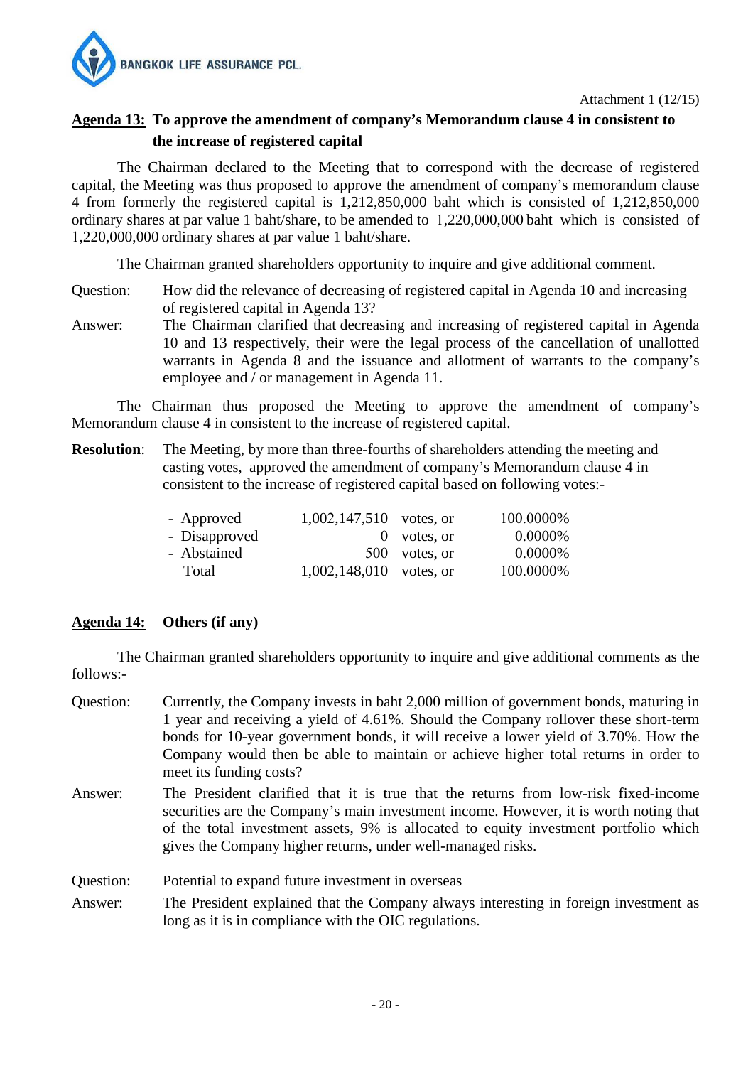Attachment 1 (12/15)

**Agenda 13: To approve the amendment of company's Memorandum clause 4 in consistent to the increase of registered capital**

The Chairman declared to the Meeting that to correspond with the decrease of registered capital, the Meeting was thus proposed to approve the amendment of company's memorandum clause 4 from formerly the registered capital is 1,212,850,000 baht which is consisted of 1,212,850,000 ordinary shares at par value 1 baht/share, to be amended to 1,220,000,000 baht which is consisted of 1,220,000,000 ordinary shares at par value 1 baht/share.

The Chairman granted shareholders opportunity to inquire and give additional comment.

Question: How did the relevance of decreasing of registered capital in Agenda 10 and increasing of registered capital in Agenda 13?

Answer: The Chairman clarified that decreasing and increasing of registered capital in Agenda 10 and 13 respectively, their were the legal process of the cancellation of unallotted warrants in Agenda 8 and the issuance and allotment of warrants to the company's employee and / or management in Agenda 11.

The Chairman thus proposed the Meeting to approve the amendment of company's Memorandum clause 4 in consistent to the increase of registered capital.

**Resolution**: The Meeting, by more than three-fourths of shareholders attending the meeting and casting votes, approved the amendment of company's Memorandum clause 4 in consistent to the increase of registered capital based on following votes:-

| | | | |
|---|---|---|---|
| - Approved | 1,002,147,510 | votes, or | 100.0000% |
| - Disapproved | 0 | votes, or | 0.0000% |
| - Abstained | 500 | votes, or | 0.0000% |
| Total | 1,002,148,010 | votes, or | 100.0000% |

**Agenda 14: Others (if any)**

The Chairman granted shareholders opportunity to inquire and give additional comments as the follows:-

Question: Currently, the Company invests in baht 2,000 million of government bonds, maturing in 1 year and receiving a yield of 4.61%. Should the Company rollover these short-term bonds for 10-year government bonds, it will receive a lower yield of 3.70%. How the Company would then be able to maintain or achieve higher total returns in order to meet its funding costs?

Answer: The President clarified that it is true that the returns from low-risk fixed-income securities are the Company's main investment income. However, it is worth noting that of the total investment assets, 9% is allocated to equity investment portfolio which gives the Company higher returns, under well-managed risks.

Question: Potential to expand future investment in overseas

Answer: The President explained that the Company always interesting in foreign investment as long as it is in compliance with the OIC regulations.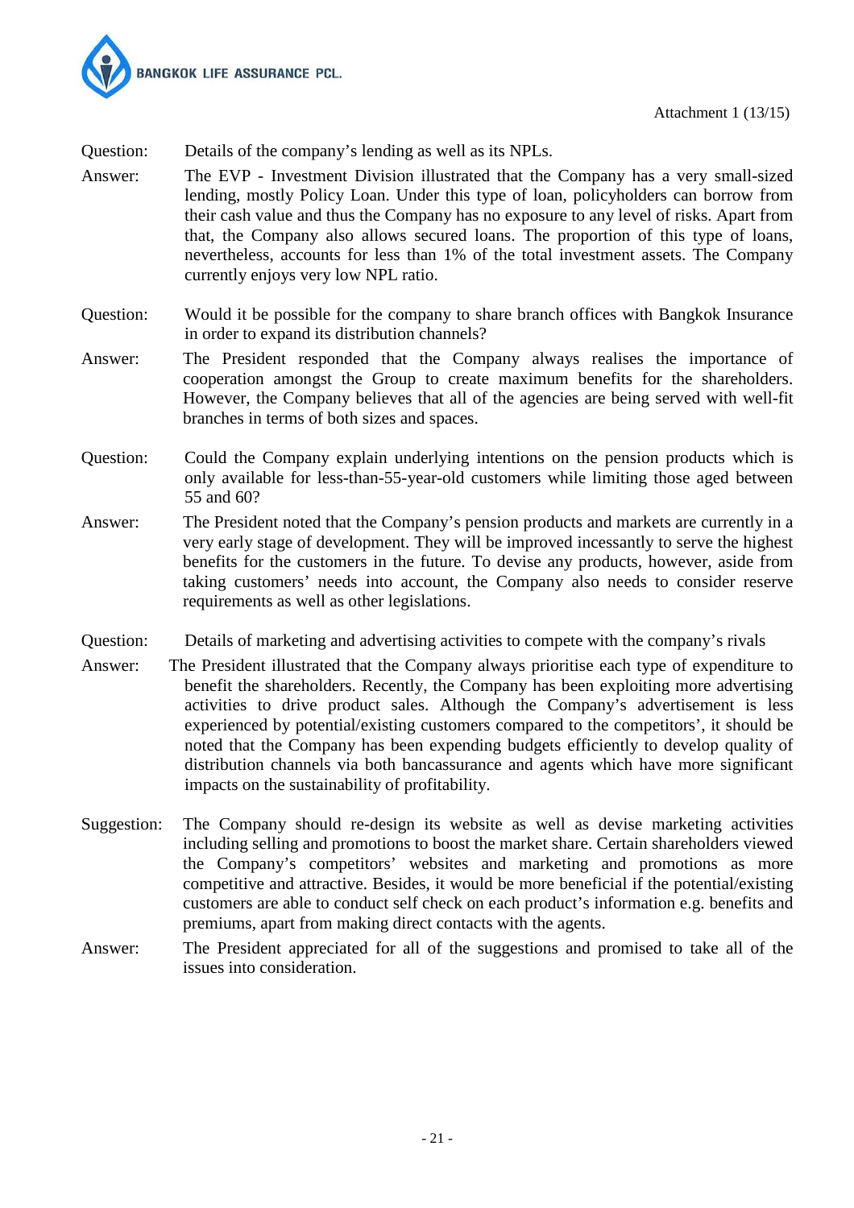Attachment 1 (13/15)

Question: Details of the company's lending as well as its NPLs.

Answer: The EVP - Investment Division illustrated that the Company has a very small-sized lending, mostly Policy Loan. Under this type of loan, policyholders can borrow from their cash value and thus the Company has no exposure to any level of risks. Apart from that, the Company also allows secured loans. The proportion of this type of loans, nevertheless, accounts for less than 1% of the total investment assets. The Company currently enjoys very low NPL ratio.

Question: Would it be possible for the company to share branch offices with Bangkok Insurance in order to expand its distribution channels?

Answer: The President responded that the Company always realises the importance of cooperation amongst the Group to create maximum benefits for the shareholders. However, the Company believes that all of the agencies are being served with well-fit branches in terms of both sizes and spaces.

Question: Could the Company explain underlying intentions on the pension products which is only available for less-than-55-year-old customers while limiting those aged between 55 and 60?

Answer: The President noted that the Company's pension products and markets are currently in a very early stage of development. They will be improved incessantly to serve the highest benefits for the customers in the future. To devise any products, however, aside from taking customers' needs into account, the Company also needs to consider reserve requirements as well as other legislations.

Question: Details of marketing and advertising activities to compete with the company's rivals

Answer: The President illustrated that the Company always prioritise each type of expenditure to benefit the shareholders. Recently, the Company has been exploiting more advertising activities to drive product sales. Although the Company's advertisement is less experienced by potential/existing customers compared to the competitors', it should be noted that the Company has been expending budgets efficiently to develop quality of distribution channels via both bancassurance and agents which have more significant impacts on the sustainability of profitability.

Suggestion: The Company should re-design its website as well as devise marketing activities including selling and promotions to boost the market share. Certain shareholders viewed the Company's competitors' websites and marketing and promotions as more competitive and attractive. Besides, it would be more beneficial if the potential/existing customers are able to conduct self check on each product's information e.g. benefits and premiums, apart from making direct contacts with the agents.

Answer: The President appreciated for all of the suggestions and promised to take all of the issues into consideration.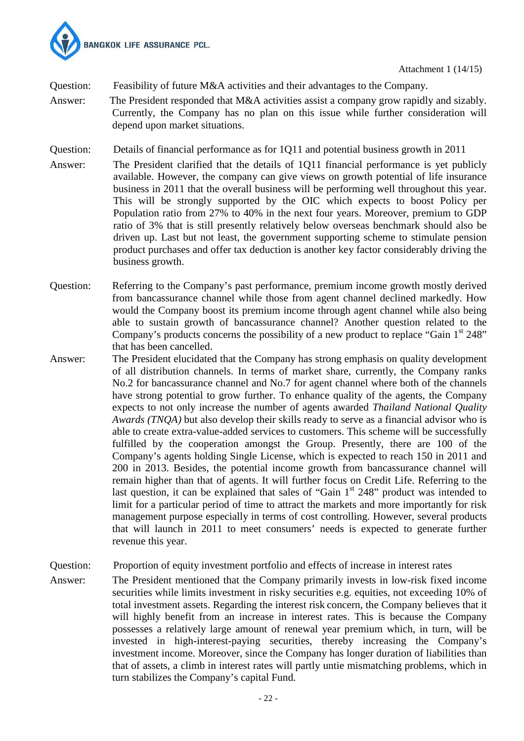Attachment 1 (14/15)

Question: Feasibility of future M&A activities and their advantages to the Company.

Answer: The President responded that M&A activities assist a company grow rapidly and sizably. Currently, the Company has no plan on this issue while further consideration will depend upon market situations.

Question: Details of financial performance as for 1Q11 and potential business growth in 2011

Answer: The President clarified that the details of 1Q11 financial performance is yet publicly available. However, the company can give views on growth potential of life insurance business in 2011 that the overall business will be performing well throughout this year. This will be strongly supported by the OIC which expects to boost Policy per Population ratio from 27% to 40% in the next four years. Moreover, premium to GDP ratio of 3% that is still presently relatively below overseas benchmark should also be driven up. Last but not least, the government supporting scheme to stimulate pension product purchases and offer tax deduction is another key factor considerably driving the business growth.

Question: Referring to the Company's past performance, premium income growth mostly derived from bancassurance channel while those from agent channel declined markedly. How would the Company boost its premium income through agent channel while also being able to sustain growth of bancassurance channel? Another question related to the Company's products concerns the possibility of a new product to replace "Gain 1st 248" that has been cancelled.

Answer: The President elucidated that the Company has strong emphasis on quality development of all distribution channels. In terms of market share, currently, the Company ranks No.2 for bancassurance channel and No.7 for agent channel where both of the channels have strong potential to grow further. To enhance quality of the agents, the Company expects to not only increase the number of agents awarded *Thailand National Quality Awards (TNQA)* but also develop their skills ready to serve as a financial advisor who is able to create extra-value-added services to customers. This scheme will be successfully fulfilled by the cooperation amongst the Group. Presently, there are 100 of the Company's agents holding Single License, which is expected to reach 150 in 2011 and 200 in 2013. Besides, the potential income growth from bancassurance channel will remain higher than that of agents. It will further focus on Credit Life. Referring to the last question, it can be explained that sales of "Gain 1st 248" product was intended to limit for a particular period of time to attract the markets and more importantly for risk management purpose especially in terms of cost controlling. However, several products that will launch in 2011 to meet consumers' needs is expected to generate further revenue this year.

Question: Proportion of equity investment portfolio and effects of increase in interest rates

Answer: The President mentioned that the Company primarily invests in low-risk fixed income securities while limits investment in risky securities e.g. equities, not exceeding 10% of total investment assets. Regarding the interest risk concern, the Company believes that it will highly benefit from an increase in interest rates. This is because the Company possesses a relatively large amount of renewal year premium which, in turn, will be invested in high-interest-paying securities, thereby increasing the Company's investment income. Moreover, since the Company has longer duration of liabilities than that of assets, a climb in interest rates will partly untie mismatching problems, which in turn stabilizes the Company's capital Fund.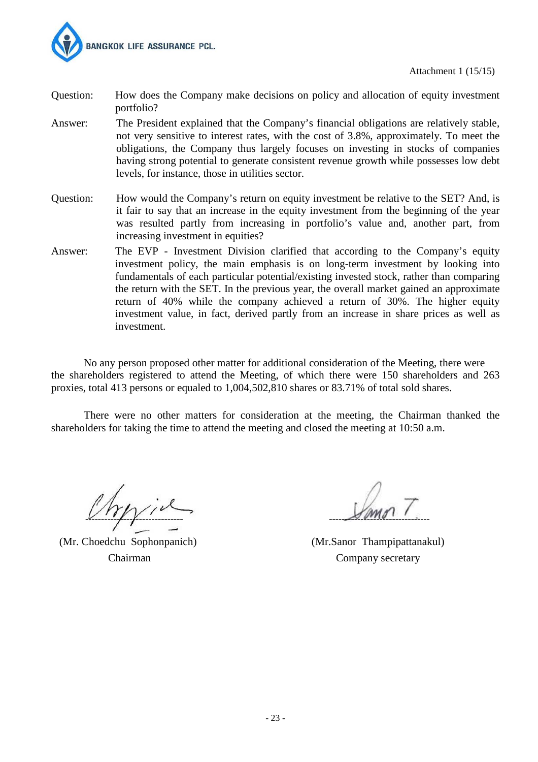Attachment 1 (15/15)

Question: How does the Company make decisions on policy and allocation of equity investment portfolio?

Answer: The President explained that the Company's financial obligations are relatively stable, not very sensitive to interest rates, with the cost of 3.8%, approximately. To meet the obligations, the Company thus largely focuses on investing in stocks of companies having strong potential to generate consistent revenue growth while possesses low debt levels, for instance, those in utilities sector.

Question: How would the Company's return on equity investment be relative to the SET? And, is it fair to say that an increase in the equity investment from the beginning of the year was resulted partly from increasing in portfolio's value and, another part, from increasing investment in equities?

Answer: The EVP - Investment Division clarified that according to the Company's equity investment policy, the main emphasis is on long-term investment by looking into fundamentals of each particular potential/existing invested stock, rather than comparing the return with the SET. In the previous year, the overall market gained an approximate return of 40% while the company achieved a return of 30%. The higher equity investment value, in fact, derived partly from an increase in share prices as well as investment.

No any person proposed other matter for additional consideration of the Meeting, there were the shareholders registered to attend the Meeting, of which there were 150 shareholders and 263 proxies, total 413 persons or equaled to 1,004,502,810 shares or 83.71% of total sold shares.

There were no other matters for consideration at the meeting, the Chairman thanked the shareholders for taking the time to attend the meeting and closed the meeting at 10:50 a.m.

(Mr. Choedchu Sophonpanich)
Chairman

(Mr.Sanor Thampipattanakul)
Company secretary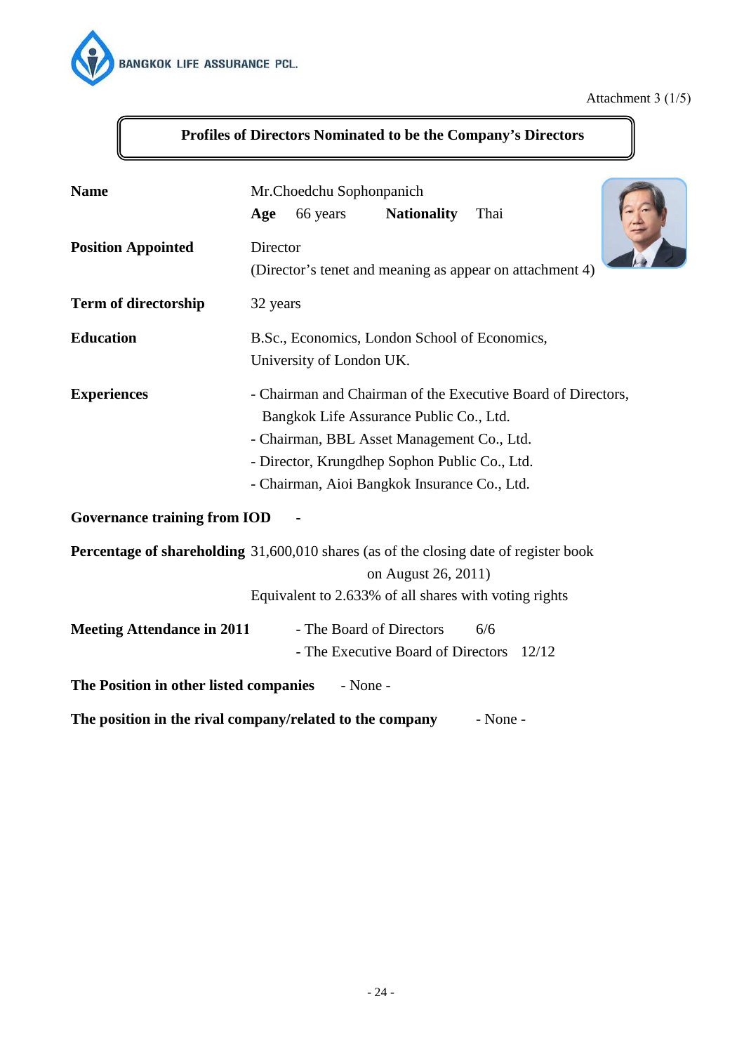BANGKOK LIFE ASSURANCE PCL.

Attachment 3 (1/5)

## Profiles of Directors Nominated to be the Company's Directors

**Name** Mr.Choedchu Sophonpanich

**Age** 66 years **Nationality** Thai

**Position Appointed** Director
(Director's tenet and meaning as appear on attachment 4)

**Term of directorship** 32 years

**Education** B.Sc., Economics, London School of Economics, University of London UK.

**Experiences**
- Chairman and Chairman of the Executive Board of Directors, Bangkok Life Assurance Public Co., Ltd.
- Chairman, BBL Asset Management Co., Ltd.
- Director, Krungdhep Sophon Public Co., Ltd.
- Chairman, Aioi Bangkok Insurance Co., Ltd.

**Governance training from IOD** -

**Percentage of shareholding** 31,600,010 shares (as of the closing date of register book on August 26, 2011)
Equivalent to 2.633% of all shares with voting rights

**Meeting Attendance in 2011**
- The Board of Directors 6/6
- The Executive Board of Directors 12/12

**The Position in other listed companies** - None -

**The position in the rival company/related to the company** - None -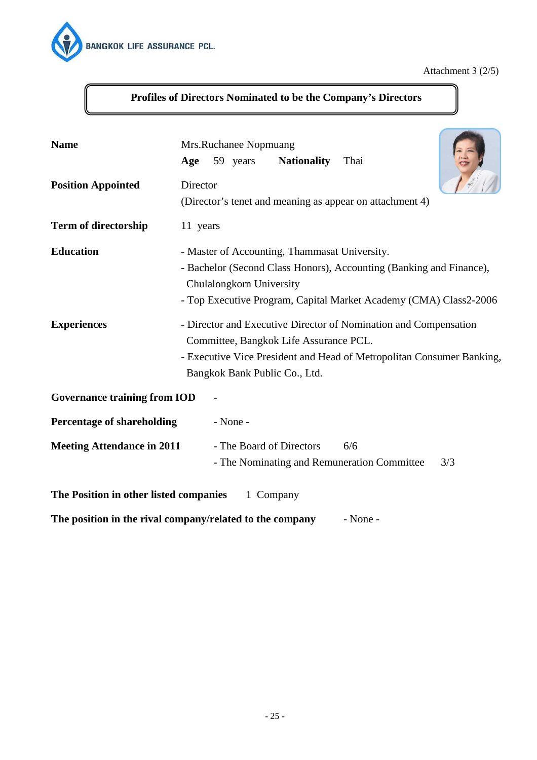Attachment 3 (2/5)

## Profiles of Directors Nominated to be the Company's Directors

**Name** Mrs.Ruchanee Nopmuang

**Age** 59 years **Nationality** Thai

**Position Appointed** Director
(Director's tenet and meaning as appear on attachment 4)

**Term of directorship** 11 years

**Education**
- Master of Accounting, Thammasat University.
- Bachelor (Second Class Honors), Accounting (Banking and Finance), Chulalongkorn University
- Top Executive Program, Capital Market Academy (CMA) Class2-2006

**Experiences**
- Director and Executive Director of Nomination and Compensation Committee, Bangkok Life Assurance PCL.
- Executive Vice President and Head of Metropolitan Consumer Banking, Bangkok Bank Public Co., Ltd.

**Governance training from IOD** -

**Percentage of shareholding** - None -

**Meeting Attendance in 2011**
- The Board of Directors 6/6
- The Nominating and Remuneration Committee 3/3

**The Position in other listed companies** 1 Company

**The position in the rival company/related to the company** - None -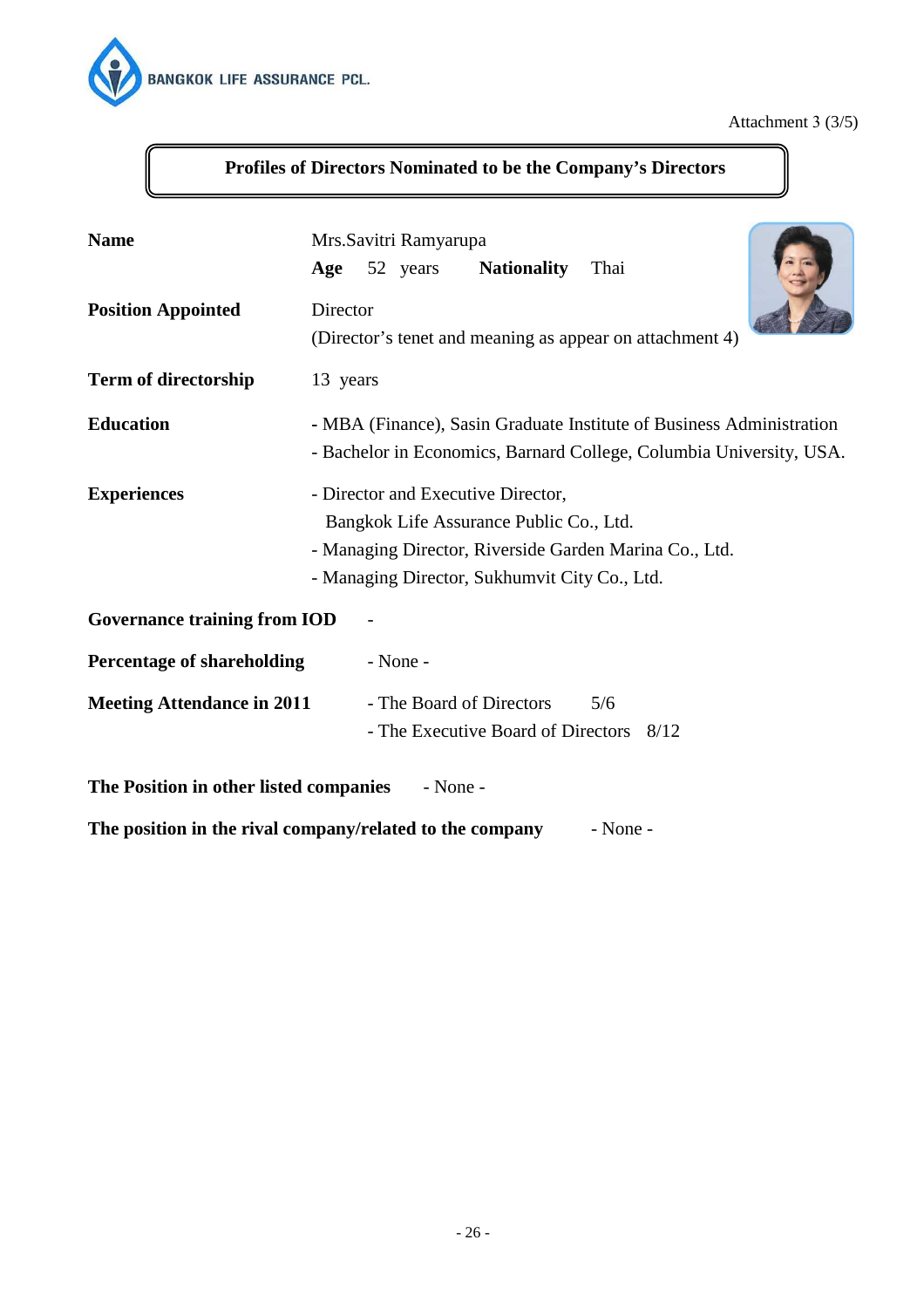Attachment 3 (3/5)

## Profiles of Directors Nominated to be the Company's Directors

**Name** Mrs.Savitri Ramyarupa

**Age** 52 years **Nationality** Thai

**Position Appointed** Director
(Director's tenet and meaning as appear on attachment 4)

**Term of directorship** 13 years

**Education**
- MBA (Finance), Sasin Graduate Institute of Business Administration
- Bachelor in Economics, Barnard College, Columbia University, USA.

**Experiences**
- Director and Executive Director, Bangkok Life Assurance Public Co., Ltd.
- Managing Director, Riverside Garden Marina Co., Ltd.
- Managing Director, Sukhumvit City Co., Ltd.

**Governance training from IOD** -

**Percentage of shareholding** - None -

**Meeting Attendance in 2011**
- The Board of Directors 5/6
- The Executive Board of Directors 8/12

**The Position in other listed companies** - None -

**The position in the rival company/related to the company** - None -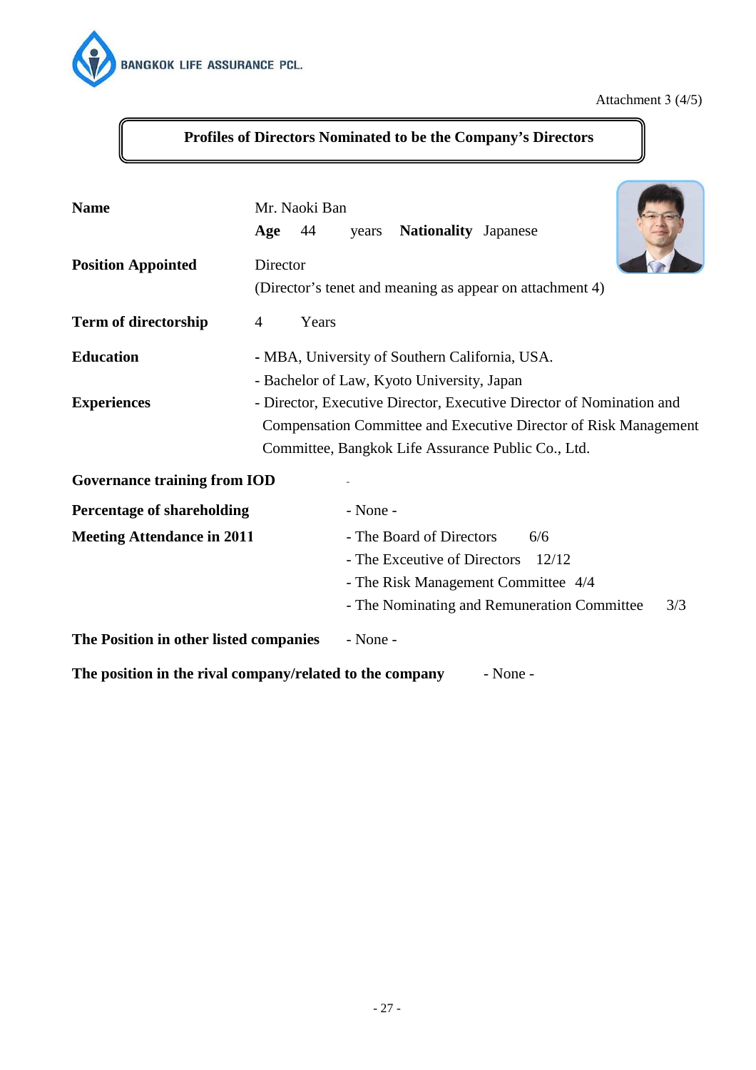Attachment 3 (4/5)

## Profiles of Directors Nominated to be the Company's Directors

**Name** Mr. Naoki Ban

**Age** 44 years **Nationality** Japanese

**Position Appointed** Director

(Director's tenet and meaning as appear on attachment 4)

**Term of directorship** 4 Years

**Education**
- MBA, University of Southern California, USA.
- Bachelor of Law, Kyoto University, Japan

**Experiences**
- Director, Executive Director, Executive Director of Nomination and Compensation Committee and Executive Director of Risk Management Committee, Bangkok Life Assurance Public Co., Ltd.

**Governance training from IOD** -

**Percentage of shareholding** - None -

**Meeting Attendance in 2011**
- The Board of Directors 6/6
- The Exceutive of Directors 12/12
- The Risk Management Committee 4/4
- The Nominating and Remuneration Committee 3/3

**The Position in other listed companies** - None -

**The position in the rival company/related to the company** - None -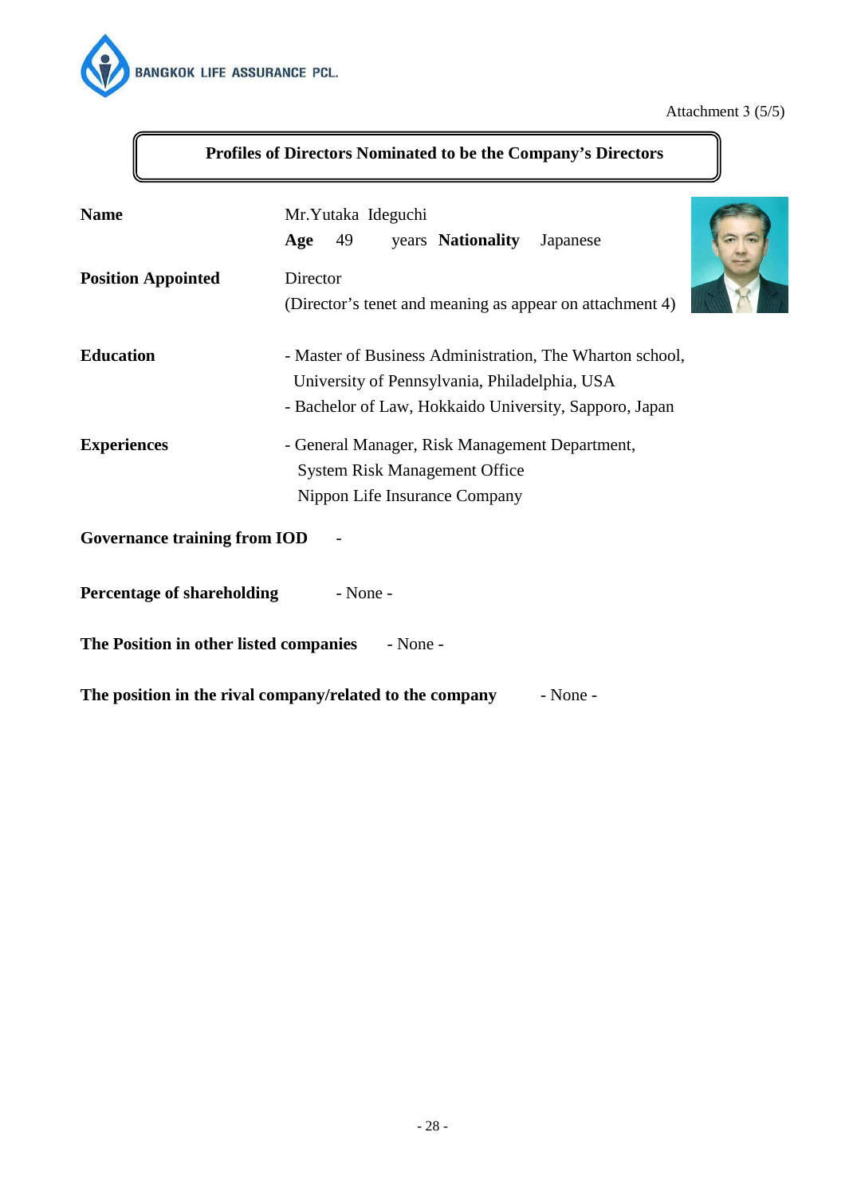Attachment 3 (5/5)

## Profiles of Directors Nominated to be the Company's Directors

| | |
|---|---|
| **Name** | Mr.Yutaka Ideguchi |
| | **Age** 49 years **Nationality** Japanese |
| **Position Appointed** | Director<br>(Director's tenet and meaning as appear on attachment 4) |
| **Education** | - Master of Business Administration, The Wharton school, University of Pennsylvania, Philadelphia, USA<br>- Bachelor of Law, Hokkaido University, Sapporo, Japan |
| **Experiences** | - General Manager, Risk Management Department, System Risk Management Office Nippon Life Insurance Company |

**Governance training from IOD** -

**Percentage of shareholding** - None -

**The Position in other listed companies** - None -

**The position in the rival company/related to the company** - None -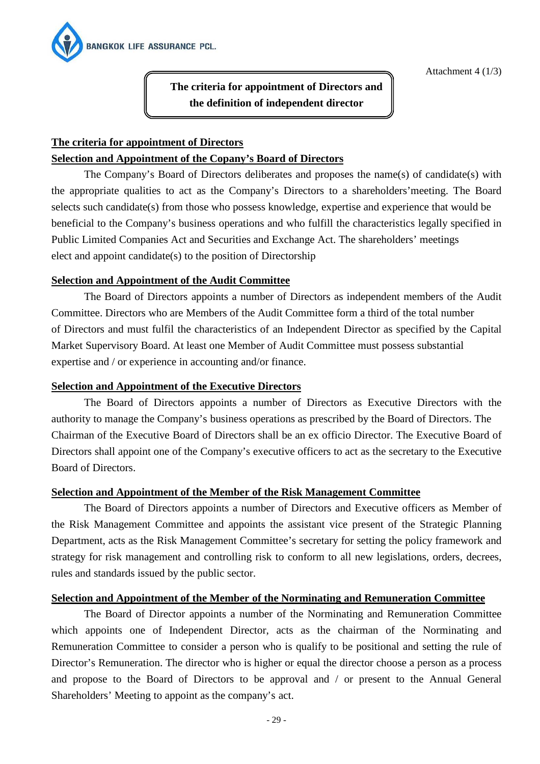Attachment 4 (1/3)

# The criteria for appointment of Directors and the definition of independent director

## The criteria for appointment of Directors

### Selection and Appointment of the Copany's Board of Directors

The Company's Board of Directors deliberates and proposes the name(s) of candidate(s) with the appropriate qualities to act as the Company's Directors to a shareholders'meeting. The Board selects such candidate(s) from those who possess knowledge, expertise and experience that would be beneficial to the Company's business operations and who fulfill the characteristics legally specified in Public Limited Companies Act and Securities and Exchange Act. The shareholders' meetings elect and appoint candidate(s) to the position of Directorship

### Selection and Appointment of the Audit Committee

The Board of Directors appoints a number of Directors as independent members of the Audit Committee. Directors who are Members of the Audit Committee form a third of the total number of Directors and must fulfil the characteristics of an Independent Director as specified by the Capital Market Supervisory Board. At least one Member of Audit Committee must possess substantial expertise and / or experience in accounting and/or finance.

### Selection and Appointment of the Executive Directors

The Board of Directors appoints a number of Directors as Executive Directors with the authority to manage the Company's business operations as prescribed by the Board of Directors. The Chairman of the Executive Board of Directors shall be an ex officio Director. The Executive Board of Directors shall appoint one of the Company's executive officers to act as the secretary to the Executive Board of Directors.

### Selection and Appointment of the Member of the Risk Management Committee

The Board of Directors appoints a number of Directors and Executive officers as Member of the Risk Management Committee and appoints the assistant vice present of the Strategic Planning Department, acts as the Risk Management Committee's secretary for setting the policy framework and strategy for risk management and controlling risk to conform to all new legislations, orders, decrees, rules and standards issued by the public sector.

### Selection and Appointment of the Member of the Norminating and Remuneration Committee

The Board of Director appoints a number of the Norminating and Remuneration Committee which appoints one of Independent Director, acts as the chairman of the Norminating and Remuneration Committee to consider a person who is qualify to be positional and setting the rule of Director's Remuneration. The director who is higher or equal the director choose a person as a process and propose to the Board of Directors to be approval and / or present to the Annual General Shareholders' Meeting to appoint as the company's act.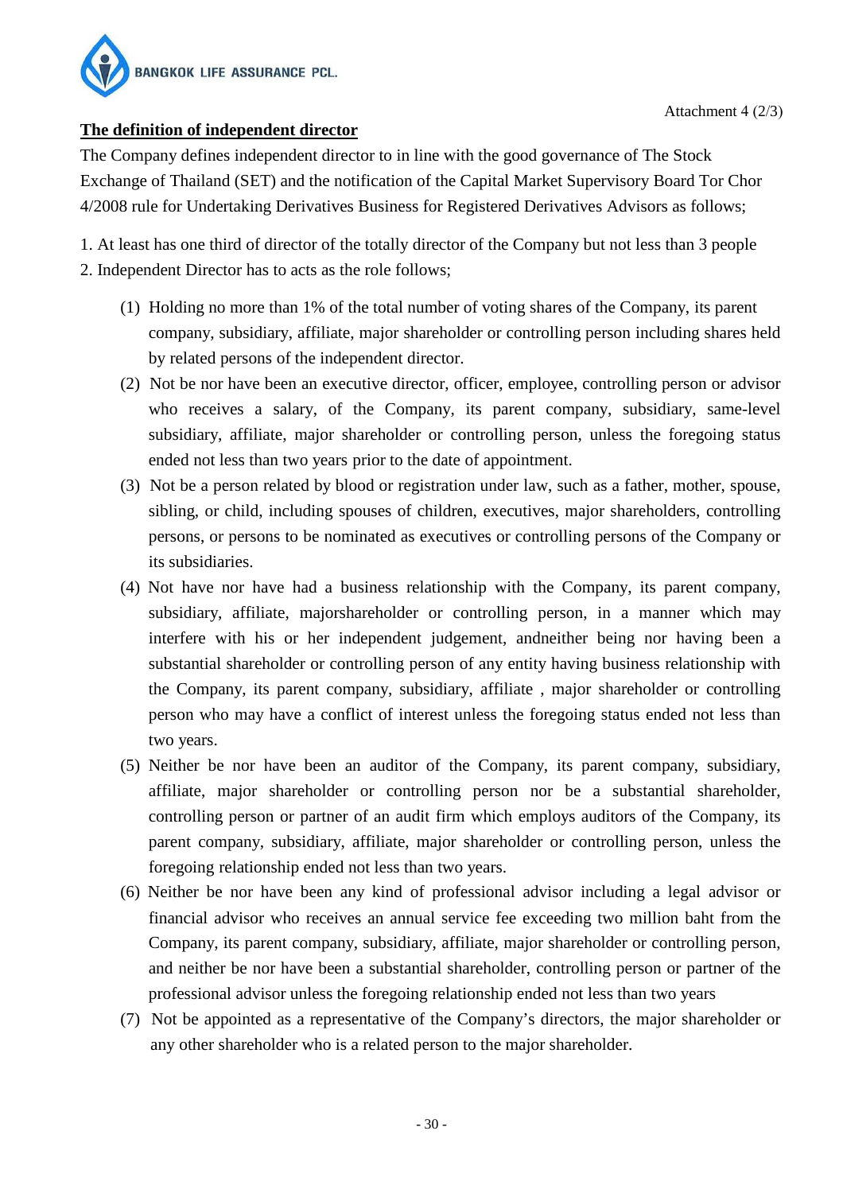Attachment 4 (2/3)

**The definition of independent director**

The Company defines independent director to in line with the good governance of The Stock Exchange of Thailand (SET) and the notification of the Capital Market Supervisory Board Tor Chor 4/2008 rule for Undertaking Derivatives Business for Registered Derivatives Advisors as follows;

1. At least has one third of director of the totally director of the Company but not less than 3 people
2. Independent Director has to acts as the role follows;

   (1) Holding no more than 1% of the total number of voting shares of the Company, its parent company, subsidiary, affiliate, major shareholder or controlling person including shares held by related persons of the independent director.

   (2) Not be nor have been an executive director, officer, employee, controlling person or advisor who receives a salary, of the Company, its parent company, subsidiary, same-level subsidiary, affiliate, major shareholder or controlling person, unless the foregoing status ended not less than two years prior to the date of appointment.

   (3) Not be a person related by blood or registration under law, such as a father, mother, spouse, sibling, or child, including spouses of children, executives, major shareholders, controlling persons, or persons to be nominated as executives or controlling persons of the Company or its subsidiaries.

   (4) Not have nor have had a business relationship with the Company, its parent company, subsidiary, affiliate, majorshareholder or controlling person, in a manner which may interfere with his or her independent judgement, andneither being nor having been a substantial shareholder or controlling person of any entity having business relationship with the Company, its parent company, subsidiary, affiliate , major shareholder or controlling person who may have a conflict of interest unless the foregoing status ended not less than two years.

   (5) Neither be nor have been an auditor of the Company, its parent company, subsidiary, affiliate, major shareholder or controlling person nor be a substantial shareholder, controlling person or partner of an audit firm which employs auditors of the Company, its parent company, subsidiary, affiliate, major shareholder or controlling person, unless the foregoing relationship ended not less than two years.

   (6) Neither be nor have been any kind of professional advisor including a legal advisor or financial advisor who receives an annual service fee exceeding two million baht from the Company, its parent company, subsidiary, affiliate, major shareholder or controlling person, and neither be nor have been a substantial shareholder, controlling person or partner of the professional advisor unless the foregoing relationship ended not less than two years

   (7) Not be appointed as a representative of the Company's directors, the major shareholder or any other shareholder who is a related person to the major shareholder.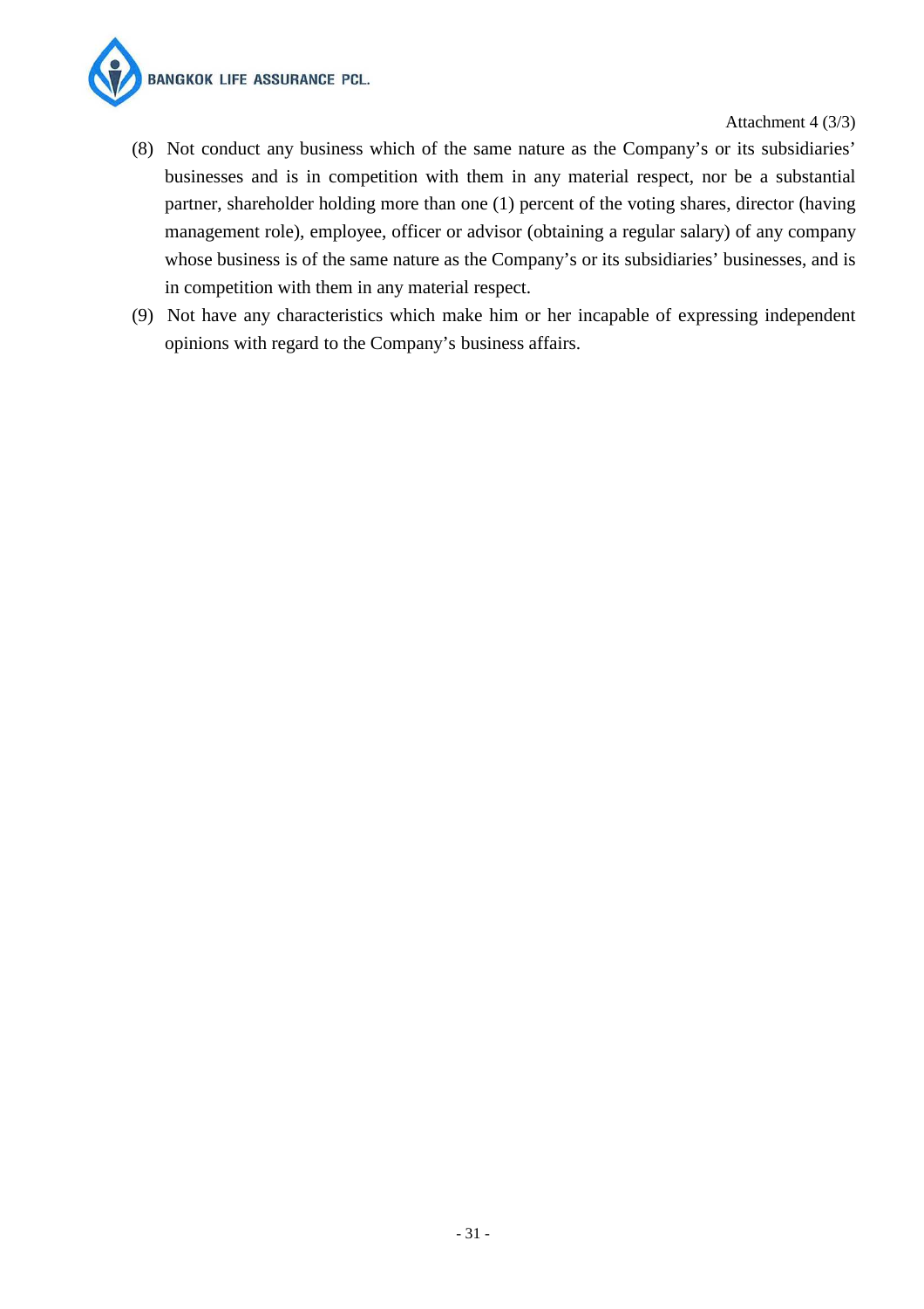Attachment 4 (3/3)

(8) Not conduct any business which of the same nature as the Company's or its subsidiaries' businesses and is in competition with them in any material respect, nor be a substantial partner, shareholder holding more than one (1) percent of the voting shares, director (having management role), employee, officer or advisor (obtaining a regular salary) of any company whose business is of the same nature as the Company's or its subsidiaries' businesses, and is in competition with them in any material respect.

(9) Not have any characteristics which make him or her incapable of expressing independent opinions with regard to the Company's business affairs.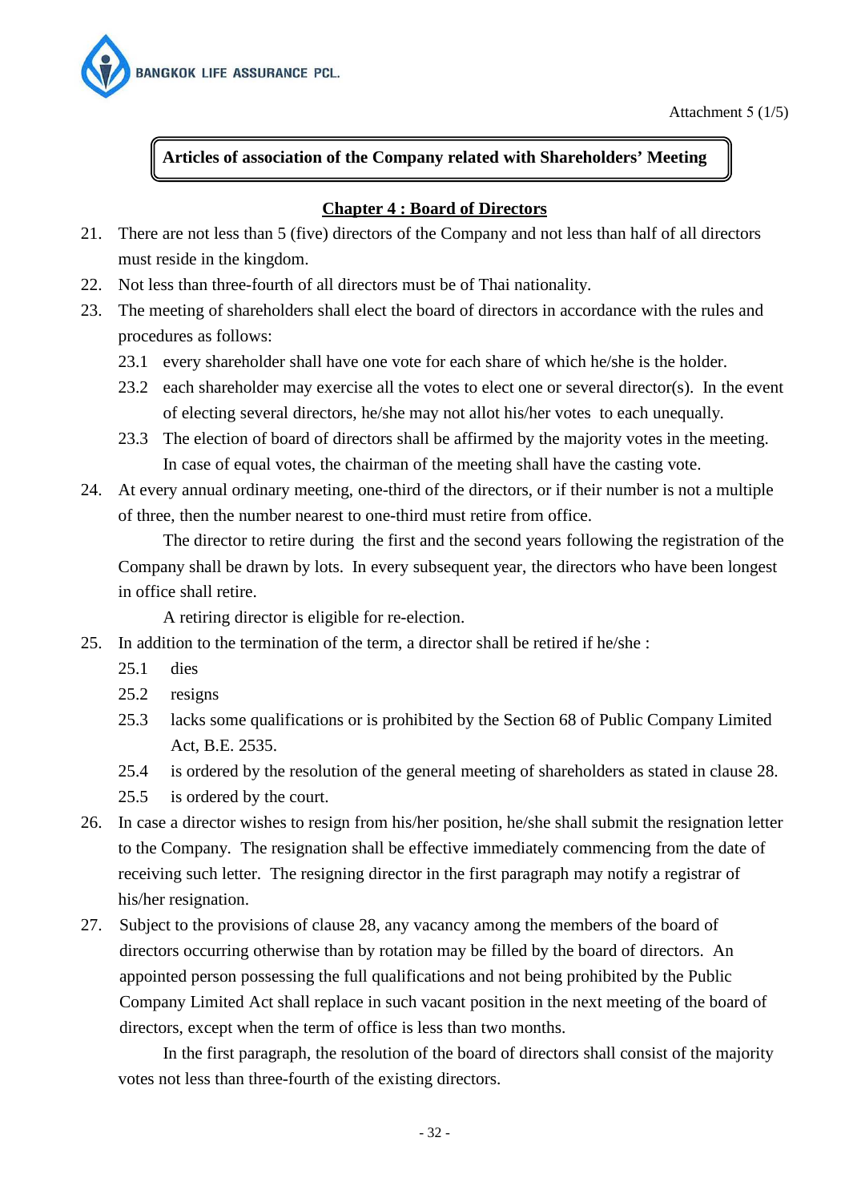Attachment 5 (1/5)

**Articles of association of the Company related with Shareholders' Meeting**

## Chapter 4 : Board of Directors

21. There are not less than 5 (five) directors of the Company and not less than half of all directors must reside in the kingdom.
22. Not less than three-fourth of all directors must be of Thai nationality.
23. The meeting of shareholders shall elect the board of directors in accordance with the rules and procedures as follows:
    - 23.1 every shareholder shall have one vote for each share of which he/she is the holder.
    - 23.2 each shareholder may exercise all the votes to elect one or several director(s). In the event of electing several directors, he/she may not allot his/her votes to each unequally.
    - 23.3 The election of board of directors shall be affirmed by the majority votes in the meeting. In case of equal votes, the chairman of the meeting shall have the casting vote.
24. At every annual ordinary meeting, one-third of the directors, or if their number is not a multiple of three, then the number nearest to one-third must retire from office.

    The director to retire during the first and the second years following the registration of the Company shall be drawn by lots. In every subsequent year, the directors who have been longest in office shall retire.

    A retiring director is eligible for re-election.
25. In addition to the termination of the term, a director shall be retired if he/she :
    - 25.1 dies
    - 25.2 resigns
    - 25.3 lacks some qualifications or is prohibited by the Section 68 of Public Company Limited Act, B.E. 2535.
    - 25.4 is ordered by the resolution of the general meeting of shareholders as stated in clause 28.
    - 25.5 is ordered by the court.
26. In case a director wishes to resign from his/her position, he/she shall submit the resignation letter to the Company. The resignation shall be effective immediately commencing from the date of receiving such letter. The resigning director in the first paragraph may notify a registrar of his/her resignation.
27. Subject to the provisions of clause 28, any vacancy among the members of the board of directors occurring otherwise than by rotation may be filled by the board of directors. An appointed person possessing the full qualifications and not being prohibited by the Public Company Limited Act shall replace in such vacant position in the next meeting of the board of directors, except when the term of office is less than two months.

    In the first paragraph, the resolution of the board of directors shall consist of the majority votes not less than three-fourth of the existing directors.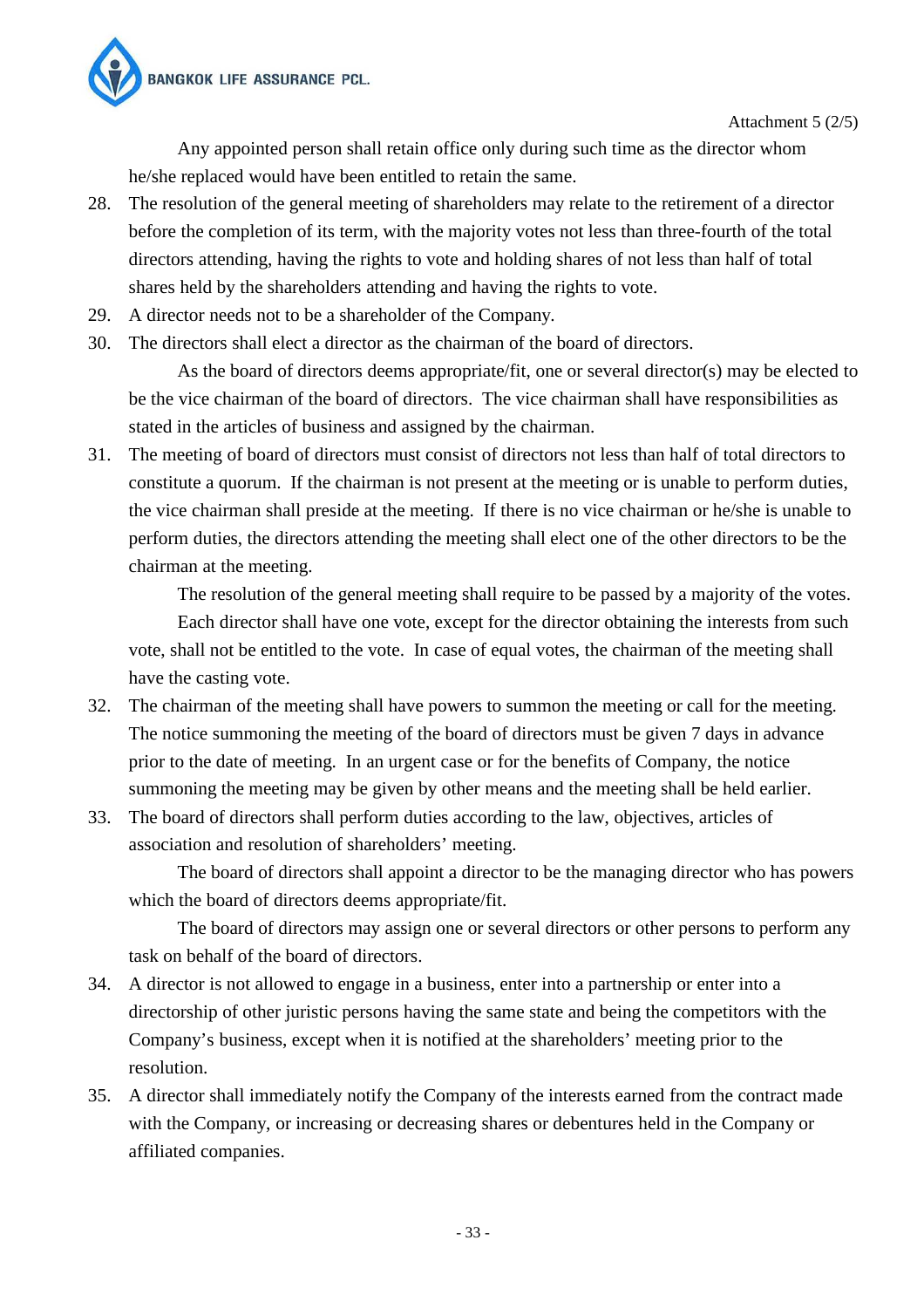Attachment 5 (2/5)

Any appointed person shall retain office only during such time as the director whom he/she replaced would have been entitled to retain the same.

28. The resolution of the general meeting of shareholders may relate to the retirement of a director before the completion of its term, with the majority votes not less than three-fourth of the total directors attending, having the rights to vote and holding shares of not less than half of total shares held by the shareholders attending and having the rights to vote.
29. A director needs not to be a shareholder of the Company.
30. The directors shall elect a director as the chairman of the board of directors.

    As the board of directors deems appropriate/fit, one or several director(s) may be elected to be the vice chairman of the board of directors. The vice chairman shall have responsibilities as stated in the articles of business and assigned by the chairman.
31. The meeting of board of directors must consist of directors not less than half of total directors to constitute a quorum. If the chairman is not present at the meeting or is unable to perform duties, the vice chairman shall preside at the meeting. If there is no vice chairman or he/she is unable to perform duties, the directors attending the meeting shall elect one of the other directors to be the chairman at the meeting.

    The resolution of the general meeting shall require to be passed by a majority of the votes.

    Each director shall have one vote, except for the director obtaining the interests from such vote, shall not be entitled to the vote. In case of equal votes, the chairman of the meeting shall have the casting vote.
32. The chairman of the meeting shall have powers to summon the meeting or call for the meeting. The notice summoning the meeting of the board of directors must be given 7 days in advance prior to the date of meeting. In an urgent case or for the benefits of Company, the notice summoning the meeting may be given by other means and the meeting shall be held earlier.
33. The board of directors shall perform duties according to the law, objectives, articles of association and resolution of shareholders' meeting.

    The board of directors shall appoint a director to be the managing director who has powers which the board of directors deems appropriate/fit.

    The board of directors may assign one or several directors or other persons to perform any task on behalf of the board of directors.
34. A director is not allowed to engage in a business, enter into a partnership or enter into a directorship of other juristic persons having the same state and being the competitors with the Company's business, except when it is notified at the shareholders' meeting prior to the resolution.
35. A director shall immediately notify the Company of the interests earned from the contract made with the Company, or increasing or decreasing shares or debentures held in the Company or affiliated companies.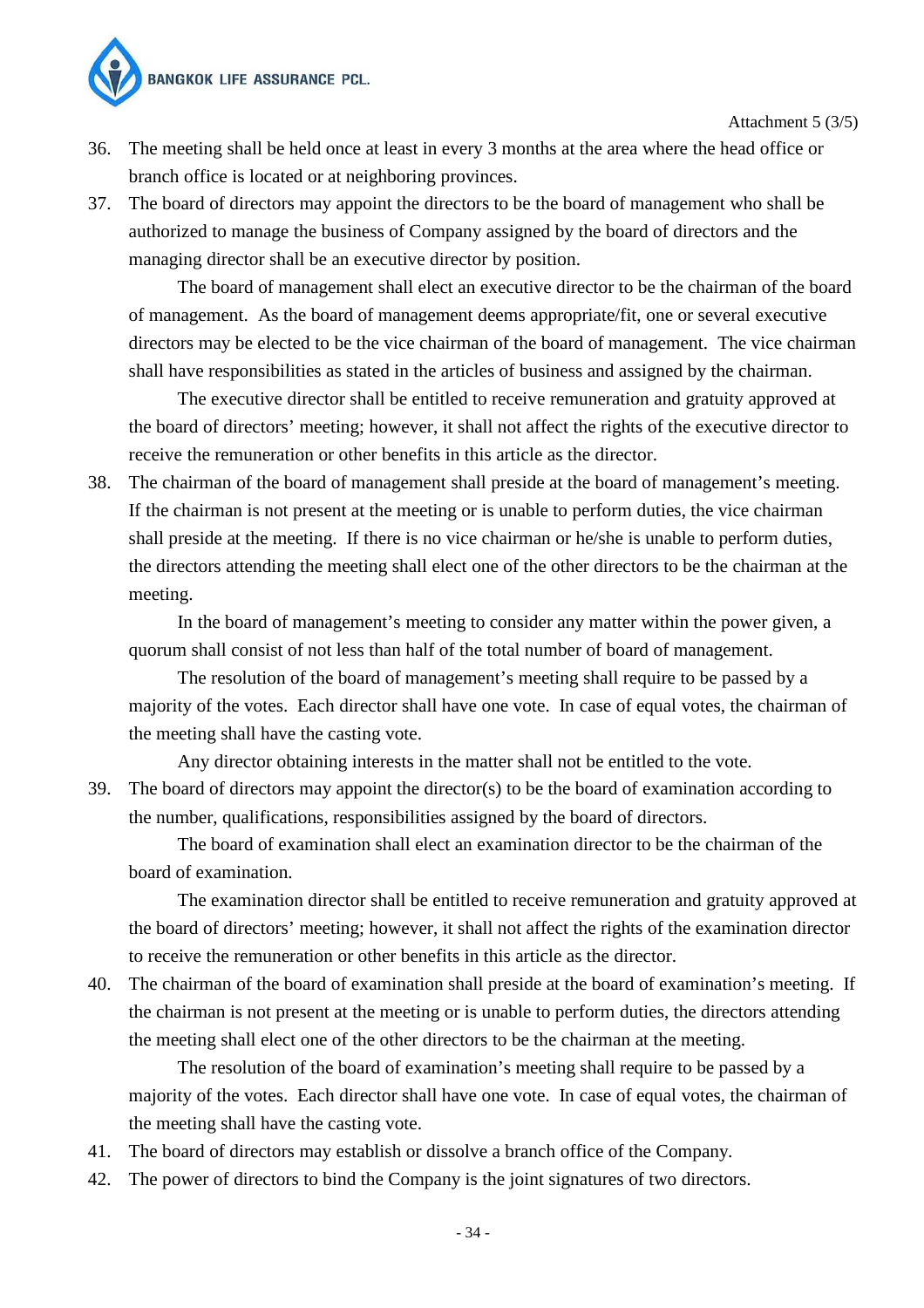Attachment 5 (3/5)

36. The meeting shall be held once at least in every 3 months at the area where the head office or branch office is located or at neighboring provinces.

37. The board of directors may appoint the directors to be the board of management who shall be authorized to manage the business of Company assigned by the board of directors and the managing director shall be an executive director by position.

    The board of management shall elect an executive director to be the chairman of the board of management. As the board of management deems appropriate/fit, one or several executive directors may be elected to be the vice chairman of the board of management. The vice chairman shall have responsibilities as stated in the articles of business and assigned by the chairman.

    The executive director shall be entitled to receive remuneration and gratuity approved at the board of directors' meeting; however, it shall not affect the rights of the executive director to receive the remuneration or other benefits in this article as the director.

38. The chairman of the board of management shall preside at the board of management's meeting. If the chairman is not present at the meeting or is unable to perform duties, the vice chairman shall preside at the meeting. If there is no vice chairman or he/she is unable to perform duties, the directors attending the meeting shall elect one of the other directors to be the chairman at the meeting.

    In the board of management's meeting to consider any matter within the power given, a quorum shall consist of not less than half of the total number of board of management.

    The resolution of the board of management's meeting shall require to be passed by a majority of the votes. Each director shall have one vote. In case of equal votes, the chairman of the meeting shall have the casting vote.

    Any director obtaining interests in the matter shall not be entitled to the vote.

39. The board of directors may appoint the director(s) to be the board of examination according to the number, qualifications, responsibilities assigned by the board of directors.

    The board of examination shall elect an examination director to be the chairman of the board of examination.

    The examination director shall be entitled to receive remuneration and gratuity approved at the board of directors' meeting; however, it shall not affect the rights of the examination director to receive the remuneration or other benefits in this article as the director.

40. The chairman of the board of examination shall preside at the board of examination's meeting. If the chairman is not present at the meeting or is unable to perform duties, the directors attending the meeting shall elect one of the other directors to be the chairman at the meeting.

    The resolution of the board of examination's meeting shall require to be passed by a majority of the votes. Each director shall have one vote. In case of equal votes, the chairman of the meeting shall have the casting vote.

41. The board of directors may establish or dissolve a branch office of the Company.

42. The power of directors to bind the Company is the joint signatures of two directors.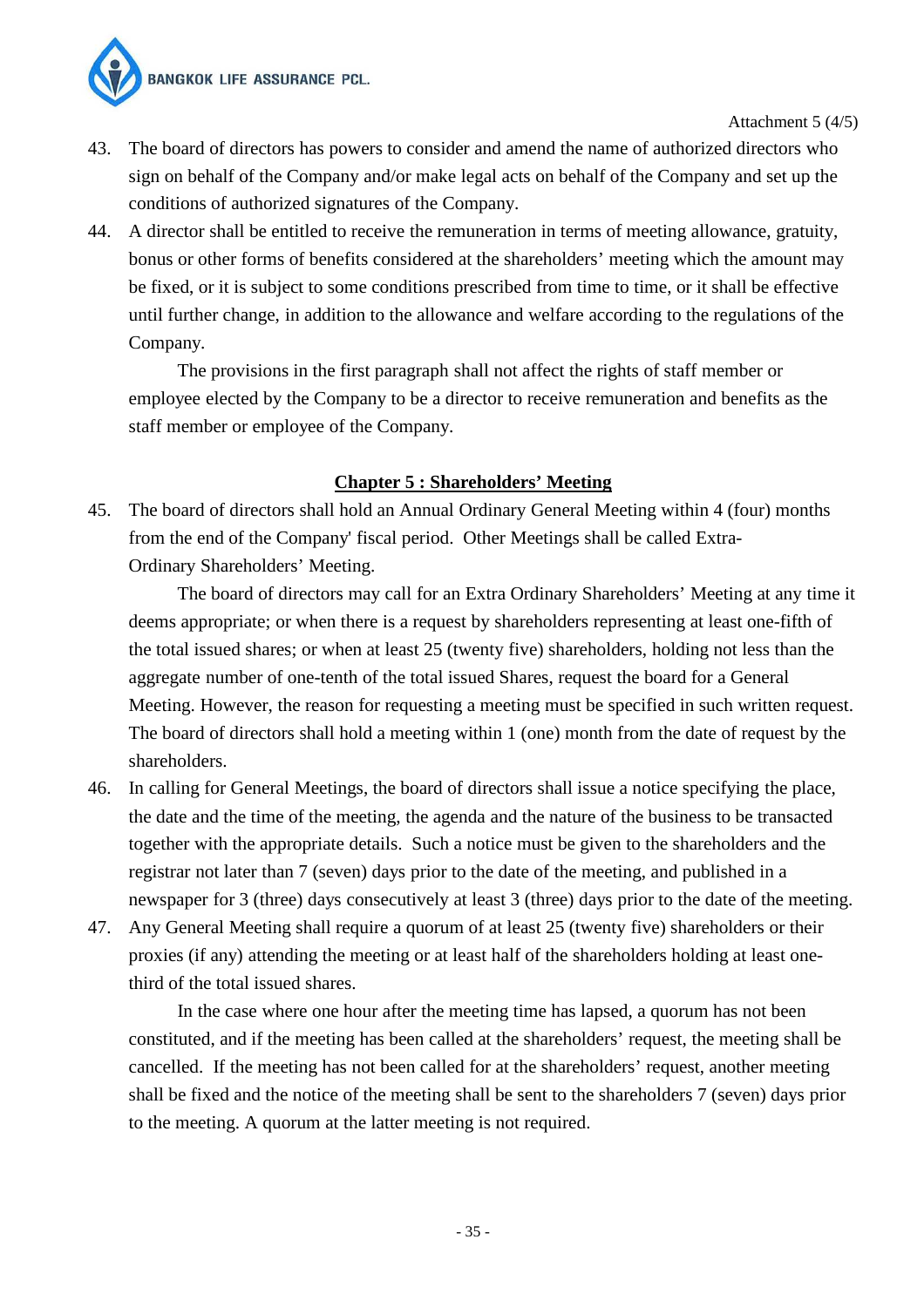Attachment 5 (4/5)

43. The board of directors has powers to consider and amend the name of authorized directors who sign on behalf of the Company and/or make legal acts on behalf of the Company and set up the conditions of authorized signatures of the Company.

44. A director shall be entitled to receive the remuneration in terms of meeting allowance, gratuity, bonus or other forms of benefits considered at the shareholders' meeting which the amount may be fixed, or it is subject to some conditions prescribed from time to time, or it shall be effective until further change, in addition to the allowance and welfare according to the regulations of the Company.

    The provisions in the first paragraph shall not affect the rights of staff member or employee elected by the Company to be a director to receive remuneration and benefits as the staff member or employee of the Company.

## Chapter 5 : Shareholders' Meeting

45. The board of directors shall hold an Annual Ordinary General Meeting within 4 (four) months from the end of the Company' fiscal period. Other Meetings shall be called Extra-Ordinary Shareholders' Meeting.

    The board of directors may call for an Extra Ordinary Shareholders' Meeting at any time it deems appropriate; or when there is a request by shareholders representing at least one-fifth of the total issued shares; or when at least 25 (twenty five) shareholders, holding not less than the aggregate number of one-tenth of the total issued Shares, request the board for a General Meeting. However, the reason for requesting a meeting must be specified in such written request. The board of directors shall hold a meeting within 1 (one) month from the date of request by the shareholders.

46. In calling for General Meetings, the board of directors shall issue a notice specifying the place, the date and the time of the meeting, the agenda and the nature of the business to be transacted together with the appropriate details. Such a notice must be given to the shareholders and the registrar not later than 7 (seven) days prior to the date of the meeting, and published in a newspaper for 3 (three) days consecutively at least 3 (three) days prior to the date of the meeting.

47. Any General Meeting shall require a quorum of at least 25 (twenty five) shareholders or their proxies (if any) attending the meeting or at least half of the shareholders holding at least one-third of the total issued shares.

    In the case where one hour after the meeting time has lapsed, a quorum has not been constituted, and if the meeting has been called at the shareholders' request, the meeting shall be cancelled. If the meeting has not been called for at the shareholders' request, another meeting shall be fixed and the notice of the meeting shall be sent to the shareholders 7 (seven) days prior to the meeting. A quorum at the latter meeting is not required.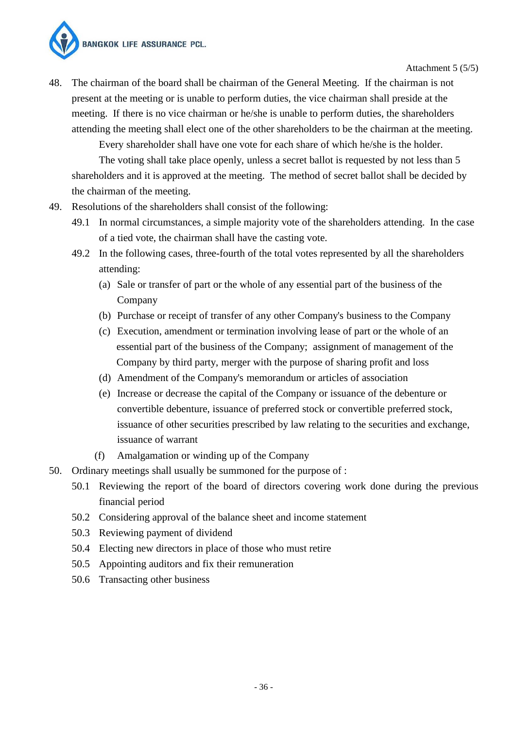Attachment 5 (5/5)

48. The chairman of the board shall be chairman of the General Meeting. If the chairman is not present at the meeting or is unable to perform duties, the vice chairman shall preside at the meeting. If there is no vice chairman or he/she is unable to perform duties, the shareholders attending the meeting shall elect one of the other shareholders to be the chairman at the meeting.

    Every shareholder shall have one vote for each share of which he/she is the holder.

    The voting shall take place openly, unless a secret ballot is requested by not less than 5 shareholders and it is approved at the meeting. The method of secret ballot shall be decided by the chairman of the meeting.

49. Resolutions of the shareholders shall consist of the following:
    - 49.1 In normal circumstances, a simple majority vote of the shareholders attending. In the case of a tied vote, the chairman shall have the casting vote.
    - 49.2 In the following cases, three-fourth of the total votes represented by all the shareholders attending:
        - (a) Sale or transfer of part or the whole of any essential part of the business of the Company
        - (b) Purchase or receipt of transfer of any other Company's business to the Company
        - (c) Execution, amendment or termination involving lease of part or the whole of an essential part of the business of the Company; assignment of management of the Company by third party, merger with the purpose of sharing profit and loss
        - (d) Amendment of the Company's memorandum or articles of association
        - (e) Increase or decrease the capital of the Company or issuance of the debenture or convertible debenture, issuance of preferred stock or convertible preferred stock, issuance of other securities prescribed by law relating to the securities and exchange, issuance of warrant
        - (f) Amalgamation or winding up of the Company

50. Ordinary meetings shall usually be summoned for the purpose of :
    - 50.1 Reviewing the report of the board of directors covering work done during the previous financial period
    - 50.2 Considering approval of the balance sheet and income statement
    - 50.3 Reviewing payment of dividend
    - 50.4 Electing new directors in place of those who must retire
    - 50.5 Appointing auditors and fix their remuneration
    - 50.6 Transacting other business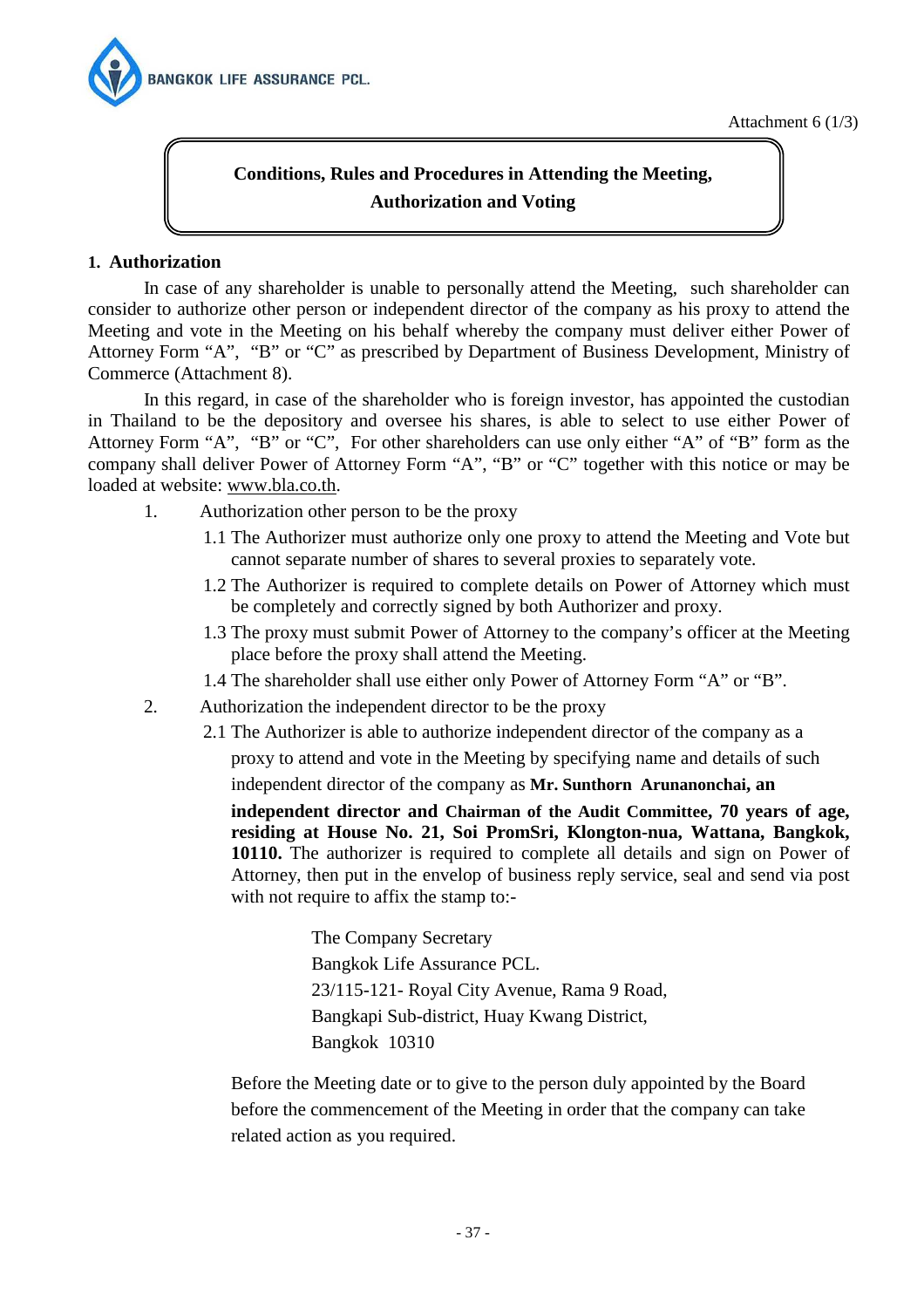Attachment 6 (1/3)

# Conditions, Rules and Procedures in Attending the Meeting, Authorization and Voting

## 1. Authorization

In case of any shareholder is unable to personally attend the Meeting, such shareholder can consider to authorize other person or independent director of the company as his proxy to attend the Meeting and vote in the Meeting on his behalf whereby the company must deliver either Power of Attorney Form "A", "B" or "C" as prescribed by Department of Business Development, Ministry of Commerce (Attachment 8).

In this regard, in case of the shareholder who is foreign investor, has appointed the custodian in Thailand to be the depository and oversee his shares, is able to select to use either Power of Attorney Form "A", "B" or "C", For other shareholders can use only either "A" of "B" form as the company shall deliver Power of Attorney Form "A", "B" or "C" together with this notice or may be loaded at website: www.bla.co.th.

1. Authorization other person to be the proxy
   - 1.1 The Authorizer must authorize only one proxy to attend the Meeting and Vote but cannot separate number of shares to several proxies to separately vote.
   - 1.2 The Authorizer is required to complete details on Power of Attorney which must be completely and correctly signed by both Authorizer and proxy.
   - 1.3 The proxy must submit Power of Attorney to the company's officer at the Meeting place before the proxy shall attend the Meeting.
   - 1.4 The shareholder shall use either only Power of Attorney Form "A" or "B".
2. Authorization the independent director to be the proxy
   - 2.1 The Authorizer is able to authorize independent director of the company as a proxy to attend and vote in the Meeting by specifying name and details of such independent director of the company as **Mr. Sunthorn Arunanonchai, an independent director and Chairman of the Audit Committee, 70 years of age, residing at House No. 21, Soi PromSri, Klongton-nua, Wattana, Bangkok, 10110.** The authorizer is required to complete all details and sign on Power of Attorney, then put in the envelop of business reply service, seal and send via post with not require to affix the stamp to:-

     The Company Secretary
     Bangkok Life Assurance PCL.
     23/115-121- Royal City Avenue, Rama 9 Road,
     Bangkapi Sub-district, Huay Kwang District,
     Bangkok 10310

     Before the Meeting date or to give to the person duly appointed by the Board before the commencement of the Meeting in order that the company can take related action as you required.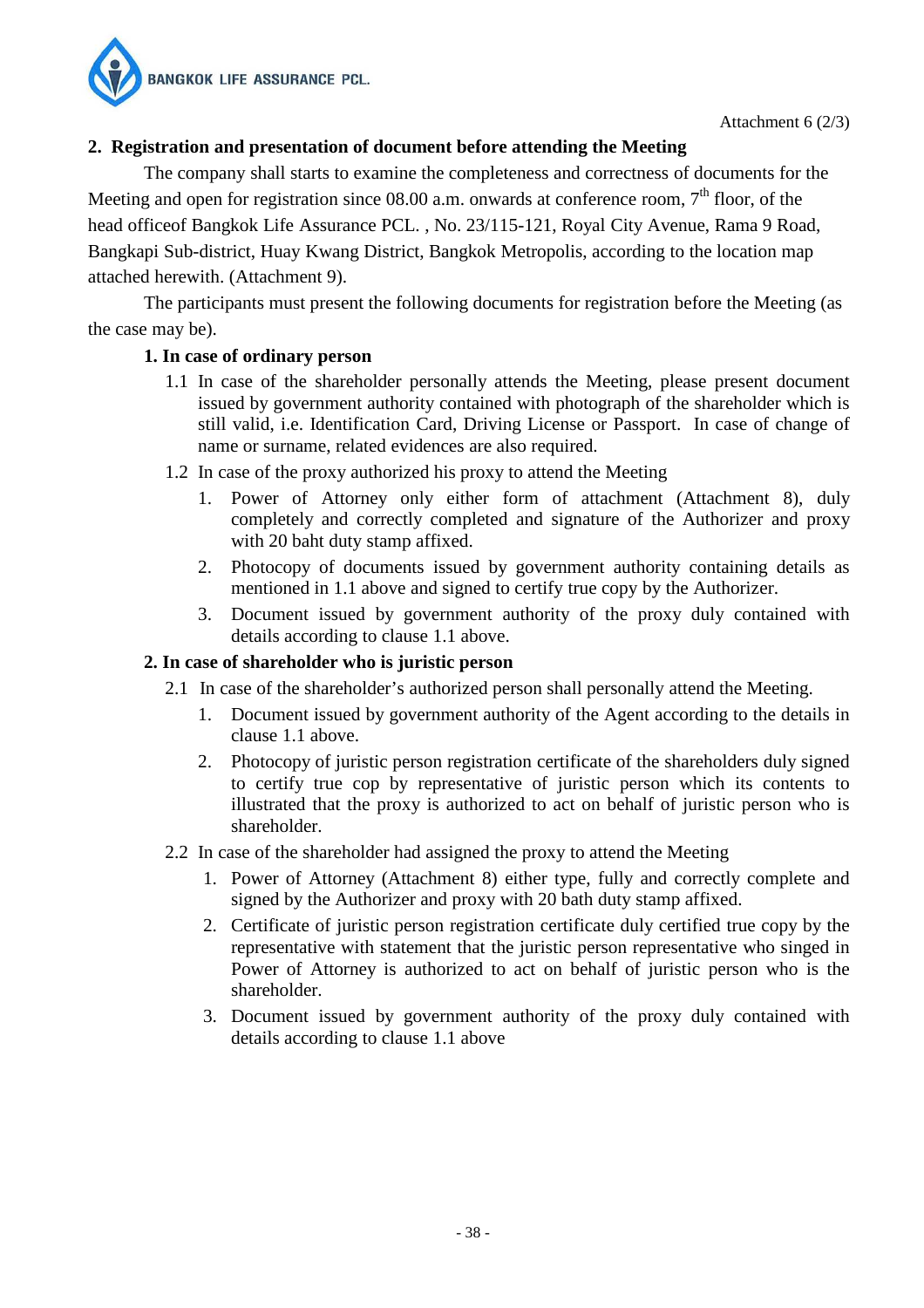Attachment 6 (2/3)

## 2. Registration and presentation of document before attending the Meeting

The company shall starts to examine the completeness and correctness of documents for the Meeting and open for registration since 08.00 a.m. onwards at conference room, 7th floor, of the head officeof Bangkok Life Assurance PCL. , No. 23/115-121, Royal City Avenue, Rama 9 Road, Bangkapi Sub-district, Huay Kwang District, Bangkok Metropolis, according to the location map attached herewith. (Attachment 9).

The participants must present the following documents for registration before the Meeting (as the case may be).

**1. In case of ordinary person**

1.1 In case of the shareholder personally attends the Meeting, please present document issued by government authority contained with photograph of the shareholder which is still valid, i.e. Identification Card, Driving License or Passport. In case of change of name or surname, related evidences are also required.

1.2 In case of the proxy authorized his proxy to attend the Meeting

1. Power of Attorney only either form of attachment (Attachment 8), duly completely and correctly completed and signature of the Authorizer and proxy with 20 baht duty stamp affixed.
2. Photocopy of documents issued by government authority containing details as mentioned in 1.1 above and signed to certify true copy by the Authorizer.
3. Document issued by government authority of the proxy duly contained with details according to clause 1.1 above.

**2. In case of shareholder who is juristic person**

2.1 In case of the shareholder's authorized person shall personally attend the Meeting.

1. Document issued by government authority of the Agent according to the details in clause 1.1 above.
2. Photocopy of juristic person registration certificate of the shareholders duly signed to certify true cop by representative of juristic person which its contents to illustrated that the proxy is authorized to act on behalf of juristic person who is shareholder.

2.2 In case of the shareholder had assigned the proxy to attend the Meeting

1. Power of Attorney (Attachment 8) either type, fully and correctly complete and signed by the Authorizer and proxy with 20 bath duty stamp affixed.
2. Certificate of juristic person registration certificate duly certified true copy by the representative with statement that the juristic person representative who singed in Power of Attorney is authorized to act on behalf of juristic person who is the shareholder.
3. Document issued by government authority of the proxy duly contained with details according to clause 1.1 above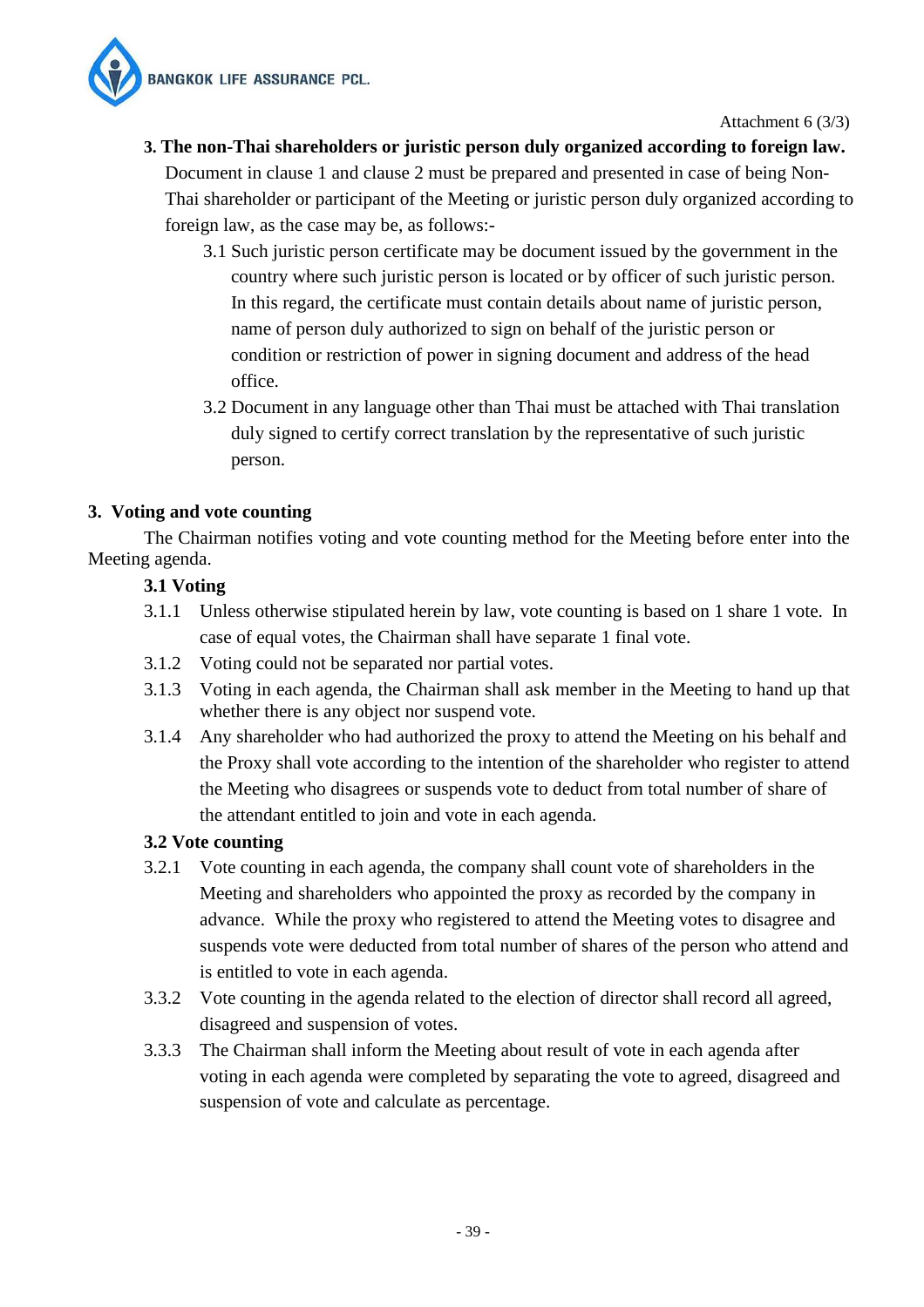Attachment 6 (3/3)

**3. The non-Thai shareholders or juristic person duly organized according to foreign law.**

Document in clause 1 and clause 2 must be prepared and presented in case of being Non-Thai shareholder or participant of the Meeting or juristic person duly organized according to foreign law, as the case may be, as follows:-

3.1 Such juristic person certificate may be document issued by the government in the country where such juristic person is located or by officer of such juristic person. In this regard, the certificate must contain details about name of juristic person, name of person duly authorized to sign on behalf of the juristic person or condition or restriction of power in signing document and address of the head office.

3.2 Document in any language other than Thai must be attached with Thai translation duly signed to certify correct translation by the representative of such juristic person.

## 3. Voting and vote counting

The Chairman notifies voting and vote counting method for the Meeting before enter into the Meeting agenda.

### 3.1 Voting

3.1.1 Unless otherwise stipulated herein by law, vote counting is based on 1 share 1 vote. In case of equal votes, the Chairman shall have separate 1 final vote.

3.1.2 Voting could not be separated nor partial votes.

3.1.3 Voting in each agenda, the Chairman shall ask member in the Meeting to hand up that whether there is any object nor suspend vote.

3.1.4 Any shareholder who had authorized the proxy to attend the Meeting on his behalf and the Proxy shall vote according to the intention of the shareholder who register to attend the Meeting who disagrees or suspends vote to deduct from total number of share of the attendant entitled to join and vote in each agenda.

### 3.2 Vote counting

3.2.1 Vote counting in each agenda, the company shall count vote of shareholders in the Meeting and shareholders who appointed the proxy as recorded by the company in advance. While the proxy who registered to attend the Meeting votes to disagree and suspends vote were deducted from total number of shares of the person who attend and is entitled to vote in each agenda.

3.3.2 Vote counting in the agenda related to the election of director shall record all agreed, disagreed and suspension of votes.

3.3.3 The Chairman shall inform the Meeting about result of vote in each agenda after voting in each agenda were completed by separating the vote to agreed, disagreed and suspension of vote and calculate as percentage.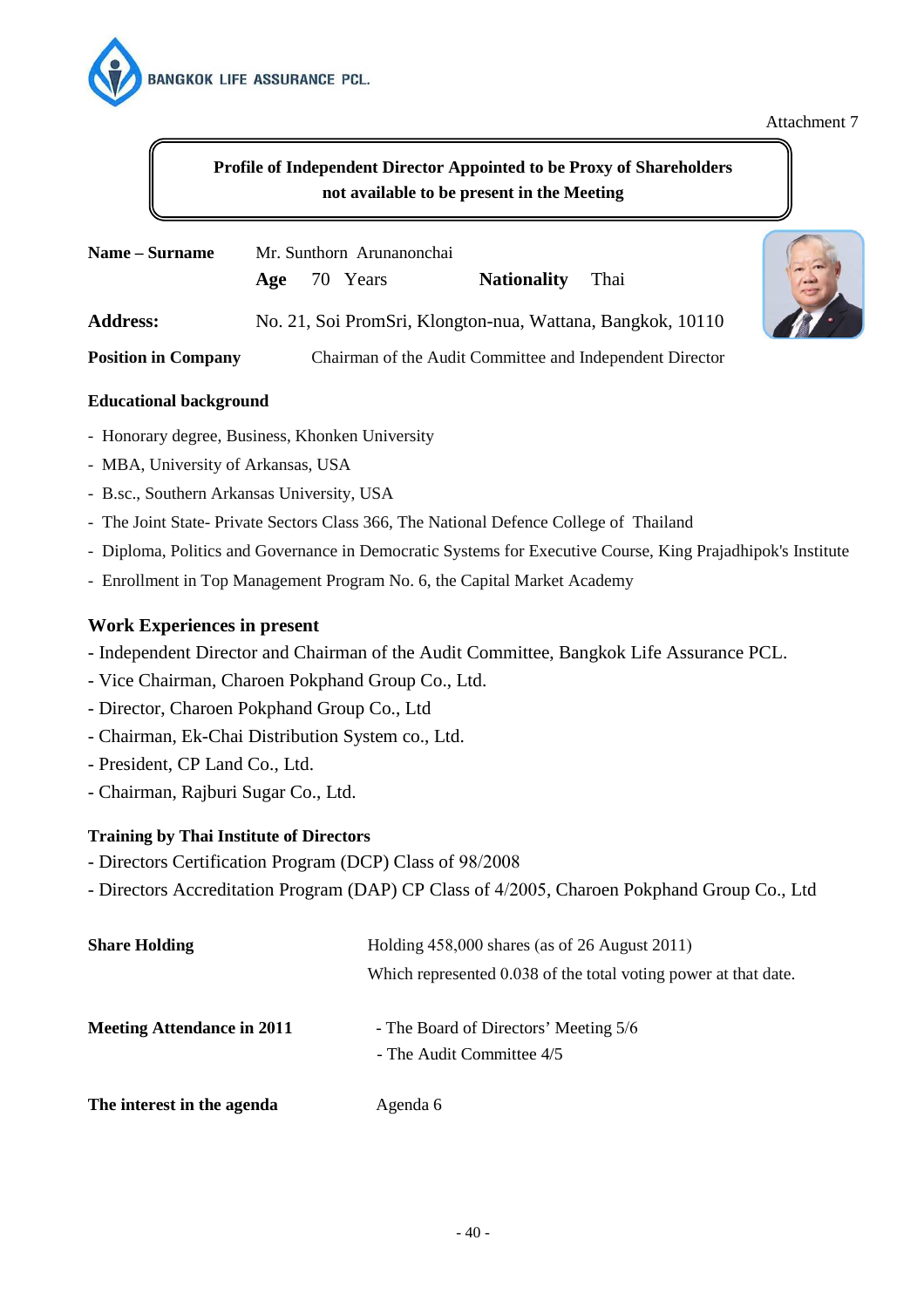Attachment 7

**Profile of Independent Director Appointed to be Proxy of Shareholders not available to be present in the Meeting**

**Name – Surname** Mr. Sunthorn Arunanonchai

**Age** 70 Years **Nationality** Thai

**Address:** No. 21, Soi PromSri, Klongton-nua, Wattana, Bangkok, 10110

**Position in Company** Chairman of the Audit Committee and Independent Director

**Educational background**

- Honorary degree, Business, Khonken University
- MBA, University of Arkansas, USA
- B.sc., Southern Arkansas University, USA
- The Joint State- Private Sectors Class 366, The National Defence College of Thailand
- Diploma, Politics and Governance in Democratic Systems for Executive Course, King Prajadhipok's Institute
- Enrollment in Top Management Program No. 6, the Capital Market Academy

**Work Experiences in present**

- Independent Director and Chairman of the Audit Committee, Bangkok Life Assurance PCL.
- Vice Chairman, Charoen Pokphand Group Co., Ltd.
- Director, Charoen Pokphand Group Co., Ltd
- Chairman, Ek-Chai Distribution System co., Ltd.
- President, CP Land Co., Ltd.
- Chairman, Rajburi Sugar Co., Ltd.

**Training by Thai Institute of Directors**

- Directors Certification Program (DCP) Class of 98/2008
- Directors Accreditation Program (DAP) CP Class of 4/2005, Charoen Pokphand Group Co., Ltd

**Share Holding** Holding 458,000 shares (as of 26 August 2011)
Which represented 0.038 of the total voting power at that date.

**Meeting Attendance in 2011**
- The Board of Directors' Meeting 5/6
- The Audit Committee 4/5

**The interest in the agenda** Agenda 6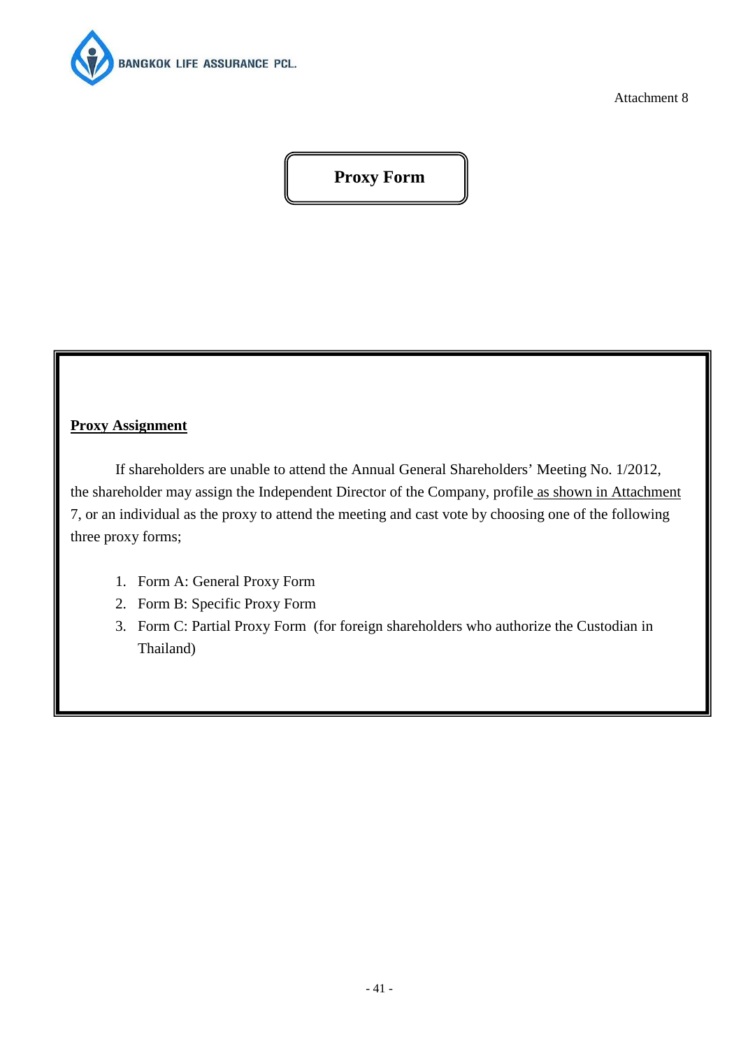BANGKOK LIFE ASSURANCE PCL.

Attachment 8

# Proxy Form

**Proxy Assignment**

If shareholders are unable to attend the Annual General Shareholders' Meeting No. 1/2012, the shareholder may assign the Independent Director of the Company, profile as shown in Attachment 7, or an individual as the proxy to attend the meeting and cast vote by choosing one of the following three proxy forms;

1. Form A: General Proxy Form
2. Form B: Specific Proxy Form
3. Form C: Partial Proxy Form (for foreign shareholders who authorize the Custodian in Thailand)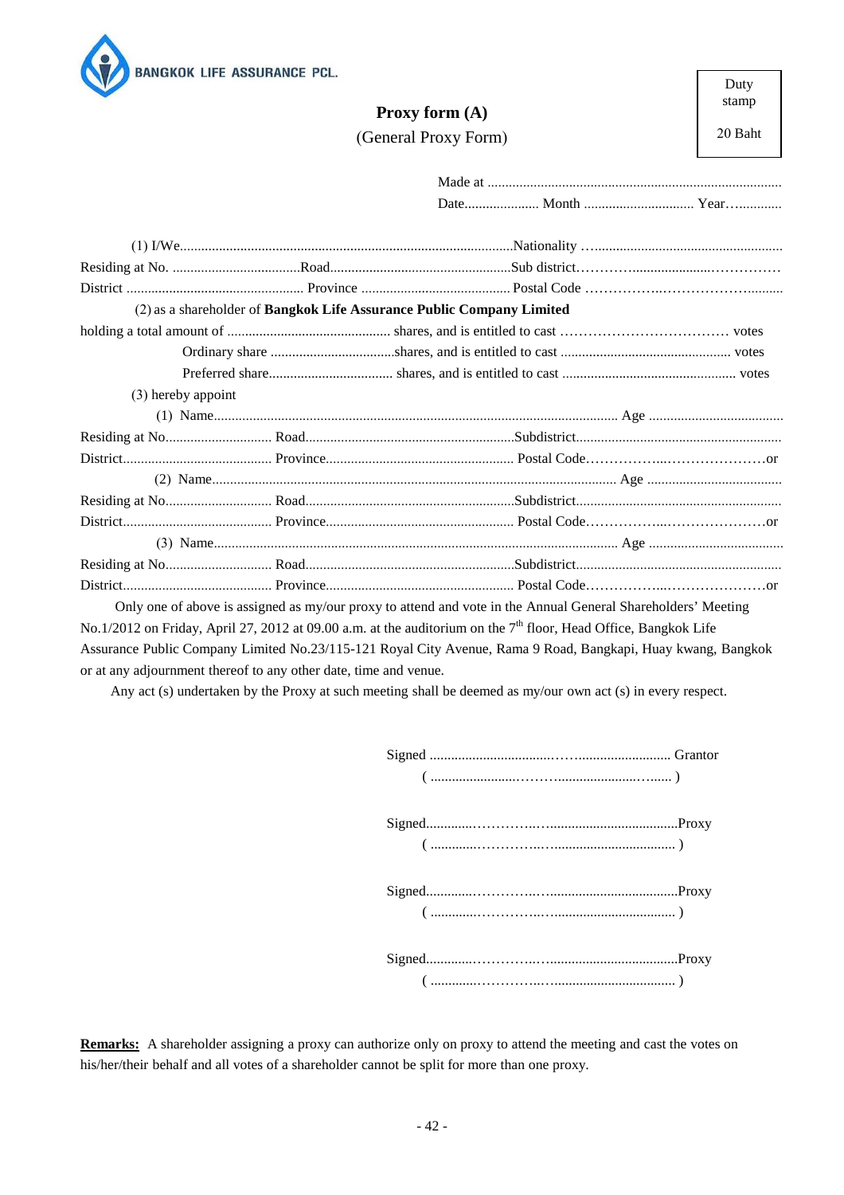BANGKOK LIFE ASSURANCE PCL.

Duty stamp

20 Baht

# Proxy form (A)

(General Proxy Form)

Made at ..................................................................................

Date..................... Month ............................... Year…............

(1) I/We.............................................................................................Nationality …..................................................

Residing at No. ....................................Road..................................................Sub district………….....................……………

District .................................................. Province .......................................... Postal Code ……………..…………………..........

(2) as a shareholder of **Bangkok Life Assurance Public Company Limited**

holding a total amount of .............................................. shares, and is entitled to cast ……………………………… votes

Ordinary share ...................................shares, and is entitled to cast ................................................ votes

Preferred share................................... shares, and is entitled to cast ................................................ votes

(3) hereby appoint

(1) Name................................................................................................................. Age ......................................

Residing at No.............................. Road...........................................................Subdistrict.........................................................

District.......................................... Province.................................................... Postal Code……………..…………………or

(2) Name................................................................................................................. Age ......................................

Residing at No.............................. Road...........................................................Subdistrict.........................................................

District.......................................... Province.................................................... Postal Code……………..…………………or

(3) Name................................................................................................................. Age ......................................

Residing at No.............................. Road...........................................................Subdistrict.........................................................

District.......................................... Province.................................................... Postal Code……………..…………………or

Only one of above is assigned as my/our proxy to attend and vote in the Annual General Shareholders' Meeting No.1/2012 on Friday, April 27, 2012 at 09.00 a.m. at the auditorium on the 7th floor, Head Office, Bangkok Life Assurance Public Company Limited No.23/115-121 Royal City Avenue, Rama 9 Road, Bangkapi, Huay kwang, Bangkok or at any adjournment thereof to any other date, time and venue.

Any act (s) undertaken by the Proxy at such meeting shall be deemed as my/our own act (s) in every respect.

Signed ..................................…….......................... Grantor

( .......................………..................…...... )

Signed.............…………..…....................................Proxy

( .............……………..…................................ )

Signed.............…………..…....................................Proxy

( .............……………..…................................ )

Signed.............…………..…....................................Proxy

( .............……………..…................................ )

**Remarks:** A shareholder assigning a proxy can authorize only on proxy to attend the meeting and cast the votes on his/her/their behalf and all votes of a shareholder cannot be split for more than one proxy.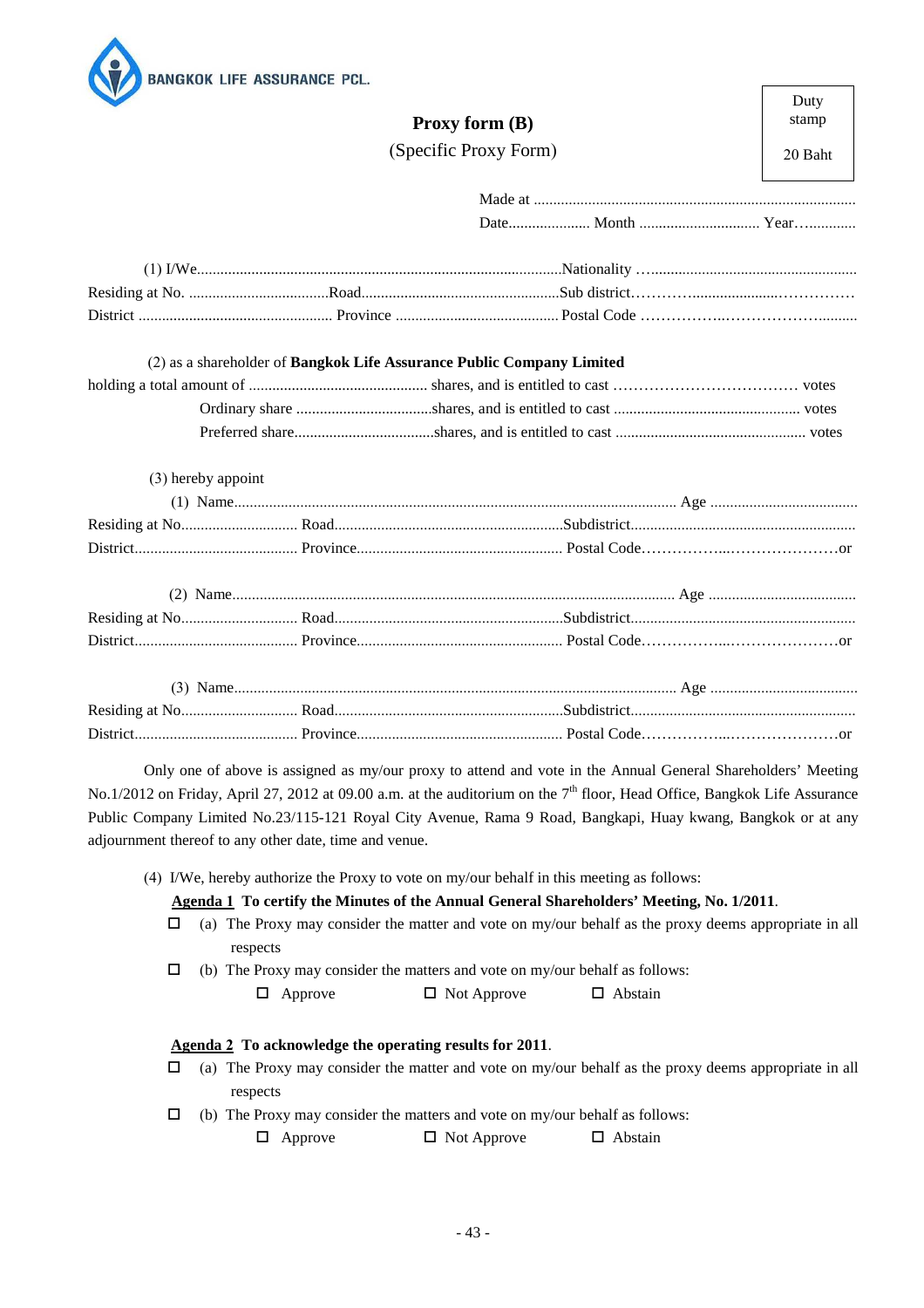BANGKOK LIFE ASSURANCE PCL.

# Proxy form (B)

(Specific Proxy Form)

Duty stamp

20 Baht

Made at ...................................................................................

Date..................... Month ............................... Year…............

(1) I/We.............................................................................................Nationality …...................................................

Residing at No. ....................................Road..................................................Sub district.………..................……………

District ................................................. Province .......................................... Postal Code ……………..…………………........

(2) as a shareholder of **Bangkok Life Assurance Public Company Limited**

holding a total amount of ............................................. shares, and is entitled to cast ……………………………… votes

Ordinary share ...................................shares, and is entitled to cast ............................................... votes

Preferred share....................................shares, and is entitled to cast ................................................ votes

(3) hereby appoint

(1) Name.................................................................................................................. Age ......................................

Residing at No.............................. Road...........................................................Subdistrict.........................................................

District.......................................... Province.................................................... Postal Code……………..…………………or

(2) Name.................................................................................................................. Age ......................................

Residing at No.............................. Road...........................................................Subdistrict.........................................................

District.......................................... Province.................................................... Postal Code……………..…………………or

(3) Name.................................................................................................................. Age ......................................

Residing at No.............................. Road...........................................................Subdistrict.........................................................

District.......................................... Province.................................................... Postal Code……………..…………………or

Only one of above is assigned as my/our proxy to attend and vote in the Annual General Shareholders' Meeting No.1/2012 on Friday, April 27, 2012 at 09.00 a.m. at the auditorium on the 7th floor, Head Office, Bangkok Life Assurance Public Company Limited No.23/115-121 Royal City Avenue, Rama 9 Road, Bangkapi, Huay kwang, Bangkok or at any adjournment thereof to any other date, time and venue.

(4) I/We, hereby authorize the Proxy to vote on my/our behalf in this meeting as follows:

**Agenda 1 To certify the Minutes of the Annual General Shareholders' Meeting, No. 1/2011**.

☐ (a) The Proxy may consider the matter and vote on my/our behalf as the proxy deems appropriate in all respects

☐ (b) The Proxy may consider the matters and vote on my/our behalf as follows:

☐ Approve ☐ Not Approve ☐ Abstain

**Agenda 2 To acknowledge the operating results for 2011**.

☐ (a) The Proxy may consider the matter and vote on my/our behalf as the proxy deems appropriate in all respects

☐ (b) The Proxy may consider the matters and vote on my/our behalf as follows:

☐ Approve ☐ Not Approve ☐ Abstain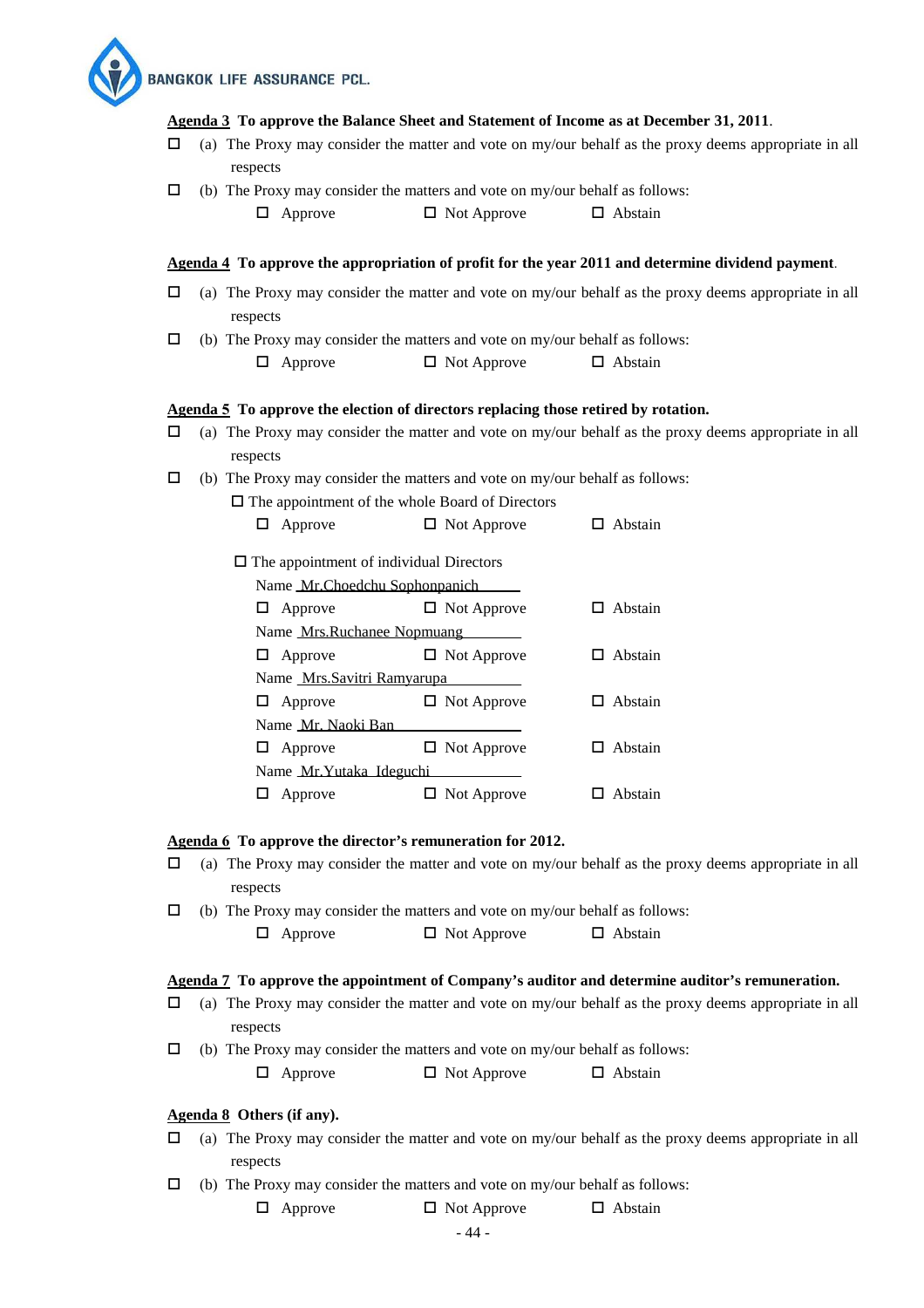**<u>Agenda 3</u> To approve the Balance Sheet and Statement of Income as at December 31, 2011**.

☐ (a) The Proxy may consider the matter and vote on my/our behalf as the proxy deems appropriate in all respects

☐ (b) The Proxy may consider the matters and vote on my/our behalf as follows:

☐ Approve ☐ Not Approve ☐ Abstain

**<u>Agenda 4</u> To approve the appropriation of profit for the year 2011 and determine dividend payment**.

☐ (a) The Proxy may consider the matter and vote on my/our behalf as the proxy deems appropriate in all respects

☐ (b) The Proxy may consider the matters and vote on my/our behalf as follows:

☐ Approve ☐ Not Approve ☐ Abstain

**<u>Agenda 5</u> To approve the election of directors replacing those retired by rotation.**

☐ (a) The Proxy may consider the matter and vote on my/our behalf as the proxy deems appropriate in all respects

☐ (b) The Proxy may consider the matters and vote on my/our behalf as follows:

☐ The appointment of the whole Board of Directors

☐ Approve ☐ Not Approve ☐ Abstain

☐ The appointment of individual Directors

Name <u>Mr.Choedchu Sophonpanich</u>

☐ Approve ☐ Not Approve ☐ Abstain

Name <u>Mrs.Ruchanee Nopmuang</u>

☐ Approve ☐ Not Approve ☐ Abstain

Name <u>Mrs.Savitri Ramyarupa</u>

☐ Approve ☐ Not Approve ☐ Abstain

Name <u>Mr. Naoki Ban</u>

☐ Approve ☐ Not Approve ☐ Abstain

Name <u>Mr.Yutaka Ideguchi</u>

☐ Approve ☐ Not Approve ☐ Abstain

**<u>Agenda 6</u> To approve the director's remuneration for 2012.**

☐ (a) The Proxy may consider the matter and vote on my/our behalf as the proxy deems appropriate in all respects

☐ (b) The Proxy may consider the matters and vote on my/our behalf as follows:

☐ Approve ☐ Not Approve ☐ Abstain

**<u>Agenda 7</u> To approve the appointment of Company's auditor and determine auditor's remuneration.**

☐ (a) The Proxy may consider the matter and vote on my/our behalf as the proxy deems appropriate in all respects

☐ (b) The Proxy may consider the matters and vote on my/our behalf as follows:

☐ Approve ☐ Not Approve ☐ Abstain

**<u>Agenda 8</u> Others (if any).**

☐ (a) The Proxy may consider the matter and vote on my/our behalf as the proxy deems appropriate in all respects

☐ (b) The Proxy may consider the matters and vote on my/our behalf as follows:

☐ Approve ☐ Not Approve ☐ Abstain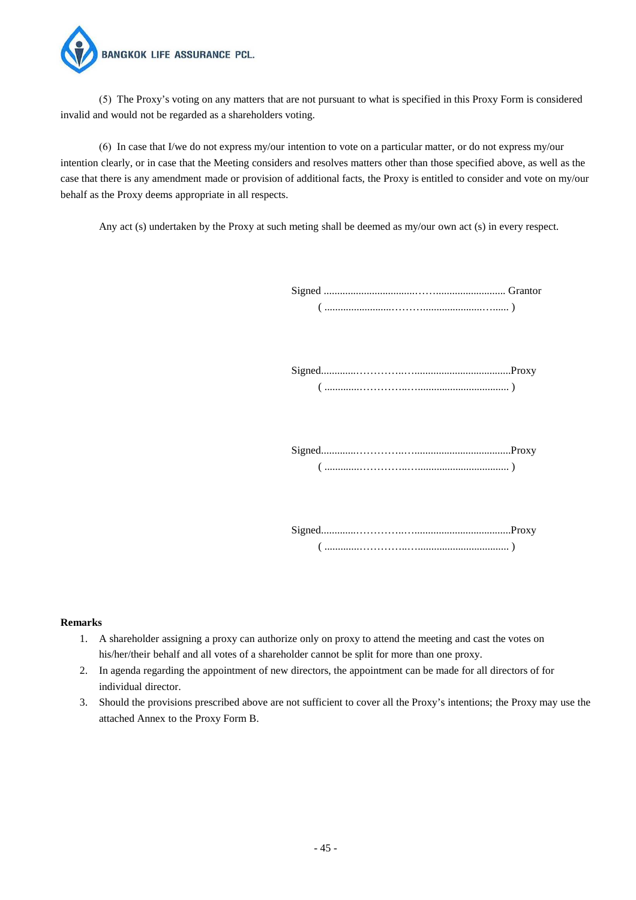(5) The Proxy's voting on any matters that are not pursuant to what is specified in this Proxy Form is considered invalid and would not be regarded as a shareholders voting.

(6) In case that I/we do not express my/our intention to vote on a particular matter, or do not express my/our intention clearly, or in case that the Meeting considers and resolves matters other than those specified above, as well as the case that there is any amendment made or provision of additional facts, the Proxy is entitled to consider and vote on my/our behalf as the Proxy deems appropriate in all respects.

Any act (s) undertaken by the Proxy at such meting shall be deemed as my/our own act (s) in every respect.

Signed ..................................……........................... Grantor
( .........................………........................…...... )

Signed.............…………..…....................................Proxy
( .............…………..…................................... )

Signed.............…………..…....................................Proxy
( .............…………..…................................... )

Signed.............…………..…....................................Proxy
( .............…………..…................................... )

**Remarks**

1. A shareholder assigning a proxy can authorize only on proxy to attend the meeting and cast the votes on his/her/their behalf and all votes of a shareholder cannot be split for more than one proxy.
2. In agenda regarding the appointment of new directors, the appointment can be made for all directors of for individual director.
3. Should the provisions prescribed above are not sufficient to cover all the Proxy's intentions; the Proxy may use the attached Annex to the Proxy Form B.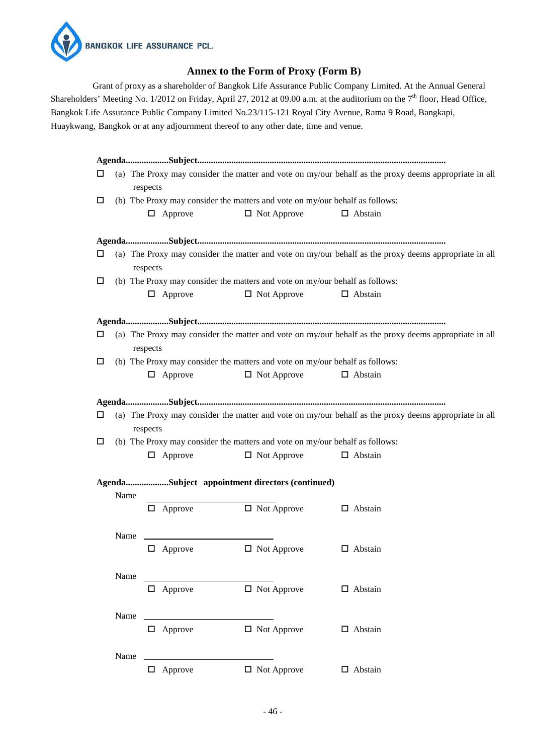BANGKOK LIFE ASSURANCE PCL.

## Annex to the Form of Proxy (Form B)

Grant of proxy as a shareholder of Bangkok Life Assurance Public Company Limited. At the Annual General Shareholders' Meeting No. 1/2012 on Friday, April 27, 2012 at 09.00 a.m. at the auditorium on the 7th floor, Head Office, Bangkok Life Assurance Public Company Limited No.23/115-121 Royal City Avenue, Rama 9 Road, Bangkapi, Huaykwang, Bangkok or at any adjournment thereof to any other date, time and venue.

**Agenda..................Subject............................................................................................................**

☐ (a) The Proxy may consider the matter and vote on my/our behalf as the proxy deems appropriate in all respects

☐ (b) The Proxy may consider the matters and vote on my/our behalf as follows:

☐ Approve ☐ Not Approve ☐ Abstain

**Agenda..................Subject............................................................................................................**

☐ (a) The Proxy may consider the matter and vote on my/our behalf as the proxy deems appropriate in all respects

☐ (b) The Proxy may consider the matters and vote on my/our behalf as follows:

☐ Approve ☐ Not Approve ☐ Abstain

**Agenda..................Subject............................................................................................................**

☐ (a) The Proxy may consider the matter and vote on my/our behalf as the proxy deems appropriate in all respects

☐ (b) The Proxy may consider the matters and vote on my/our behalf as follows:

☐ Approve ☐ Not Approve ☐ Abstain

**Agenda..................Subject............................................................................................................**

☐ (a) The Proxy may consider the matter and vote on my/our behalf as the proxy deems appropriate in all respects

☐ (b) The Proxy may consider the matters and vote on my/our behalf as follows:

☐ Approve ☐ Not Approve ☐ Abstain

**Agenda..................Subject appointment directors (continued)**

Name ______________________________

☐ Approve ☐ Not Approve ☐ Abstain

Name ______________________________

☐ Approve ☐ Not Approve ☐ Abstain

Name ______________________________

☐ Approve ☐ Not Approve ☐ Abstain

Name ______________________________

☐ Approve ☐ Not Approve ☐ Abstain

Name ______________________________

☐ Approve ☐ Not Approve ☐ Abstain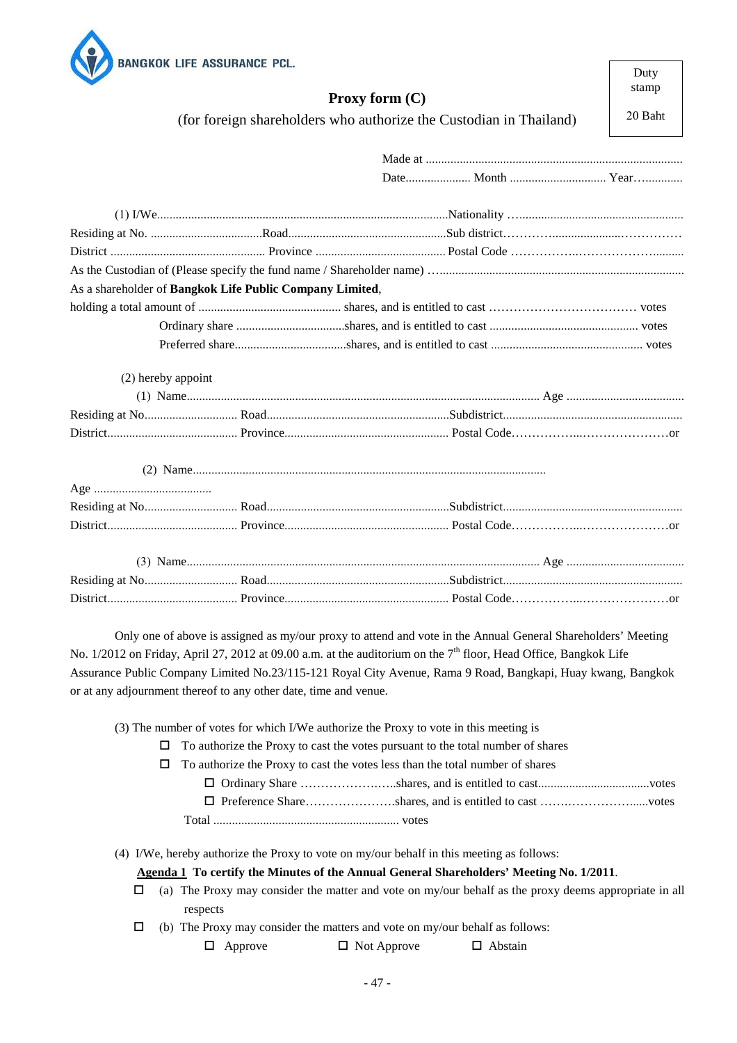BANGKOK LIFE ASSURANCE PCL.

| Duty stamp |
|---|
| 20 Baht |

# Proxy form (C)

(for foreign shareholders who authorize the Custodian in Thailand)

Made at ....................................................................................

Date..................... Month ............................... Year…............

(1) I/We.............................................................................................Nationality …...................................................
Residing at No. ...................................Road..................................................Sub district.………........................……………
District ................................................. Province .......................................... Postal Code ……………..……………………........
As the Custodian of (Please specify the fund name / Shareholder name) …..............................................................................
As a shareholder of **Bangkok Life Public Company Limited**,
holding a total amount of ............................................. shares, and is entitled to cast ……………………………… votes

Ordinary share ...................................shares, and is entitled to cast ............................................... votes

Preferred share....................................shares, and is entitled to cast ................................................ votes

(2) hereby appoint

(1) Name................................................................................................................. Age ......................................
Residing at No.............................. Road...........................................................Subdistrict.........................................................
District.......................................... Province.................................................... Postal Code……………..…………………or

(2) Name.................................................................................................................
Age ......................................
Residing at No.............................. Road...........................................................Subdistrict.........................................................
District.......................................... Province.................................................... Postal Code……………..…………………or

(3) Name................................................................................................................. Age ......................................
Residing at No.............................. Road...........................................................Subdistrict.........................................................
District.......................................... Province.................................................... Postal Code……………..…………………or

Only one of above is assigned as my/our proxy to attend and vote in the Annual General Shareholders' Meeting No. 1/2012 on Friday, April 27, 2012 at 09.00 a.m. at the auditorium on the 7th floor, Head Office, Bangkok Life Assurance Public Company Limited No.23/115-121 Royal City Avenue, Rama 9 Road, Bangkapi, Huay kwang, Bangkok or at any adjournment thereof to any other date, time and venue.

(3) The number of votes for which I/We authorize the Proxy to vote in this meeting is

- ☐ To authorize the Proxy to cast the votes pursuant to the total number of shares
- ☐ To authorize the Proxy to cast the votes less than the total number of shares
  - ☐ Ordinary Share …………………..shares, and is entitled to cast....................................votes
  - ☐ Preference Share………………….shares, and is entitled to cast ……..………………......votes

  Total ............................................................ votes

(4) I/We, hereby authorize the Proxy to vote on my/our behalf in this meeting as follows:

**<u>Agenda 1</u> To certify the Minutes of the Annual General Shareholders' Meeting No. 1/2011**.

☐ (a) The Proxy may consider the matter and vote on my/our behalf as the proxy deems appropriate in all respects

☐ (b) The Proxy may consider the matters and vote on my/our behalf as follows:

☐ Approve ☐ Not Approve ☐ Abstain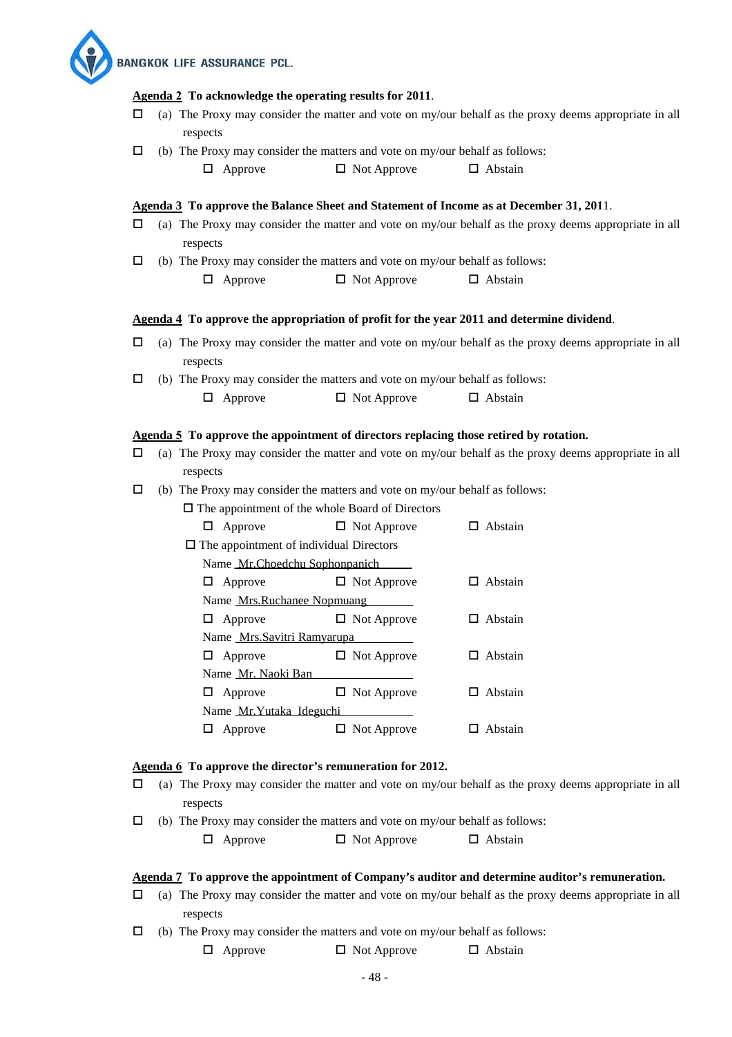**Agenda 2** **To acknowledge the operating results for 2011**.

☐ (a) The Proxy may consider the matter and vote on my/our behalf as the proxy deems appropriate in all respects

☐ (b) The Proxy may consider the matters and vote on my/our behalf as follows:

☐ Approve ☐ Not Approve ☐ Abstain

**Agenda 3** **To approve the Balance Sheet and Statement of Income as at December 31, 2011**.

☐ (a) The Proxy may consider the matter and vote on my/our behalf as the proxy deems appropriate in all respects

☐ (b) The Proxy may consider the matters and vote on my/our behalf as follows:

☐ Approve ☐ Not Approve ☐ Abstain

**Agenda 4** **To approve the appropriation of profit for the year 2011 and determine dividend**.

☐ (a) The Proxy may consider the matter and vote on my/our behalf as the proxy deems appropriate in all respects

☐ (b) The Proxy may consider the matters and vote on my/our behalf as follows:

☐ Approve ☐ Not Approve ☐ Abstain

**Agenda 5** **To approve the appointment of directors replacing those retired by rotation.**

☐ (a) The Proxy may consider the matter and vote on my/our behalf as the proxy deems appropriate in all respects

☐ (b) The Proxy may consider the matters and vote on my/our behalf as follows:

☐ The appointment of the whole Board of Directors

☐ Approve ☐ Not Approve ☐ Abstain

☐ The appointment of individual Directors

Name Mr.Choedchu Sophonpanich

☐ Approve ☐ Not Approve ☐ Abstain

Name Mrs.Ruchanee Nopmuang

☐ Approve ☐ Not Approve ☐ Abstain

Name Mrs.Savitri Ramyarupa

☐ Approve ☐ Not Approve ☐ Abstain

Name Mr. Naoki Ban

☐ Approve ☐ Not Approve ☐ Abstain

Name Mr.Yutaka Ideguchi

☐ Approve ☐ Not Approve ☐ Abstain

**Agenda 6** **To approve the director's remuneration for 2012.**

☐ (a) The Proxy may consider the matter and vote on my/our behalf as the proxy deems appropriate in all respects

☐ (b) The Proxy may consider the matters and vote on my/our behalf as follows:

☐ Approve ☐ Not Approve ☐ Abstain

**Agenda 7** **To approve the appointment of Company's auditor and determine auditor's remuneration.**

☐ (a) The Proxy may consider the matter and vote on my/our behalf as the proxy deems appropriate in all respects

☐ (b) The Proxy may consider the matters and vote on my/our behalf as follows:

☐ Approve ☐ Not Approve ☐ Abstain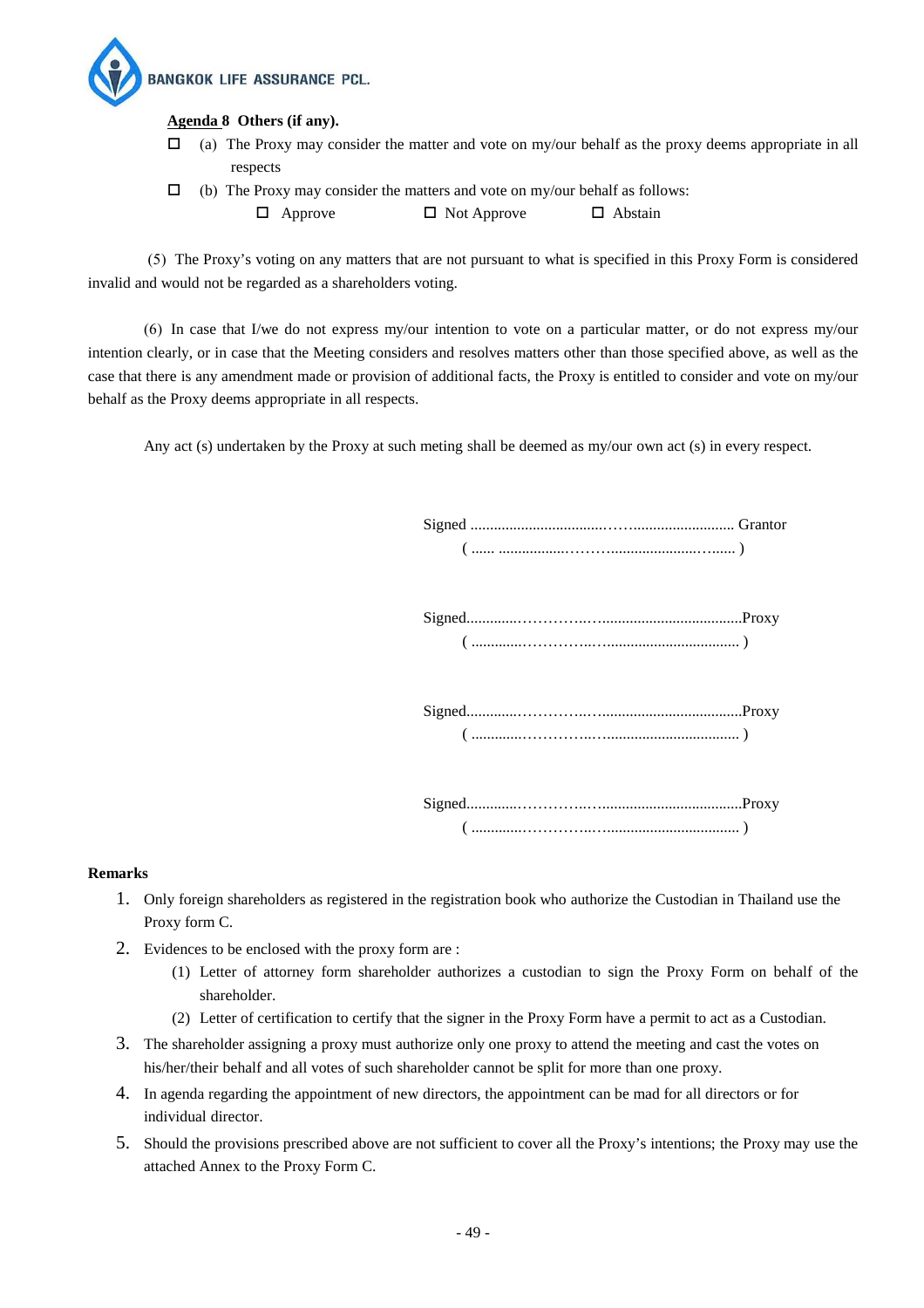**Agenda 8 Others (if any).**

☐ (a) The Proxy may consider the matter and vote on my/our behalf as the proxy deems appropriate in all respects

☐ (b) The Proxy may consider the matters and vote on my/our behalf as follows:

☐ Approve ☐ Not Approve ☐ Abstain

(5) The Proxy's voting on any matters that are not pursuant to what is specified in this Proxy Form is considered invalid and would not be regarded as a shareholders voting.

(6) In case that I/we do not express my/our intention to vote on a particular matter, or do not express my/our intention clearly, or in case that the Meeting considers and resolves matters other than those specified above, as well as the case that there is any amendment made or provision of additional facts, the Proxy is entitled to consider and vote on my/our behalf as the Proxy deems appropriate in all respects.

Any act (s) undertaken by the Proxy at such meting shall be deemed as my/our own act (s) in every respect.

Signed ................................................................ Grantor
( ...... ................................................... )

Signed.................................................................Proxy
( ................................................................ )

Signed.................................................................Proxy
( ................................................................ )

Signed.................................................................Proxy
( ................................................................ )

**Remarks**

1. Only foreign shareholders as registered in the registration book who authorize the Custodian in Thailand use the Proxy form C.
2. Evidences to be enclosed with the proxy form are :
   (1) Letter of attorney form shareholder authorizes a custodian to sign the Proxy Form on behalf of the shareholder.
   (2) Letter of certification to certify that the signer in the Proxy Form have a permit to act as a Custodian.
3. The shareholder assigning a proxy must authorize only one proxy to attend the meeting and cast the votes on his/her/their behalf and all votes of such shareholder cannot be split for more than one proxy.
4. In agenda regarding the appointment of new directors, the appointment can be mad for all directors or for individual director.
5. Should the provisions prescribed above are not sufficient to cover all the Proxy's intentions; the Proxy may use the attached Annex to the Proxy Form C.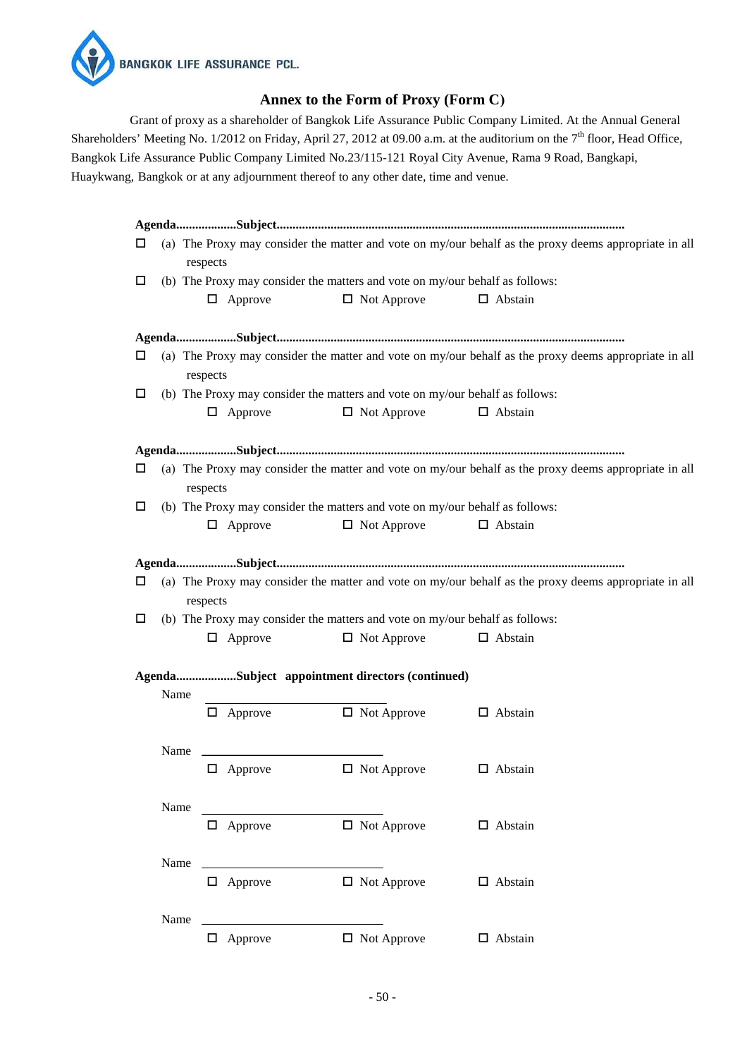BANGKOK LIFE ASSURANCE PCL.

## Annex to the Form of Proxy (Form C)

Grant of proxy as a shareholder of Bangkok Life Assurance Public Company Limited. At the Annual General Shareholders' Meeting No. 1/2012 on Friday, April 27, 2012 at 09.00 a.m. at the auditorium on the 7th floor, Head Office, Bangkok Life Assurance Public Company Limited No.23/115-121 Royal City Avenue, Rama 9 Road, Bangkapi, Huaykwang, Bangkok or at any adjournment thereof to any other date, time and venue.

**Agenda..................Subject...........................................................................................................**

☐ (a) The Proxy may consider the matter and vote on my/our behalf as the proxy deems appropriate in all respects

☐ (b) The Proxy may consider the matters and vote on my/our behalf as follows:

☐ Approve ☐ Not Approve ☐ Abstain

**Agenda..................Subject...........................................................................................................**

☐ (a) The Proxy may consider the matter and vote on my/our behalf as the proxy deems appropriate in all respects

☐ (b) The Proxy may consider the matters and vote on my/our behalf as follows:

☐ Approve ☐ Not Approve ☐ Abstain

**Agenda..................Subject...........................................................................................................**

☐ (a) The Proxy may consider the matter and vote on my/our behalf as the proxy deems appropriate in all respects

☐ (b) The Proxy may consider the matters and vote on my/our behalf as follows:

☐ Approve ☐ Not Approve ☐ Abstain

**Agenda..................Subject...........................................................................................................**

☐ (a) The Proxy may consider the matter and vote on my/our behalf as the proxy deems appropriate in all respects

☐ (b) The Proxy may consider the matters and vote on my/our behalf as follows:

☐ Approve ☐ Not Approve ☐ Abstain

**Agenda..................Subject appointment directors (continued)**

Name ______________________________

☐ Approve ☐ Not Approve ☐ Abstain

Name ______________________________

☐ Approve ☐ Not Approve ☐ Abstain

Name ______________________________

☐ Approve ☐ Not Approve ☐ Abstain

Name ______________________________

☐ Approve ☐ Not Approve ☐ Abstain

Name ______________________________

☐ Approve ☐ Not Approve ☐ Abstain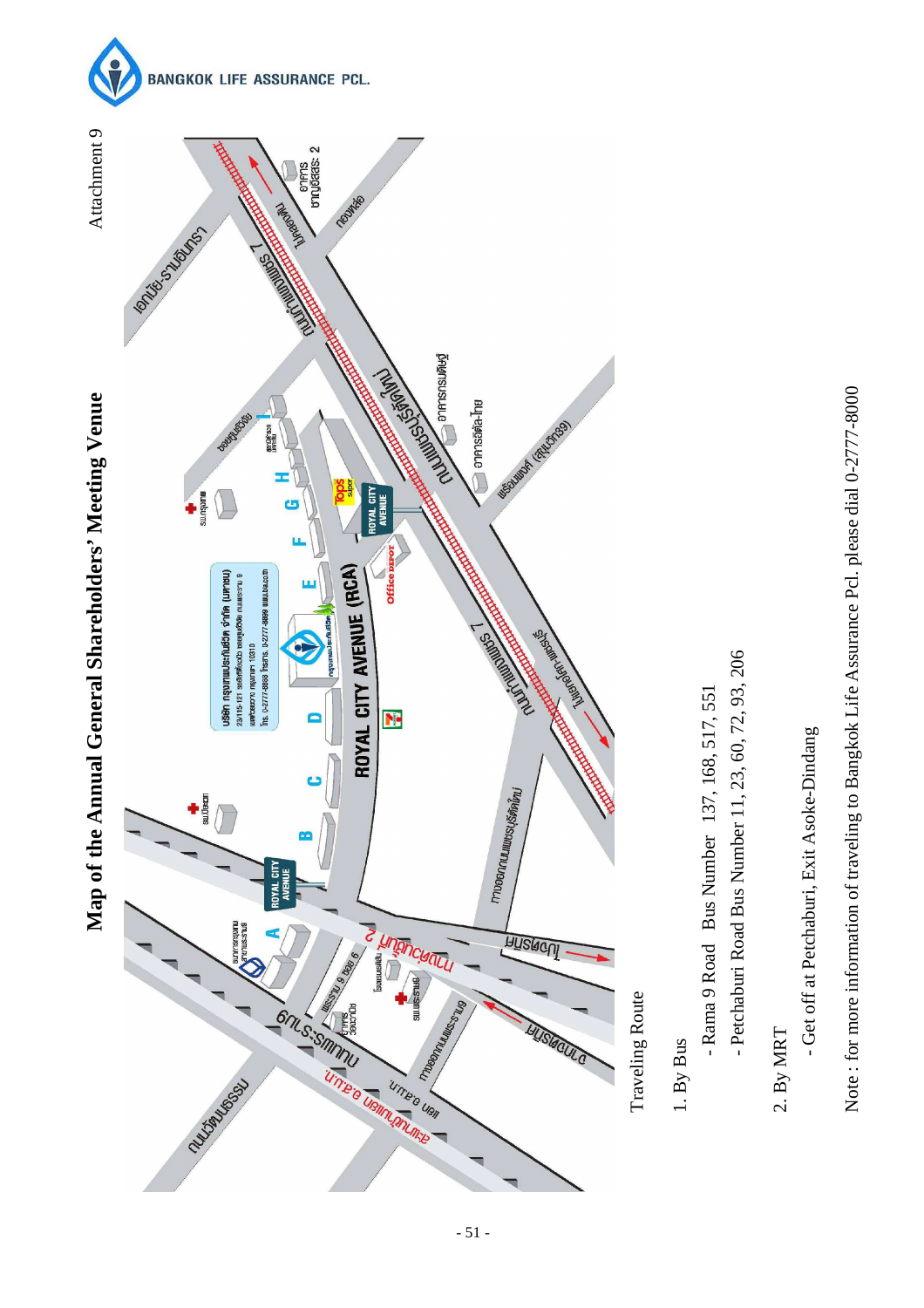# Map of the Annual General Shareholders' Meeting Venue

Attachment 9

Traveling Route

1. By Bus
   - Rama 9 Road Bus Number 137, 168, 517, 551
   - Petchaburi Road Bus Number 11, 23, 60, 72, 93, 206

2. By MRT
   - Get off at Petchaburi, Exit Asoke-Dindang

Note : for more information of traveling to Bangkok Life Assurance Pcl. please dial 0-2777-8000